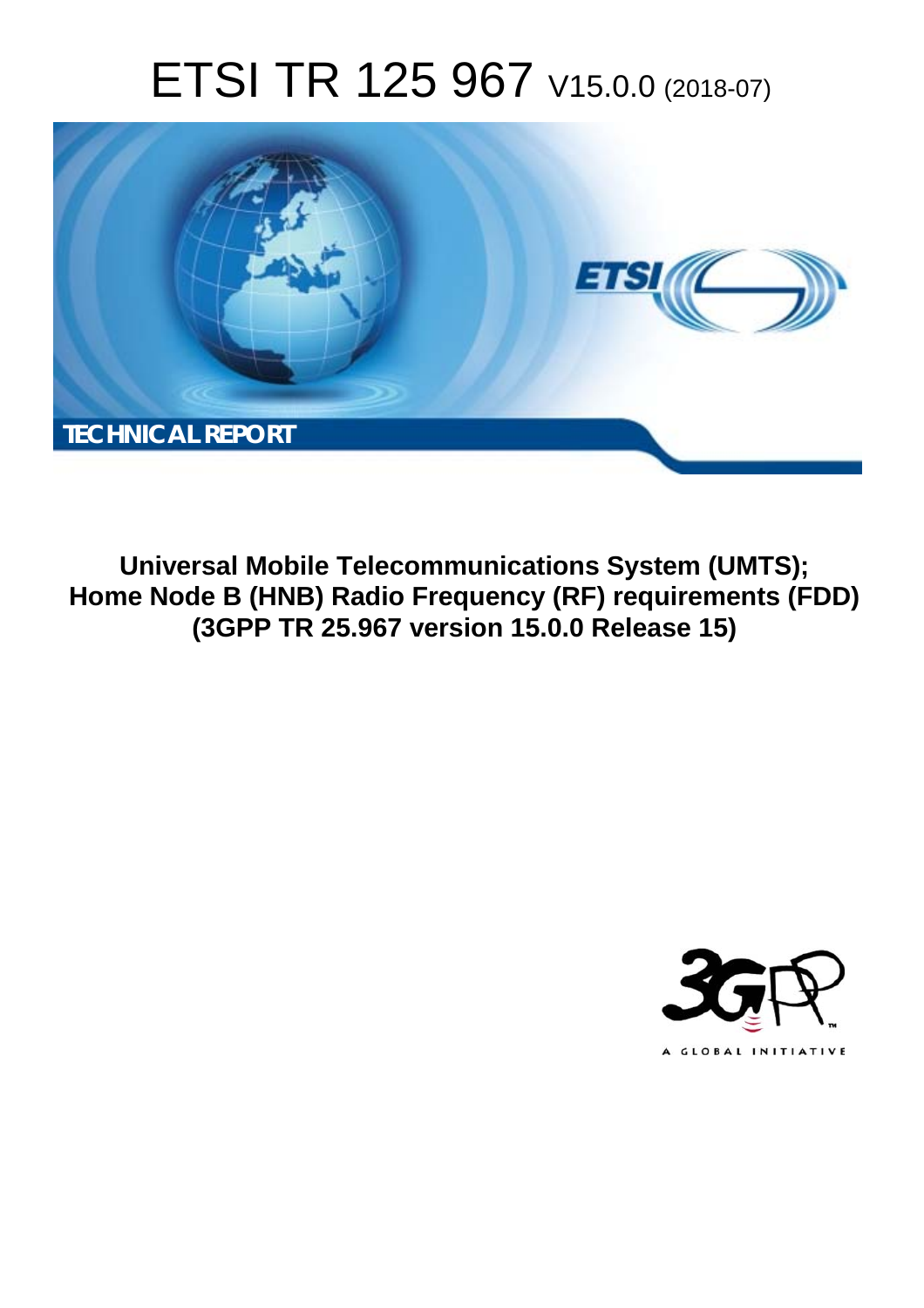# ETSI TR 125 967 V15.0.0 (2018-07)

**TECHNICAL REPORT**

**Universal Mobile Telecommunications System (UMTS); Home Node B (HNB) Radio Frequency (RF) requirements (FDD) (3GPP TR 25.967 version 15.0.0 Release 15)**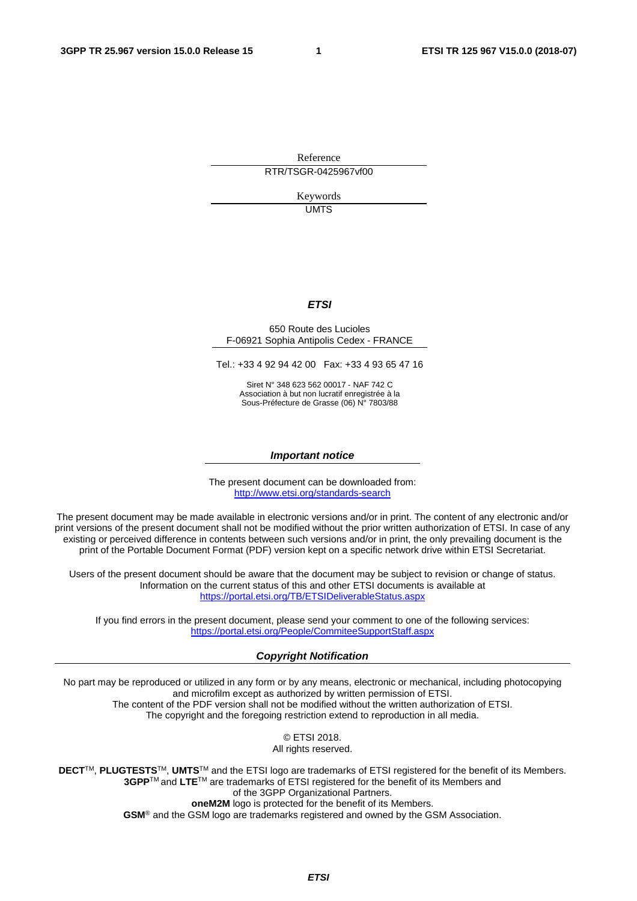Reference

RTR/TSGR-0425967vf00

Keywords

UMTS

***ETSI***

650 Route des Lucioles
F-06921 Sophia Antipolis Cedex - FRANCE

Tel.: +33 4 92 94 42 00   Fax: +33 4 93 65 47 16

Siret N° 348 623 562 00017 - NAF 742 C
Association à but non lucratif enregistrée à la
Sous-Préfecture de Grasse (06) N° 7803/88

***Important notice***

The present document can be downloaded from:
http://www.etsi.org/standards-search

The present document may be made available in electronic versions and/or in print. The content of any electronic and/or print versions of the present document shall not be modified without the prior written authorization of ETSI. In case of any existing or perceived difference in contents between such versions and/or in print, the only prevailing document is the print of the Portable Document Format (PDF) version kept on a specific network drive within ETSI Secretariat.

Users of the present document should be aware that the document may be subject to revision or change of status. Information on the current status of this and other ETSI documents is available at
https://portal.etsi.org/TB/ETSIDeliverableStatus.aspx

If you find errors in the present document, please send your comment to one of the following services:
https://portal.etsi.org/People/CommiteeSupportStaff.aspx

***Copyright Notification***

No part may be reproduced or utilized in any form or by any means, electronic or mechanical, including photocopying and microfilm except as authorized by written permission of ETSI.
The content of the PDF version shall not be modified without the written authorization of ETSI.
The copyright and the foregoing restriction extend to reproduction in all media.

© ETSI 2018.
All rights reserved.

**DECT**™, **PLUGTESTS**™, **UMTS**™ and the ETSI logo are trademarks of ETSI registered for the benefit of its Members.
**3GPP**™ and **LTE**™ are trademarks of ETSI registered for the benefit of its Members and of the 3GPP Organizational Partners.
**oneM2M** logo is protected for the benefit of its Members.
**GSM**® and the GSM logo are trademarks registered and owned by the GSM Association.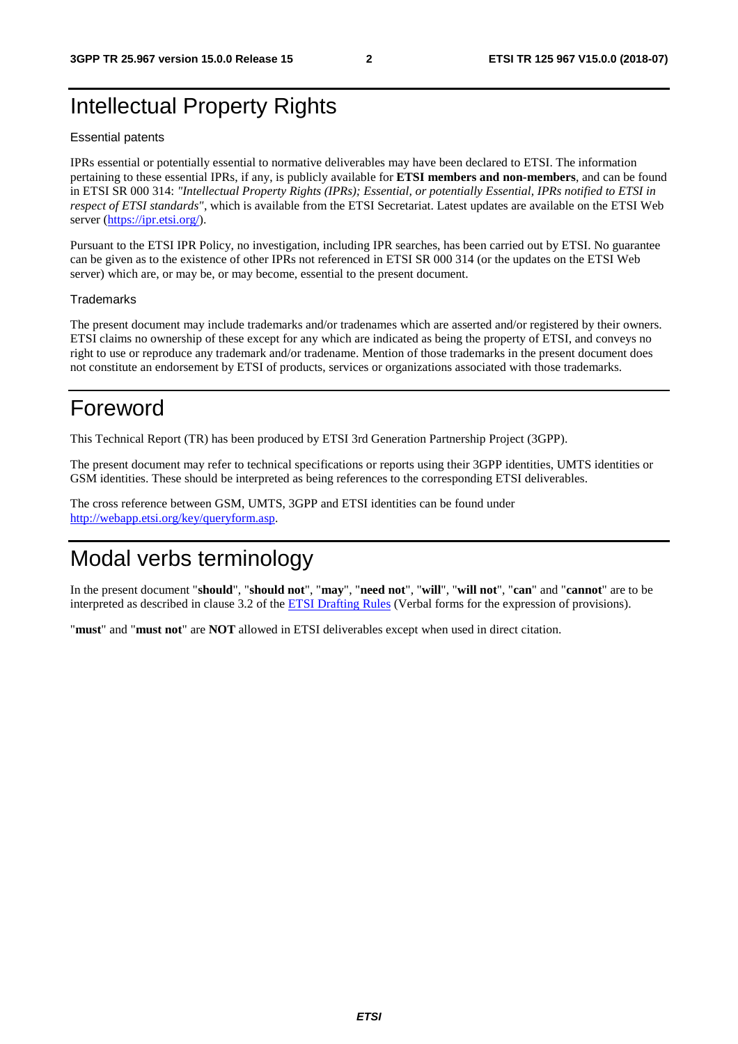# Intellectual Property Rights

Essential patents

IPRs essential or potentially essential to normative deliverables may have been declared to ETSI. The information pertaining to these essential IPRs, if any, is publicly available for **ETSI members and non-members**, and can be found in ETSI SR 000 314: *"Intellectual Property Rights (IPRs); Essential, or potentially Essential, IPRs notified to ETSI in respect of ETSI standards"*, which is available from the ETSI Secretariat. Latest updates are available on the ETSI Web server (https://ipr.etsi.org/).

Pursuant to the ETSI IPR Policy, no investigation, including IPR searches, has been carried out by ETSI. No guarantee can be given as to the existence of other IPRs not referenced in ETSI SR 000 314 (or the updates on the ETSI Web server) which are, or may be, or may become, essential to the present document.

Trademarks

The present document may include trademarks and/or tradenames which are asserted and/or registered by their owners. ETSI claims no ownership of these except for any which are indicated as being the property of ETSI, and conveys no right to use or reproduce any trademark and/or tradename. Mention of those trademarks in the present document does not constitute an endorsement by ETSI of products, services or organizations associated with those trademarks.

# Foreword

This Technical Report (TR) has been produced by ETSI 3rd Generation Partnership Project (3GPP).

The present document may refer to technical specifications or reports using their 3GPP identities, UMTS identities or GSM identities. These should be interpreted as being references to the corresponding ETSI deliverables.

The cross reference between GSM, UMTS, 3GPP and ETSI identities can be found under http://webapp.etsi.org/key/queryform.asp.

# Modal verbs terminology

In the present document "**should**", "**should not**", "**may**", "**need not**", "**will**", "**will not**", "**can**" and "**cannot**" are to be interpreted as described in clause 3.2 of the ETSI Drafting Rules (Verbal forms for the expression of provisions).

"**must**" and "**must not**" are **NOT** allowed in ETSI deliverables except when used in direct citation.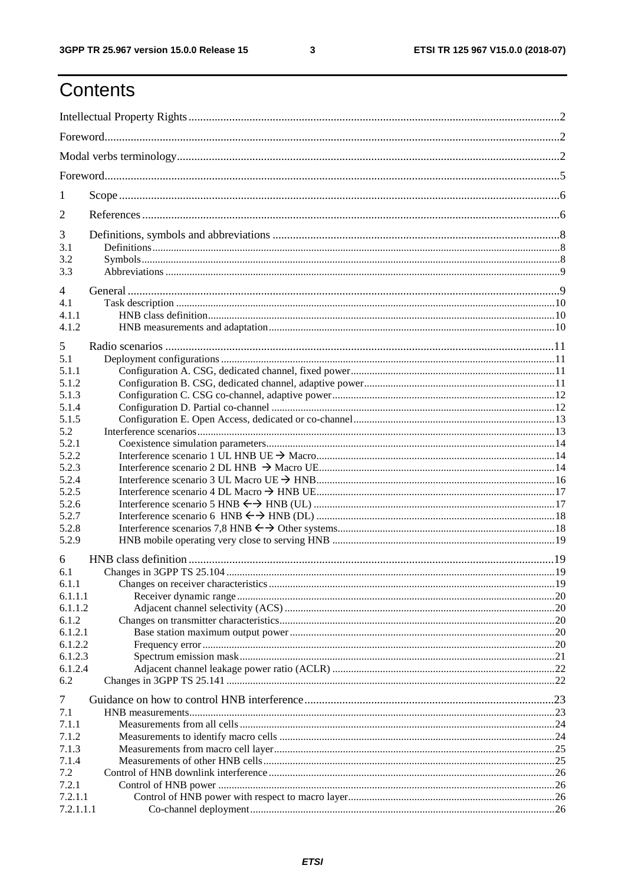# Contents

Intellectual Property Rights ............ 2

Foreword ............ 2

Modal verbs terminology ............ 2

Foreword ............ 5

1 Scope ............ 6

2 References ............ 6

3 Definitions, symbols and abbreviations ............ 8
- 3.1 Definitions ............ 8
- 3.2 Symbols ............ 8
- 3.3 Abbreviations ............ 9

4 General ............ 9
- 4.1 Task description ............ 10
- 4.1.1 HNB class definition ............ 10
- 4.1.2 HNB measurements and adaptation ............ 10

5 Radio scenarios ............ 11
- 5.1 Deployment configurations ............ 11
- 5.1.1 Configuration A. CSG, dedicated channel, fixed power ............ 11
- 5.1.2 Configuration B. CSG, dedicated channel, adaptive power ............ 11
- 5.1.3 Configuration C. CSG co-channel, adaptive power ............ 12
- 5.1.4 Configuration D. Partial co-channel ............ 12
- 5.1.5 Configuration E. Open Access, dedicated or co-channel ............ 13
- 5.2 Interference scenarios ............ 13
- 5.2.1 Coexistence simulation parameters ............ 14
- 5.2.2 Interference scenario 1 UL HNB UE → Macro ............ 14
- 5.2.3 Interference scenario 2 DL HNB → Macro UE ............ 14
- 5.2.4 Interference scenario 3 UL Macro UE → HNB ............ 16
- 5.2.5 Interference scenario 4 DL Macro → HNB UE ............ 17
- 5.2.6 Interference scenario 5 HNB ←→ HNB (UL) ............ 17
- 5.2.7 Interference scenario 6 HNB ←→ HNB (DL) ............ 18
- 5.2.8 Interference scenarios 7,8 HNB ←→ Other systems ............ 18
- 5.2.9 HNB mobile operating very close to serving HNB ............ 19

6 HNB class definition ............ 19
- 6.1 Changes in 3GPP TS 25.104 ............ 19
- 6.1.1 Changes on receiver characteristics ............ 19
- 6.1.1.1 Receiver dynamic range ............ 20
- 6.1.1.2 Adjacent channel selectivity (ACS) ............ 20
- 6.1.2 Changes on transmitter characteristics ............ 20
- 6.1.2.1 Base station maximum output power ............ 20
- 6.1.2.2 Frequency error ............ 20
- 6.1.2.3 Spectrum emission mask ............ 21
- 6.1.2.4 Adjacent channel leakage power ratio (ACLR) ............ 22
- 6.2 Changes in 3GPP TS 25.141 ............ 22

7 Guidance on how to control HNB interference ............ 23
- 7.1 HNB measurements ............ 23
- 7.1.1 Measurements from all cells ............ 24
- 7.1.2 Measurements to identify macro cells ............ 24
- 7.1.3 Measurements from macro cell layer ............ 25
- 7.1.4 Measurements of other HNB cells ............ 25
- 7.2 Control of HNB downlink interference ............ 26
- 7.2.1 Control of HNB power ............ 26
- 7.2.1.1 Control of HNB power with respect to macro layer ............ 26
- 7.2.1.1.1 Co-channel deployment ............ 26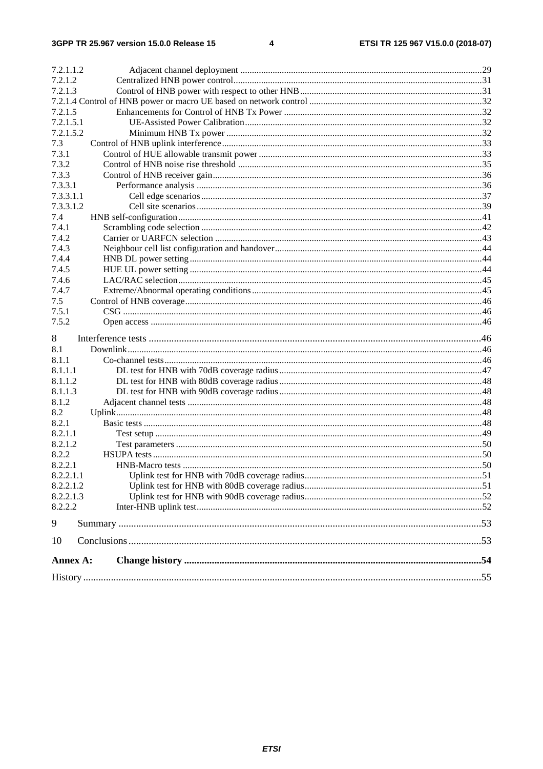7.2.1.1.2 Adjacent channel deployment ........................................................................................................29
7.2.1.2 Centralized HNB power control...........................................................................................................31
7.2.1.3 Control of HNB power with respect to other HNB..............................................................................31
7.2.1.4 Control of HNB power or macro UE based on network control ..........................................................................32
7.2.1.5 Enhancements for Control of HNB Tx Power .....................................................................................32
7.2.1.5.1 UE-Assisted Power Calibration......................................................................................................32
7.2.1.5.2 Minimum HNB Tx power ..............................................................................................................32
7.3 Control of HNB uplink interference................................................................................................................33
7.3.1 Control of HUE allowable transmit power ................................................................................................33
7.3.2 Control of HNB noise rise threshold .........................................................................................................35
7.3.3 Control of HNB receiver gain....................................................................................................................36
7.3.3.1 Performance analysis ..........................................................................................................................36
7.3.3.1.1 Cell edge scenarios.........................................................................................................................37
7.3.3.1.2 Cell site scenarios...........................................................................................................................39
7.4 HNB self-configuration...................................................................................................................................41
7.4.1 Scrambling code selection .........................................................................................................................42
7.4.2 Carrier or UARFCN selection ...................................................................................................................43
7.4.3 Neighbour cell list configuration and handover.........................................................................................44
7.4.4 HNB DL power setting..............................................................................................................................44
7.4.5 HUE UL power setting ..............................................................................................................................44
7.4.6 LAC/RAC selection...................................................................................................................................45
7.4.7 Extreme/Abnormal operating conditions...................................................................................................45
7.5 Control of HNB coverage................................................................................................................................46
7.5.1 CSG ...........................................................................................................................................................46
7.5.2 Open access ...............................................................................................................................................46

8 Interference tests ...................................................................................................................................46
8.1 Downlink.........................................................................................................................................................46
8.1.1 Co-channel tests.........................................................................................................................................46
8.1.1.1 DL test for HNB with 70dB coverage radius.......................................................................................47
8.1.1.2 DL test for HNB with 80dB coverage radius.......................................................................................48
8.1.1.3 DL test for HNB with 90dB coverage radius.......................................................................................48
8.1.2 Adjacent channel tests ...............................................................................................................................48
8.2 Uplink..............................................................................................................................................................48
8.2.1 Basic tests ..................................................................................................................................................48
8.2.1.1 Test setup ............................................................................................................................................49
8.2.1.2 Test parameters ...................................................................................................................................50
8.2.2 HSUPA tests..............................................................................................................................................50
8.2.2.1 HNB-Macro tests ................................................................................................................................50
8.2.2.1.1 Uplink test for HNB with 70dB coverage radius............................................................................51
8.2.2.1.2 Uplink test for HNB with 80dB coverage radius............................................................................51
8.2.2.1.3 Uplink test for HNB with 90dB coverage radius............................................................................52
8.2.2.2 Inter-HNB uplink test..........................................................................................................................52

9 Summary ...............................................................................................................................................53

10 Conclusions...........................................................................................................................................53

**Annex A: Change history ....................................................................................................................54**

History .............................................................................................................................................................55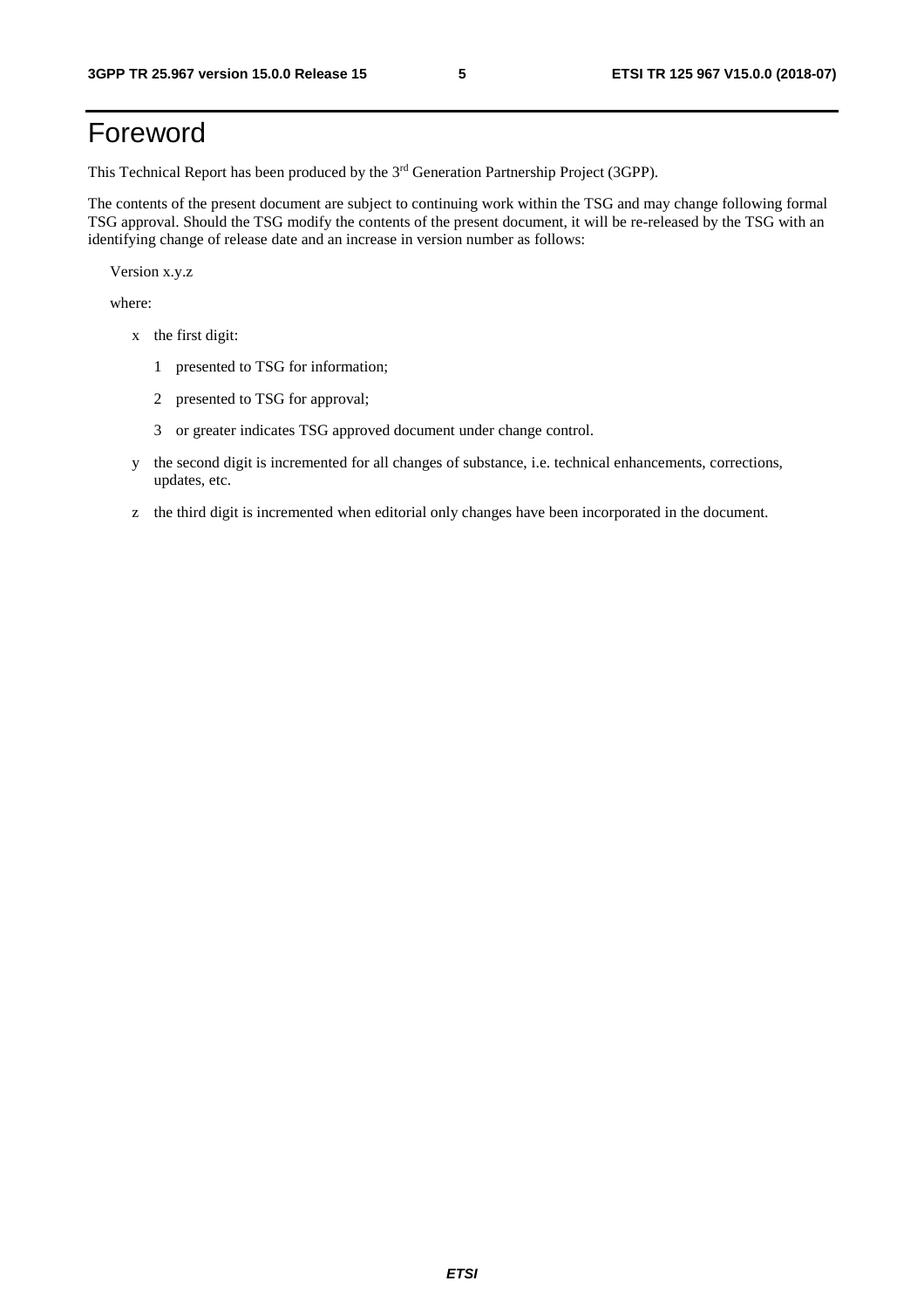# Foreword

This Technical Report has been produced by the 3rd Generation Partnership Project (3GPP).

The contents of the present document are subject to continuing work within the TSG and may change following formal TSG approval. Should the TSG modify the contents of the present document, it will be re-released by the TSG with an identifying change of release date and an increase in version number as follows:

Version x.y.z

where:

- x the first digit:
  - 1 presented to TSG for information;
  - 2 presented to TSG for approval;
  - 3 or greater indicates TSG approved document under change control.
- y the second digit is incremented for all changes of substance, i.e. technical enhancements, corrections, updates, etc.
- z the third digit is incremented when editorial only changes have been incorporated in the document.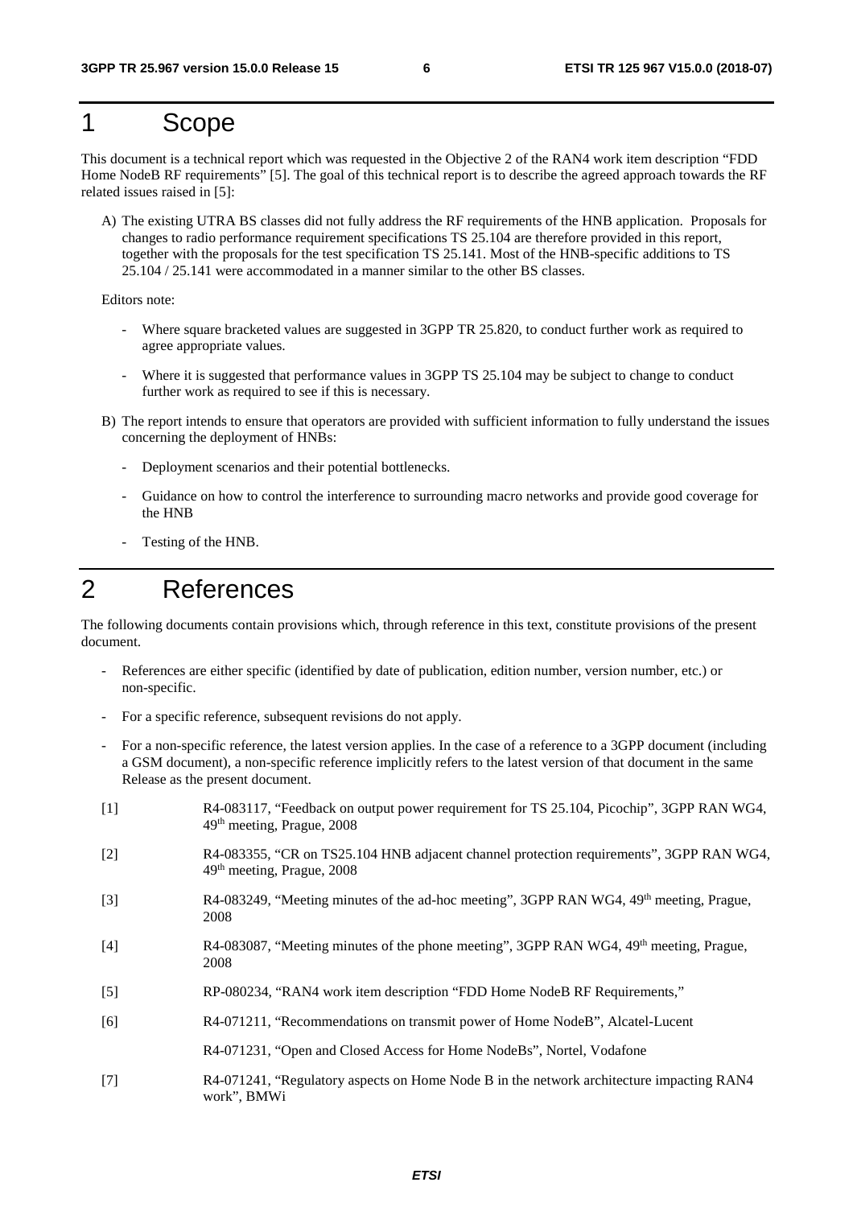# 1 Scope

This document is a technical report which was requested in the Objective 2 of the RAN4 work item description "FDD Home NodeB RF requirements" [5]. The goal of this technical report is to describe the agreed approach towards the RF related issues raised in [5]:

A) The existing UTRA BS classes did not fully address the RF requirements of the HNB application. Proposals for changes to radio performance requirement specifications TS 25.104 are therefore provided in this report, together with the proposals for the test specification TS 25.141. Most of the HNB-specific additions to TS 25.104 / 25.141 were accommodated in a manner similar to the other BS classes.

Editors note:

- Where square bracketed values are suggested in 3GPP TR 25.820, to conduct further work as required to agree appropriate values.
- Where it is suggested that performance values in 3GPP TS 25.104 may be subject to change to conduct further work as required to see if this is necessary.

B) The report intends to ensure that operators are provided with sufficient information to fully understand the issues concerning the deployment of HNBs:

- Deployment scenarios and their potential bottlenecks.
- Guidance on how to control the interference to surrounding macro networks and provide good coverage for the HNB
- Testing of the HNB.

# 2 References

The following documents contain provisions which, through reference in this text, constitute provisions of the present document.

- References are either specific (identified by date of publication, edition number, version number, etc.) or non-specific.
- For a specific reference, subsequent revisions do not apply.
- For a non-specific reference, the latest version applies. In the case of a reference to a 3GPP document (including a GSM document), a non-specific reference implicitly refers to the latest version of that document in the same Release as the present document.

[1] R4-083117, "Feedback on output power requirement for TS 25.104, Picochip", 3GPP RAN WG4, 49th meeting, Prague, 2008

[2] R4-083355, "CR on TS25.104 HNB adjacent channel protection requirements", 3GPP RAN WG4, 49th meeting, Prague, 2008

[3] R4-083249, "Meeting minutes of the ad-hoc meeting", 3GPP RAN WG4, 49th meeting, Prague, 2008

[4] R4-083087, "Meeting minutes of the phone meeting", 3GPP RAN WG4, 49th meeting, Prague, 2008

[5] RP-080234, "RAN4 work item description "FDD Home NodeB RF Requirements,"

[6] R4-071211, "Recommendations on transmit power of Home NodeB", Alcatel-Lucent

R4-071231, "Open and Closed Access for Home NodeBs", Nortel, Vodafone

[7] R4-071241, "Regulatory aspects on Home Node B in the network architecture impacting RAN4 work", BMWi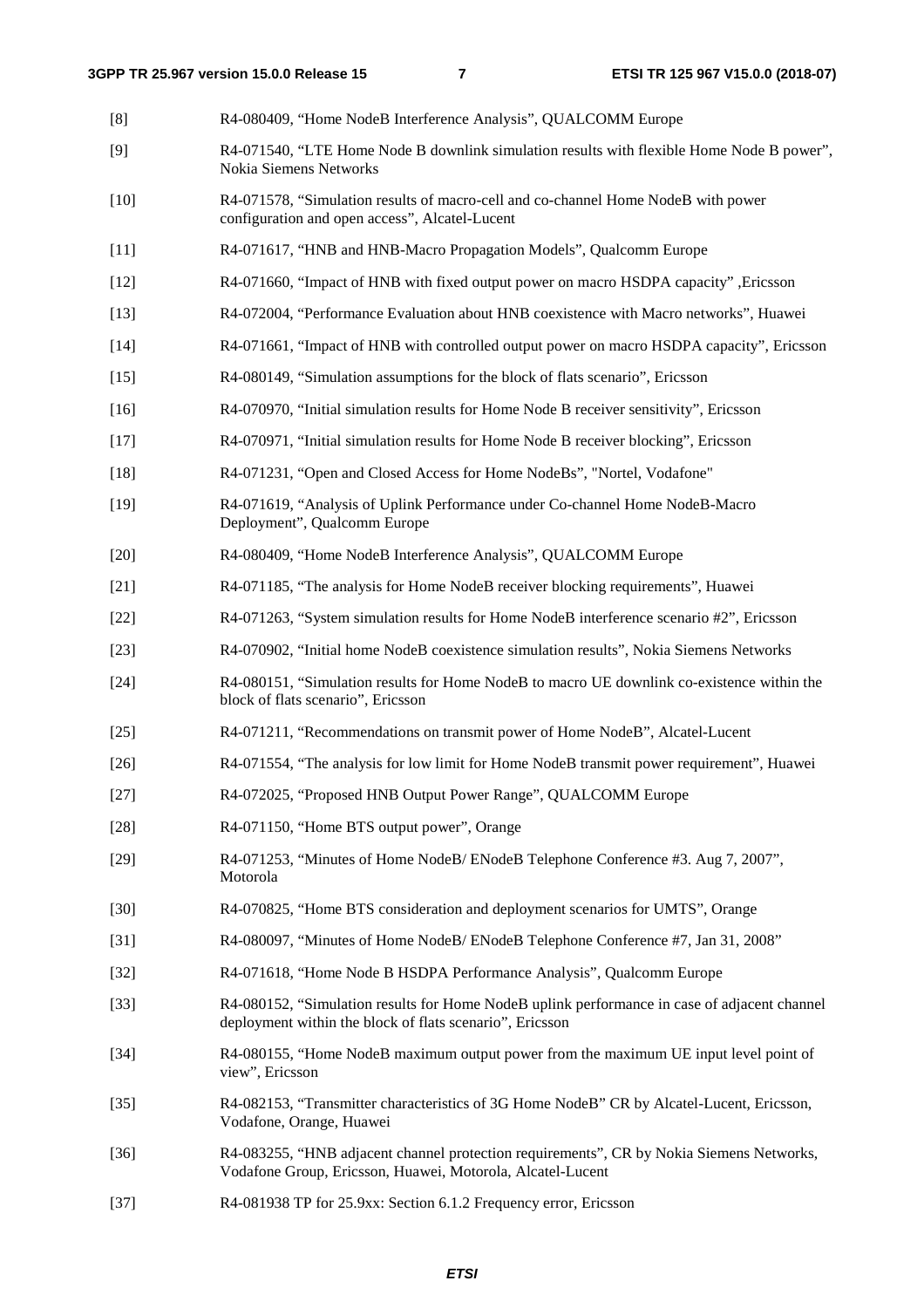[8] R4-080409, "Home NodeB Interference Analysis", QUALCOMM Europe

[9] R4-071540, "LTE Home Node B downlink simulation results with flexible Home Node B power", Nokia Siemens Networks

[10] R4-071578, "Simulation results of macro-cell and co-channel Home NodeB with power configuration and open access", Alcatel-Lucent

[11] R4-071617, "HNB and HNB-Macro Propagation Models", Qualcomm Europe

[12] R4-071660, "Impact of HNB with fixed output power on macro HSDPA capacity" ,Ericsson

[13] R4-072004, "Performance Evaluation about HNB coexistence with Macro networks", Huawei

[14] R4-071661, "Impact of HNB with controlled output power on macro HSDPA capacity", Ericsson

[15] R4-080149, "Simulation assumptions for the block of flats scenario", Ericsson

[16] R4-070970, "Initial simulation results for Home Node B receiver sensitivity", Ericsson

[17] R4-070971, "Initial simulation results for Home Node B receiver blocking", Ericsson

[18] R4-071231, "Open and Closed Access for Home NodeBs", "Nortel, Vodafone"

[19] R4-071619, "Analysis of Uplink Performance under Co-channel Home NodeB-Macro Deployment", Qualcomm Europe

[20] R4-080409, "Home NodeB Interference Analysis", QUALCOMM Europe

[21] R4-071185, "The analysis for Home NodeB receiver blocking requirements", Huawei

[22] R4-071263, "System simulation results for Home NodeB interference scenario #2", Ericsson

[23] R4-070902, "Initial home NodeB coexistence simulation results", Nokia Siemens Networks

[24] R4-080151, "Simulation results for Home NodeB to macro UE downlink co-existence within the block of flats scenario", Ericsson

[25] R4-071211, "Recommendations on transmit power of Home NodeB", Alcatel-Lucent

[26] R4-071554, "The analysis for low limit for Home NodeB transmit power requirement", Huawei

[27] R4-072025, "Proposed HNB Output Power Range", QUALCOMM Europe

[28] R4-071150, "Home BTS output power", Orange

[29] R4-071253, "Minutes of Home NodeB/ ENodeB Telephone Conference #3. Aug 7, 2007", Motorola

[30] R4-070825, "Home BTS consideration and deployment scenarios for UMTS", Orange

[31] R4-080097, "Minutes of Home NodeB/ ENodeB Telephone Conference #7, Jan 31, 2008"

[32] R4-071618, "Home Node B HSDPA Performance Analysis", Qualcomm Europe

[33] R4-080152, "Simulation results for Home NodeB uplink performance in case of adjacent channel deployment within the block of flats scenario", Ericsson

[34] R4-080155, "Home NodeB maximum output power from the maximum UE input level point of view", Ericsson

[35] R4-082153, "Transmitter characteristics of 3G Home NodeB" CR by Alcatel-Lucent, Ericsson, Vodafone, Orange, Huawei

[36] R4-083255, "HNB adjacent channel protection requirements", CR by Nokia Siemens Networks, Vodafone Group, Ericsson, Huawei, Motorola, Alcatel-Lucent

[37] R4-081938 TP for 25.9xx: Section 6.1.2 Frequency error, Ericsson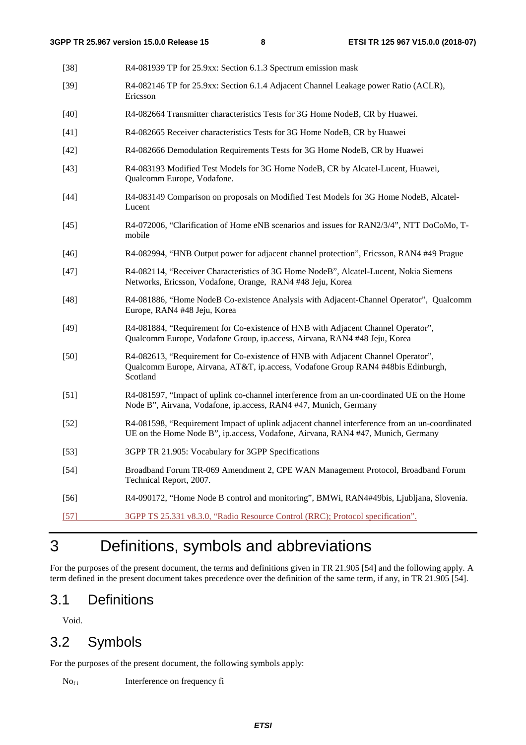[38] R4-081939 TP for 25.9xx: Section 6.1.3 Spectrum emission mask

[39] R4-082146 TP for 25.9xx: Section 6.1.4 Adjacent Channel Leakage power Ratio (ACLR), Ericsson

[40] R4-082664 Transmitter characteristics Tests for 3G Home NodeB, CR by Huawei.

[41] R4-082665 Receiver characteristics Tests for 3G Home NodeB, CR by Huawei

[42] R4-082666 Demodulation Requirements Tests for 3G Home NodeB, CR by Huawei

[43] R4-083193 Modified Test Models for 3G Home NodeB, CR by Alcatel-Lucent, Huawei, Qualcomm Europe, Vodafone.

[44] R4-083149 Comparison on proposals on Modified Test Models for 3G Home NodeB, Alcatel-Lucent

[45] R4-072006, "Clarification of Home eNB scenarios and issues for RAN2/3/4", NTT DoCoMo, T-mobile

[46] R4-082994, "HNB Output power for adjacent channel protection", Ericsson, RAN4 #49 Prague

[47] R4-082114, "Receiver Characteristics of 3G Home NodeB", Alcatel-Lucent, Nokia Siemens Networks, Ericsson, Vodafone, Orange, RAN4 #48 Jeju, Korea

[48] R4-081886, "Home NodeB Co-existence Analysis with Adjacent-Channel Operator", Qualcomm Europe, RAN4 #48 Jeju, Korea

[49] R4-081884, "Requirement for Co-existence of HNB with Adjacent Channel Operator", Qualcomm Europe, Vodafone Group, ip.access, Airvana, RAN4 #48 Jeju, Korea

[50] R4-082613, "Requirement for Co-existence of HNB with Adjacent Channel Operator", Qualcomm Europe, Airvana, AT&T, ip.access, Vodafone Group RAN4 #48bis Edinburgh, Scotland

[51] R4-081597, "Impact of uplink co-channel interference from an un-coordinated UE on the Home Node B", Airvana, Vodafone, ip.access, RAN4 #47, Munich, Germany

[52] R4-081598, "Requirement Impact of uplink adjacent channel interference from an un-coordinated UE on the Home Node B", ip.access, Vodafone, Airvana, RAN4 #47, Munich, Germany

[53] 3GPP TR 21.905: Vocabulary for 3GPP Specifications

[54] Broadband Forum TR-069 Amendment 2, CPE WAN Management Protocol, Broadband Forum Technical Report, 2007.

[56] R4-090172, "Home Node B control and monitoring", BMWi, RAN4#49bis, Ljubljana, Slovenia.

[57] 3GPP TS 25.331 v8.3.0, "Radio Resource Control (RRC); Protocol specification".

# 3 Definitions, symbols and abbreviations

For the purposes of the present document, the terms and definitions given in TR 21.905 [54] and the following apply. A term defined in the present document takes precedence over the definition of the same term, if any, in TR 21.905 [54].

## 3.1 Definitions

Void.

## 3.2 Symbols

For the purposes of the present document, the following symbols apply:

$No_{fi}$ Interference on frequency fi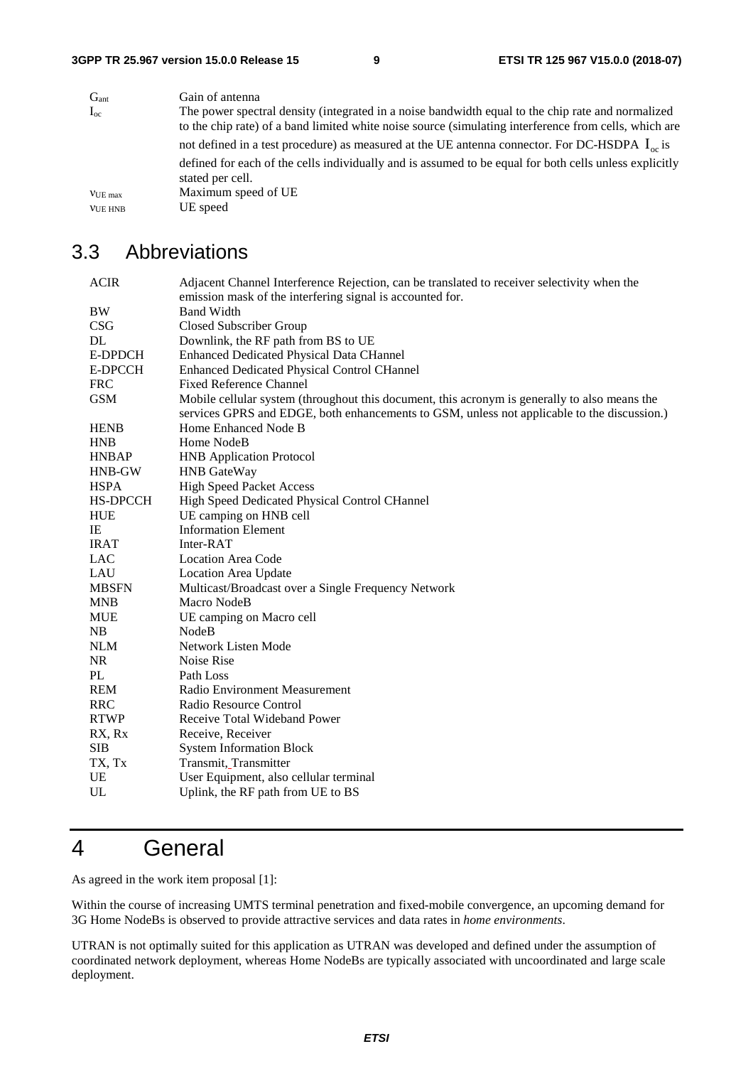| | |
|---|---|
| $G_{ant}$ | Gain of antenna |
| $I_{oc}$ | The power spectral density (integrated in a noise bandwidth equal to the chip rate and normalized to the chip rate) of a band limited white noise source (simulating interference from cells, which are not defined in a test procedure) as measured at the UE antenna connector. For DC-HSDPA $I_{oc}$ is defined for each of the cells individually and is assumed to be equal for both cells unless explicitly stated per cell. |
| $v_{UE\ max}$ | Maximum speed of UE |
| $v_{UE\ HNB}$ | UE speed |

## 3.3 Abbreviations

| | |
|---|---|
| ACIR | Adjacent Channel Interference Rejection, can be translated to receiver selectivity when the emission mask of the interfering signal is accounted for. |
| BW | Band Width |
| CSG | Closed Subscriber Group |
| DL | Downlink, the RF path from BS to UE |
| E-DPDCH | Enhanced Dedicated Physical Data CHannel |
| E-DPCCH | Enhanced Dedicated Physical Control CHannel |
| FRC | Fixed Reference Channel |
| GSM | Mobile cellular system (throughout this document, this acronym is generally to also means the services GPRS and EDGE, both enhancements to GSM, unless not applicable to the discussion.) |
| HENB | Home Enhanced Node B |
| HNB | Home NodeB |
| HNBAP | HNB Application Protocol |
| HNB-GW | HNB GateWay |
| HSPA | High Speed Packet Access |
| HS-DPCCH | High Speed Dedicated Physical Control CHannel |
| HUE | UE camping on HNB cell |
| IE | Information Element |
| IRAT | Inter-RAT |
| LAC | Location Area Code |
| LAU | Location Area Update |
| MBSFN | Multicast/Broadcast over a Single Frequency Network |
| MNB | Macro NodeB |
| MUE | UE camping on Macro cell |
| NB | NodeB |
| NLM | Network Listen Mode |
| NR | Noise Rise |
| PL | Path Loss |
| REM | Radio Environment Measurement |
| RRC | Radio Resource Control |
| RTWP | Receive Total Wideband Power |
| RX, Rx | Receive, Receiver |
| SIB | System Information Block |
| TX, Tx | Transmit, Transmitter |
| UE | User Equipment, also cellular terminal |
| UL | Uplink, the RF path from UE to BS |

# 4 General

As agreed in the work item proposal [1]:

Within the course of increasing UMTS terminal penetration and fixed-mobile convergence, an upcoming demand for 3G Home NodeBs is observed to provide attractive services and data rates in *home environments*.

UTRAN is not optimally suited for this application as UTRAN was developed and defined under the assumption of coordinated network deployment, whereas Home NodeBs are typically associated with uncoordinated and large scale deployment.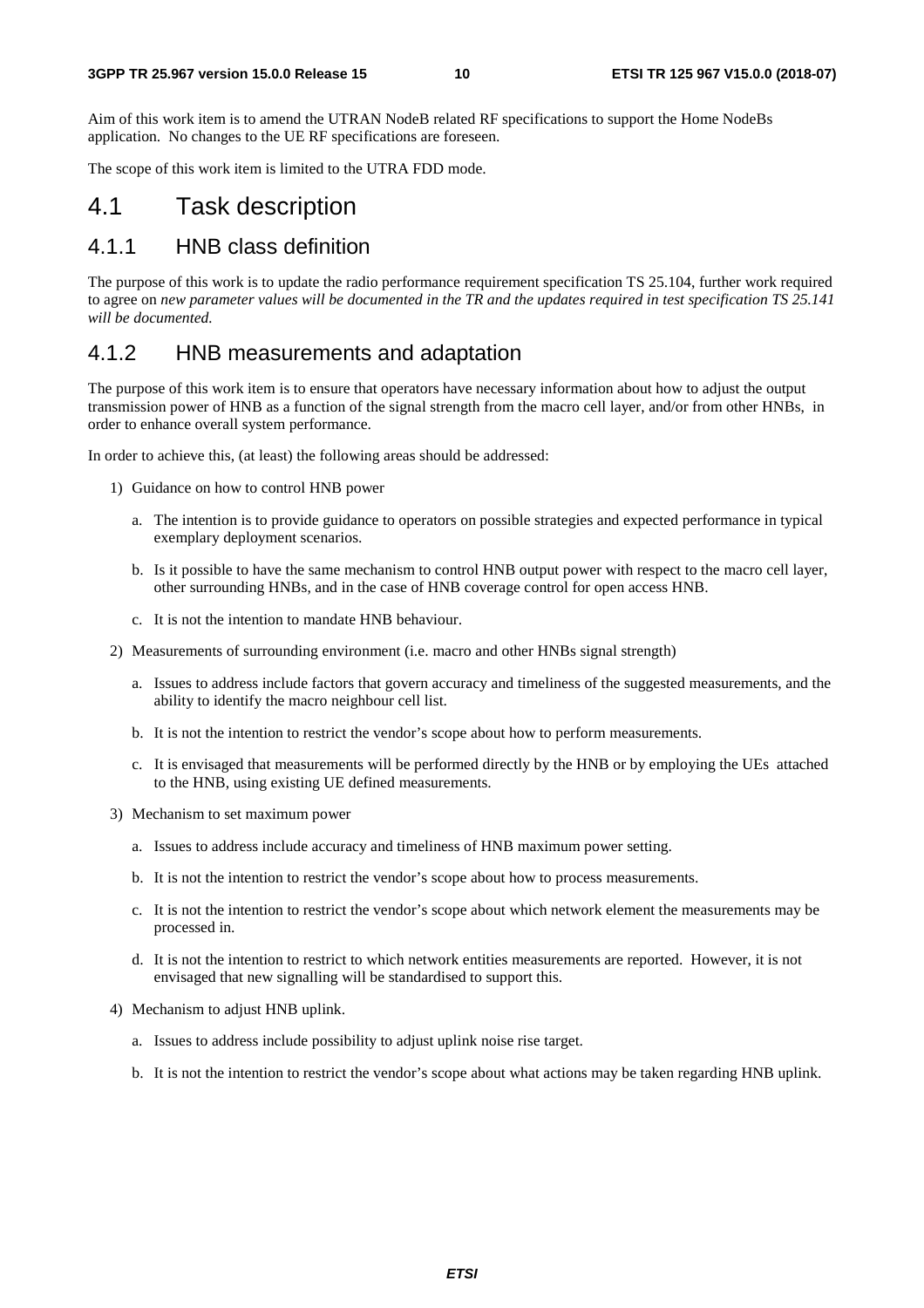Aim of this work item is to amend the UTRAN NodeB related RF specifications to support the Home NodeBs application. No changes to the UE RF specifications are foreseen.

The scope of this work item is limited to the UTRA FDD mode.

## 4.1 Task description

### 4.1.1 HNB class definition

The purpose of this work is to update the radio performance requirement specification TS 25.104, further work required to agree on *new parameter values will be documented in the TR and the updates required in test specification TS 25.141 will be documented.*

### 4.1.2 HNB measurements and adaptation

The purpose of this work item is to ensure that operators have necessary information about how to adjust the output transmission power of HNB as a function of the signal strength from the macro cell layer, and/or from other HNBs, in order to enhance overall system performance.

In order to achieve this, (at least) the following areas should be addressed:

1) Guidance on how to control HNB power
   a. The intention is to provide guidance to operators on possible strategies and expected performance in typical exemplary deployment scenarios.
   b. Is it possible to have the same mechanism to control HNB output power with respect to the macro cell layer, other surrounding HNBs, and in the case of HNB coverage control for open access HNB.
   c. It is not the intention to mandate HNB behaviour.
2) Measurements of surrounding environment (i.e. macro and other HNBs signal strength)
   a. Issues to address include factors that govern accuracy and timeliness of the suggested measurements, and the ability to identify the macro neighbour cell list.
   b. It is not the intention to restrict the vendor's scope about how to perform measurements.
   c. It is envisaged that measurements will be performed directly by the HNB or by employing the UEs attached to the HNB, using existing UE defined measurements.
3) Mechanism to set maximum power
   a. Issues to address include accuracy and timeliness of HNB maximum power setting.
   b. It is not the intention to restrict the vendor's scope about how to process measurements.
   c. It is not the intention to restrict the vendor's scope about which network element the measurements may be processed in.
   d. It is not the intention to restrict to which network entities measurements are reported. However, it is not envisaged that new signalling will be standardised to support this.
4) Mechanism to adjust HNB uplink.
   a. Issues to address include possibility to adjust uplink noise rise target.
   b. It is not the intention to restrict the vendor's scope about what actions may be taken regarding HNB uplink.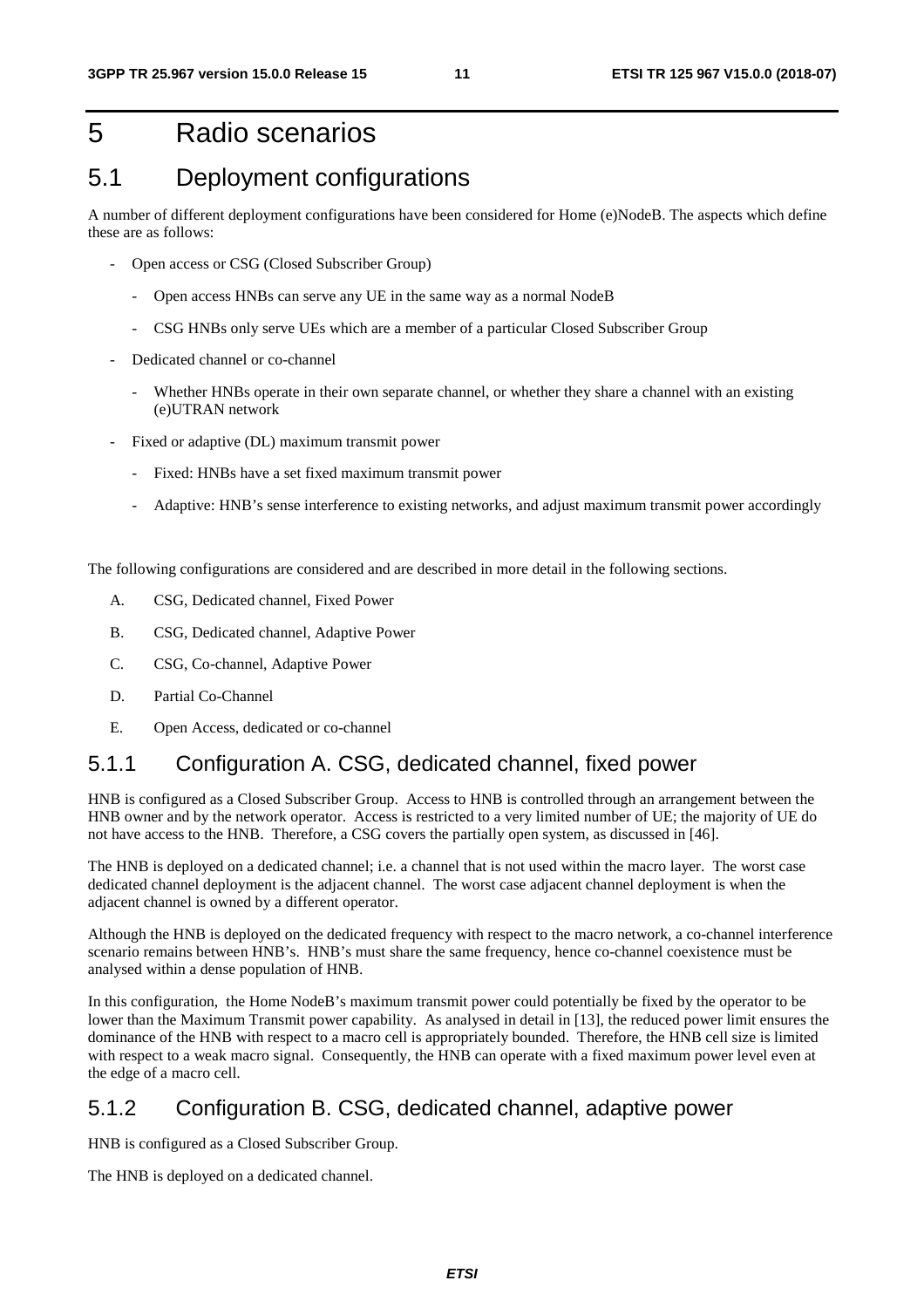# 5 Radio scenarios

## 5.1 Deployment configurations

A number of different deployment configurations have been considered for Home (e)NodeB. The aspects which define these are as follows:

- Open access or CSG (Closed Subscriber Group)
  - Open access HNBs can serve any UE in the same way as a normal NodeB
  - CSG HNBs only serve UEs which are a member of a particular Closed Subscriber Group
- Dedicated channel or co-channel
  - Whether HNBs operate in their own separate channel, or whether they share a channel with an existing (e)UTRAN network
- Fixed or adaptive (DL) maximum transmit power
  - Fixed: HNBs have a set fixed maximum transmit power
  - Adaptive: HNB's sense interference to existing networks, and adjust maximum transmit power accordingly

The following configurations are considered and are described in more detail in the following sections.

A. CSG, Dedicated channel, Fixed Power

B. CSG, Dedicated channel, Adaptive Power

C. CSG, Co-channel, Adaptive Power

D. Partial Co-Channel

E. Open Access, dedicated or co-channel

### 5.1.1 Configuration A. CSG, dedicated channel, fixed power

HNB is configured as a Closed Subscriber Group. Access to HNB is controlled through an arrangement between the HNB owner and by the network operator. Access is restricted to a very limited number of UE; the majority of UE do not have access to the HNB. Therefore, a CSG covers the partially open system, as discussed in [46].

The HNB is deployed on a dedicated channel; i.e. a channel that is not used within the macro layer. The worst case dedicated channel deployment is the adjacent channel. The worst case adjacent channel deployment is when the adjacent channel is owned by a different operator.

Although the HNB is deployed on the dedicated frequency with respect to the macro network, a co-channel interference scenario remains between HNB's. HNB's must share the same frequency, hence co-channel coexistence must be analysed within a dense population of HNB.

In this configuration, the Home NodeB's maximum transmit power could potentially be fixed by the operator to be lower than the Maximum Transmit power capability. As analysed in detail in [13], the reduced power limit ensures the dominance of the HNB with respect to a macro cell is appropriately bounded. Therefore, the HNB cell size is limited with respect to a weak macro signal. Consequently, the HNB can operate with a fixed maximum power level even at the edge of a macro cell.

### 5.1.2 Configuration B. CSG, dedicated channel, adaptive power

HNB is configured as a Closed Subscriber Group.

The HNB is deployed on a dedicated channel.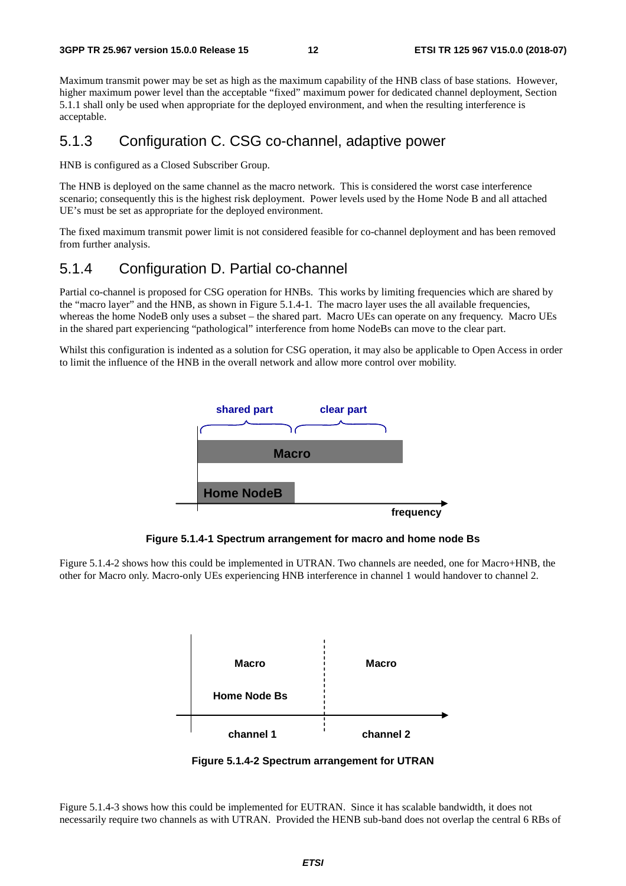Maximum transmit power may be set as high as the maximum capability of the HNB class of base stations. However, higher maximum power level than the acceptable "fixed" maximum power for dedicated channel deployment, Section 5.1.1 shall only be used when appropriate for the deployed environment, and when the resulting interference is acceptable.

### 5.1.3 Configuration C. CSG co-channel, adaptive power

HNB is configured as a Closed Subscriber Group.

The HNB is deployed on the same channel as the macro network. This is considered the worst case interference scenario; consequently this is the highest risk deployment. Power levels used by the Home Node B and all attached UE's must be set as appropriate for the deployed environment.

The fixed maximum transmit power limit is not considered feasible for co-channel deployment and has been removed from further analysis.

### 5.1.4 Configuration D. Partial co-channel

Partial co-channel is proposed for CSG operation for HNBs. This works by limiting frequencies which are shared by the "macro layer" and the HNB, as shown in Figure 5.1.4-1. The macro layer uses the all available frequencies, whereas the home NodeB only uses a subset – the shared part. Macro UEs can operate on any frequency. Macro UEs in the shared part experiencing "pathological" interference from home NodeBs can move to the clear part.

Whilst this configuration is indented as a solution for CSG operation, it may also be applicable to Open Access in order to limit the influence of the HNB in the overall network and allow more control over mobility.

shared part | clear part

Macro

Home NodeB

frequency

**Figure 5.1.4-1 Spectrum arrangement for macro and home node Bs**

Figure 5.1.4-2 shows how this could be implemented in UTRAN. Two channels are needed, one for Macro+HNB, the other for Macro only. Macro-only UEs experiencing HNB interference in channel 1 would handover to channel 2.

| channel 1 | channel 2 |
|---|---|
| Macro | Macro |
| Home Node Bs | |

**Figure 5.1.4-2 Spectrum arrangement for UTRAN**

Figure 5.1.4-3 shows how this could be implemented for EUTRAN. Since it has scalable bandwidth, it does not necessarily require two channels as with UTRAN. Provided the HENB sub-band does not overlap the central 6 RBs of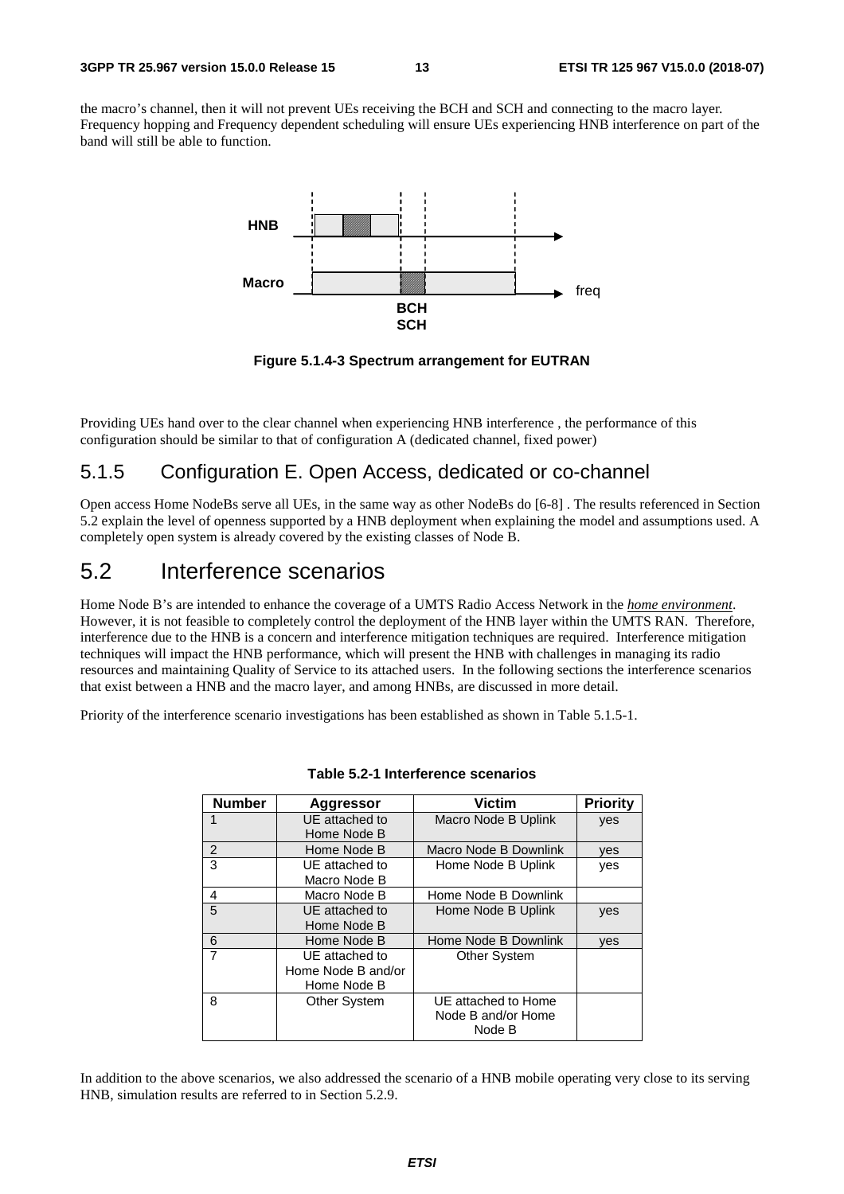the macro's channel, then it will not prevent UEs receiving the BCH and SCH and connecting to the macro layer. Frequency hopping and Frequency dependent scheduling will ensure UEs experiencing HNB interference on part of the band will still be able to function.

**Figure 5.1.4-3 Spectrum arrangement for EUTRAN**

Providing UEs hand over to the clear channel when experiencing HNB interference , the performance of this configuration should be similar to that of configuration A (dedicated channel, fixed power)

### 5.1.5 Configuration E. Open Access, dedicated or co-channel

Open access Home NodeBs serve all UEs, in the same way as other NodeBs do [6-8] . The results referenced in Section 5.2 explain the level of openness supported by a HNB deployment when explaining the model and assumptions used. A completely open system is already covered by the existing classes of Node B.

## 5.2 Interference scenarios

Home Node B's are intended to enhance the coverage of a UMTS Radio Access Network in the *home environment*. However, it is not feasible to completely control the deployment of the HNB layer within the UMTS RAN. Therefore, interference due to the HNB is a concern and interference mitigation techniques are required. Interference mitigation techniques will impact the HNB performance, which will present the HNB with challenges in managing its radio resources and maintaining Quality of Service to its attached users. In the following sections the interference scenarios that exist between a HNB and the macro layer, and among HNBs, are discussed in more detail.

Priority of the interference scenario investigations has been established as shown in Table 5.1.5-1.

**Table 5.2-1 Interference scenarios**

| Number | Aggressor | Victim | Priority |
|---|---|---|---|
| 1 | UE attached to Home Node B | Macro Node B Uplink | yes |
| 2 | Home Node B | Macro Node B Downlink | yes |
| 3 | UE attached to Macro Node B | Home Node B Uplink | yes |
| 4 | Macro Node B | Home Node B Downlink | |
| 5 | UE attached to Home Node B | Home Node B Uplink | yes |
| 6 | Home Node B | Home Node B Downlink | yes |
| 7 | UE attached to Home Node B and/or Home Node B | Other System | |
| 8 | Other System | UE attached to Home Node B and/or Home Node B | |

In addition to the above scenarios, we also addressed the scenario of a HNB mobile operating very close to its serving HNB, simulation results are referred to in Section 5.2.9.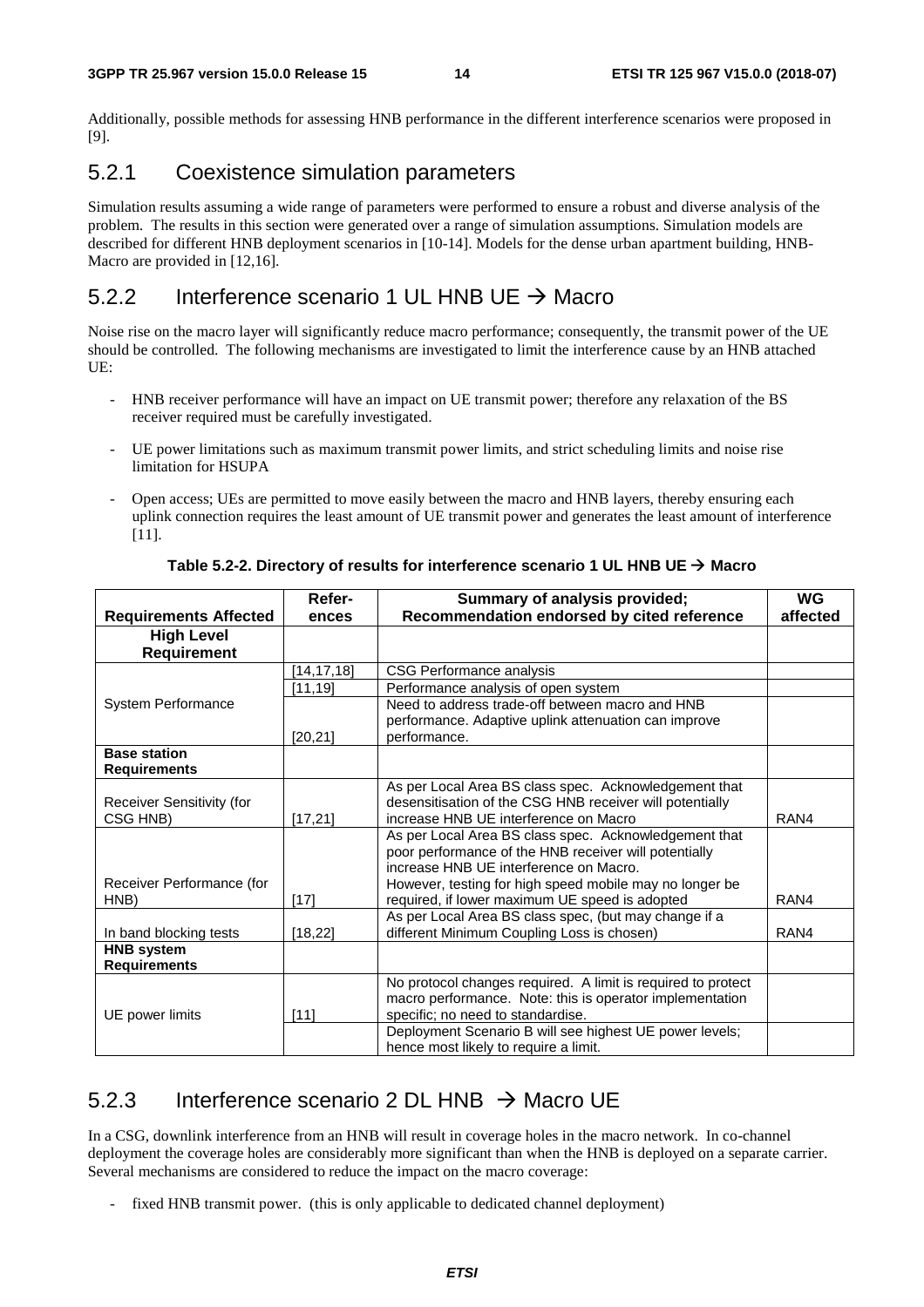Additionally, possible methods for assessing HNB performance in the different interference scenarios were proposed in [9].

### 5.2.1 Coexistence simulation parameters

Simulation results assuming a wide range of parameters were performed to ensure a robust and diverse analysis of the problem. The results in this section were generated over a range of simulation assumptions. Simulation models are described for different HNB deployment scenarios in [10-14]. Models for the dense urban apartment building, HNB-Macro are provided in [12,16].

### 5.2.2 Interference scenario 1 UL HNB UE → Macro

Noise rise on the macro layer will significantly reduce macro performance; consequently, the transmit power of the UE should be controlled. The following mechanisms are investigated to limit the interference cause by an HNB attached UE:

- HNB receiver performance will have an impact on UE transmit power; therefore any relaxation of the BS receiver required must be carefully investigated.
- UE power limitations such as maximum transmit power limits, and strict scheduling limits and noise rise limitation for HSUPA
- Open access; UEs are permitted to move easily between the macro and HNB layers, thereby ensuring each uplink connection requires the least amount of UE transmit power and generates the least amount of interference [11].

**Table 5.2-2. Directory of results for interference scenario 1 UL HNB UE → Macro**

| Requirements Affected | Refer-ences | Summary of analysis provided; Recommendation endorsed by cited reference | WG affected |
|---|---|---|---|
| **High Level Requirement** | | | |
| System Performance | [14,17,18] | CSG Performance analysis | |
| | [11,19] | Performance analysis of open system | |
| | [20,21] | Need to address trade-off between macro and HNB performance. Adaptive uplink attenuation can improve performance. | |
| **Base station Requirements** | | | |
| Receiver Sensitivity (for CSG HNB) | [17,21] | As per Local Area BS class spec. Acknowledgement that desensitisation of the CSG HNB receiver will potentially increase HNB UE interference on Macro | RAN4 |
| Receiver Performance (for HNB) | [17] | As per Local Area BS class spec. Acknowledgement that poor performance of the HNB receiver will potentially increase HNB UE interference on Macro. However, testing for high speed mobile may no longer be required, if lower maximum UE speed is adopted | RAN4 |
| In band blocking tests | [18,22] | As per Local Area BS class spec, (but may change if a different Minimum Coupling Loss is chosen) | RAN4 |
| **HNB system Requirements** | | | |
| UE power limits | [11] | No protocol changes required. A limit is required to protect macro performance. Note: this is operator implementation specific; no need to standardise. | |
| | | Deployment Scenario B will see highest UE power levels; hence most likely to require a limit. | |

### 5.2.3 Interference scenario 2 DL HNB → Macro UE

In a CSG, downlink interference from an HNB will result in coverage holes in the macro network. In co-channel deployment the coverage holes are considerably more significant than when the HNB is deployed on a separate carrier. Several mechanisms are considered to reduce the impact on the macro coverage:

- fixed HNB transmit power. (this is only applicable to dedicated channel deployment)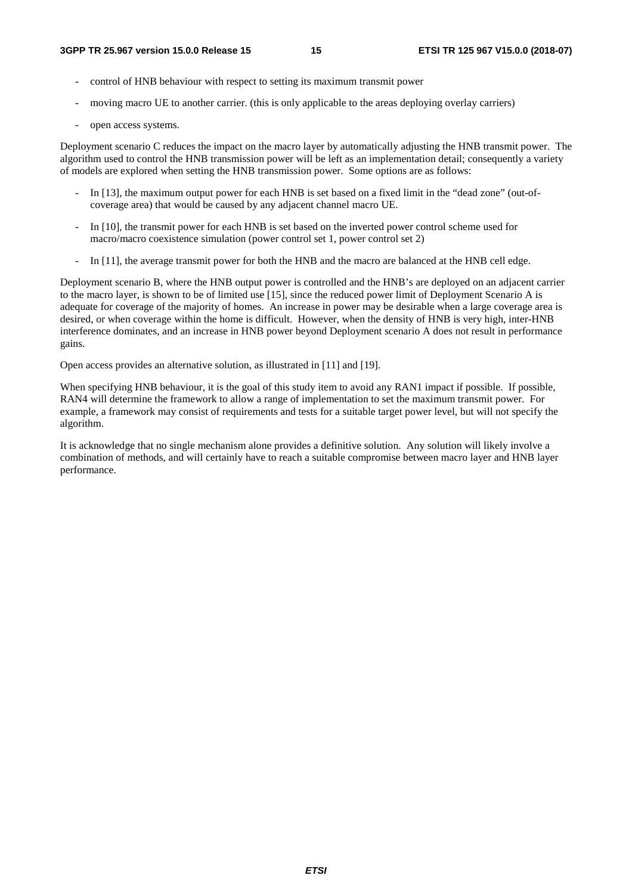- control of HNB behaviour with respect to setting its maximum transmit power
- moving macro UE to another carrier. (this is only applicable to the areas deploying overlay carriers)
- open access systems.

Deployment scenario C reduces the impact on the macro layer by automatically adjusting the HNB transmit power. The algorithm used to control the HNB transmission power will be left as an implementation detail; consequently a variety of models are explored when setting the HNB transmission power. Some options are as follows:

- In [13], the maximum output power for each HNB is set based on a fixed limit in the "dead zone" (out-of-coverage area) that would be caused by any adjacent channel macro UE.
- In [10], the transmit power for each HNB is set based on the inverted power control scheme used for macro/macro coexistence simulation (power control set 1, power control set 2)
- In [11], the average transmit power for both the HNB and the macro are balanced at the HNB cell edge.

Deployment scenario B, where the HNB output power is controlled and the HNB's are deployed on an adjacent carrier to the macro layer, is shown to be of limited use [15], since the reduced power limit of Deployment Scenario A is adequate for coverage of the majority of homes. An increase in power may be desirable when a large coverage area is desired, or when coverage within the home is difficult. However, when the density of HNB is very high, inter-HNB interference dominates, and an increase in HNB power beyond Deployment scenario A does not result in performance gains.

Open access provides an alternative solution, as illustrated in [11] and [19].

When specifying HNB behaviour, it is the goal of this study item to avoid any RAN1 impact if possible. If possible, RAN4 will determine the framework to allow a range of implementation to set the maximum transmit power. For example, a framework may consist of requirements and tests for a suitable target power level, but will not specify the algorithm.

It is acknowledge that no single mechanism alone provides a definitive solution. Any solution will likely involve a combination of methods, and will certainly have to reach a suitable compromise between macro layer and HNB layer performance.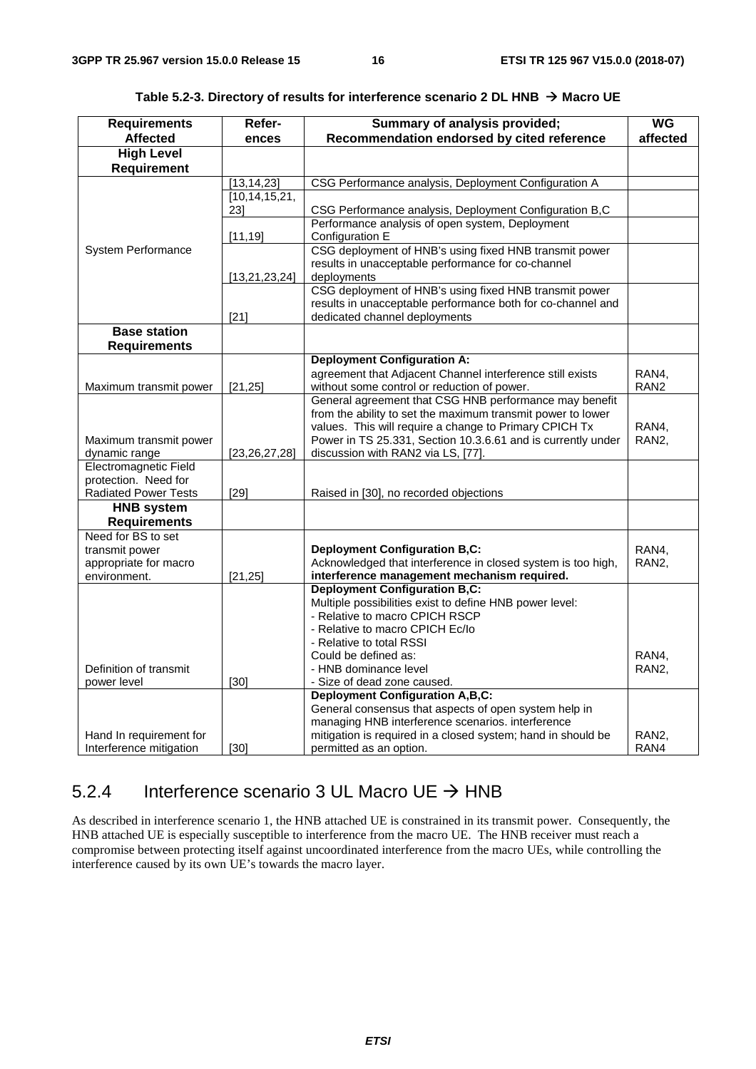**Table 5.2-3. Directory of results for interference scenario 2 DL HNB → Macro UE**

| Requirements Affected | Refer-ences | Summary of analysis provided; Recommendation endorsed by cited reference | WG affected |
|---|---|---|---|
| **High Level Requirement** | | | |
| System Performance | [13,14,23] | CSG Performance analysis, Deployment Configuration A | |
| | [10,14,15,21, 23] | CSG Performance analysis, Deployment Configuration B,C | |
| | [11,19] | Performance analysis of open system, Deployment Configuration E | |
| | [13,21,23,24] | CSG deployment of HNB's using fixed HNB transmit power results in unacceptable performance for co-channel deployments | |
| | [21] | CSG deployment of HNB's using fixed HNB transmit power results in unacceptable performance both for co-channel and dedicated channel deployments | |
| **Base station Requirements** | | | |
| Maximum transmit power | [21,25] | **Deployment Configuration A:** agreement that Adjacent Channel interference still exists without some control or reduction of power. | RAN4, RAN2 |
| Maximum transmit power dynamic range | [23,26,27,28] | General agreement that CSG HNB performance may benefit from the ability to set the maximum transmit power to lower values. This will require a change to Primary CPICH Tx Power in TS 25.331, Section 10.3.6.61 and is currently under discussion with RAN2 via LS, [77]. | RAN4, RAN2, |
| Electromagnetic Field protection. Need for Radiated Power Tests | [29] | Raised in [30], no recorded objections | |
| **HNB system Requirements** | | | |
| Need for BS to set transmit power appropriate for macro environment. | [21,25] | **Deployment Configuration B,C:** Acknowledged that interference in closed system is too high, **interference management mechanism required.** | RAN4, RAN2, |
| Definition of transmit power level | [30] | **Deployment Configuration B,C:** Multiple possibilities exist to define HNB power level: - Relative to macro CPICH RSCP - Relative to macro CPICH Ec/Io - Relative to total RSSI Could be defined as: - HNB dominance level - Size of dead zone caused. | RAN4, RAN2, |
| Hand In requirement for Interference mitigation | [30] | **Deployment Configuration A,B,C:** General consensus that aspects of open system help in managing HNB interference scenarios. interference mitigation is required in a closed system; hand in should be permitted as an option. | RAN2, RAN4 |

## 5.2.4 Interference scenario 3 UL Macro UE → HNB

As described in interference scenario 1, the HNB attached UE is constrained in its transmit power. Consequently, the HNB attached UE is especially susceptible to interference from the macro UE. The HNB receiver must reach a compromise between protecting itself against uncoordinated interference from the macro UEs, while controlling the interference caused by its own UE's towards the macro layer.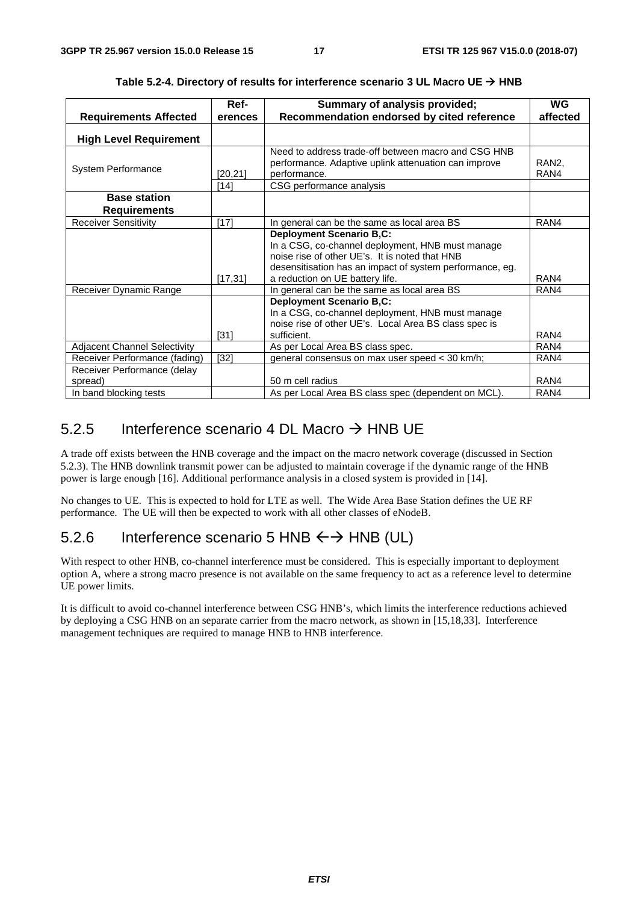**Table 5.2-4. Directory of results for interference scenario 3 UL Macro UE → HNB**

| Requirements Affected | Ref-erences | Summary of analysis provided; Recommendation endorsed by cited reference | WG affected |
|---|---|---|---|
| **High Level Requirement** | | | |
| System Performance | [20,21] | Need to address trade-off between macro and CSG HNB performance. Adaptive uplink attenuation can improve performance. | RAN2, RAN4 |
| | [14] | CSG performance analysis | |
| **Base station Requirements** | | | |
| Receiver Sensitivity | [17] | In general can be the same as local area BS | RAN4 |
| | [17,31] | **Deployment Scenario B,C:** In a CSG, co-channel deployment, HNB must manage noise rise of other UE's. It is noted that HNB desensitisation has an impact of system performance, eg. a reduction on UE battery life. | RAN4 |
| Receiver Dynamic Range | | In general can be the same as local area BS | RAN4 |
| | [31] | **Deployment Scenario B,C:** In a CSG, co-channel deployment, HNB must manage noise rise of other UE's. Local Area BS class spec is sufficient. | RAN4 |
| Adjacent Channel Selectivity | | As per Local Area BS class spec. | RAN4 |
| Receiver Performance (fading) | [32] | general consensus on max user speed < 30 km/h; | RAN4 |
| Receiver Performance (delay spread) | | 50 m cell radius | RAN4 |
| In band blocking tests | | As per Local Area BS class spec (dependent on MCL). | RAN4 |

## 5.2.5 Interference scenario 4 DL Macro → HNB UE

A trade off exists between the HNB coverage and the impact on the macro network coverage (discussed in Section 5.2.3). The HNB downlink transmit power can be adjusted to maintain coverage if the dynamic range of the HNB power is large enough [16]. Additional performance analysis in a closed system is provided in [14].

No changes to UE. This is expected to hold for LTE as well. The Wide Area Base Station defines the UE RF performance. The UE will then be expected to work with all other classes of eNodeB.

## 5.2.6 Interference scenario 5 HNB ←→ HNB (UL)

With respect to other HNB, co-channel interference must be considered. This is especially important to deployment option A, where a strong macro presence is not available on the same frequency to act as a reference level to determine UE power limits.

It is difficult to avoid co-channel interference between CSG HNB's, which limits the interference reductions achieved by deploying a CSG HNB on an separate carrier from the macro network, as shown in [15,18,33]. Interference management techniques are required to manage HNB to HNB interference.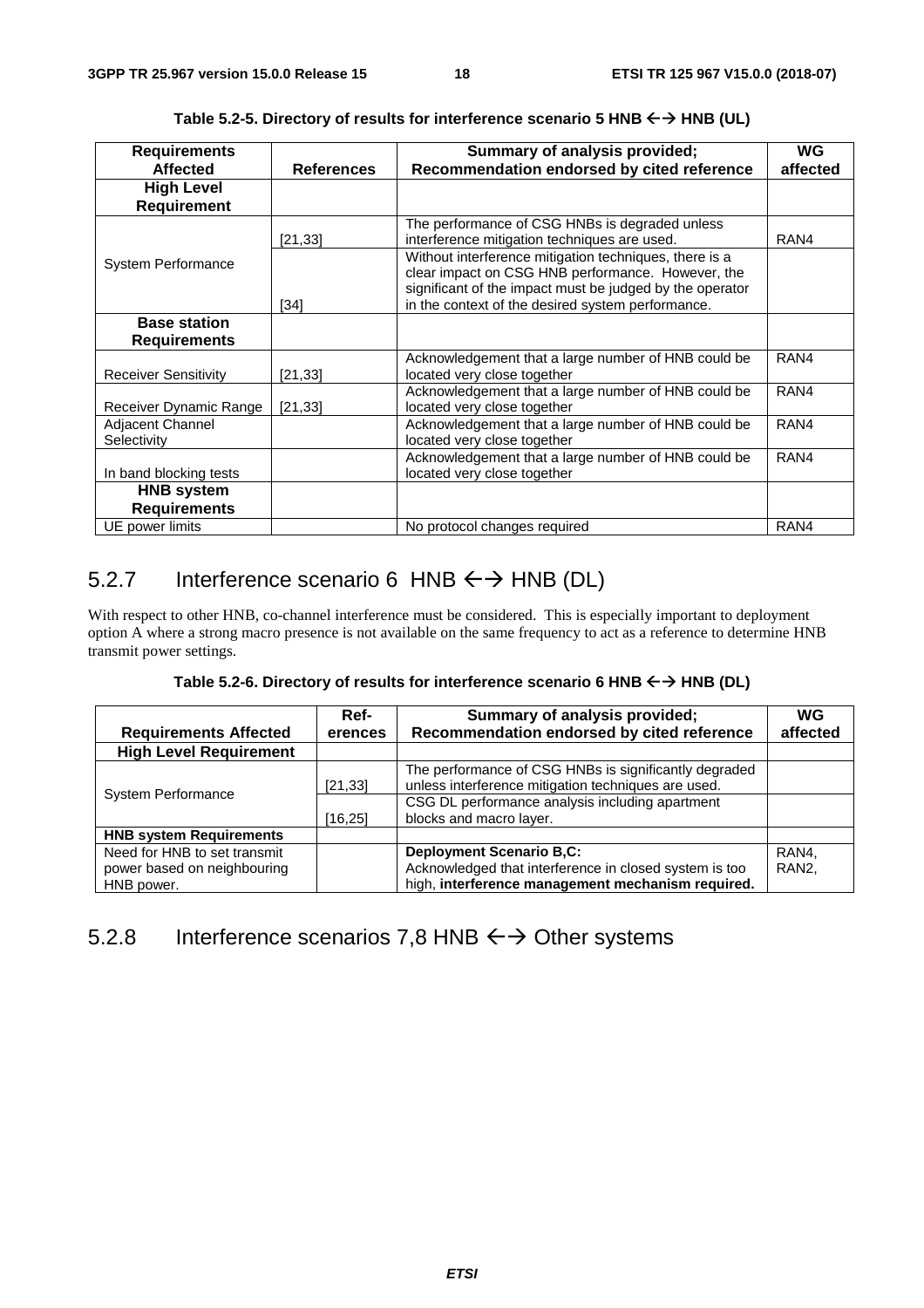Table 5.2-5. Directory of results for interference scenario 5 HNB ←→ HNB (UL)

| Requirements Affected | References | Summary of analysis provided; Recommendation endorsed by cited reference | WG affected |
|---|---|---|---|
| **High Level Requirement** | | | |
| System Performance | [21,33] | The performance of CSG HNBs is degraded unless interference mitigation techniques are used. | RAN4 |
| | [34] | Without interference mitigation techniques, there is a clear impact on CSG HNB performance. However, the significant of the impact must be judged by the operator in the context of the desired system performance. | |
| **Base station Requirements** | | | |
| Receiver Sensitivity | [21,33] | Acknowledgement that a large number of HNB could be located very close together | RAN4 |
| Receiver Dynamic Range | [21,33] | Acknowledgement that a large number of HNB could be located very close together | RAN4 |
| Adjacent Channel Selectivity | | Acknowledgement that a large number of HNB could be located very close together | RAN4 |
| In band blocking tests | | Acknowledgement that a large number of HNB could be located very close together | RAN4 |
| **HNB system Requirements** | | | |
| UE power limits | | No protocol changes required | RAN4 |

## 5.2.7 Interference scenario 6 HNB ←→ HNB (DL)

With respect to other HNB, co-channel interference must be considered. This is especially important to deployment option A where a strong macro presence is not available on the same frequency to act as a reference to determine HNB transmit power settings.

Table 5.2-6. Directory of results for interference scenario 6 HNB ←→ HNB (DL)

| Requirements Affected | Ref-erences | Summary of analysis provided; Recommendation endorsed by cited reference | WG affected |
|---|---|---|---|
| **High Level Requirement** | | | |
| System Performance | [21,33] | The performance of CSG HNBs is significantly degraded unless interference mitigation techniques are used. | |
| | [16,25] | CSG DL performance analysis including apartment blocks and macro layer. | |
| **HNB system Requirements** | | | |
| Need for HNB to set transmit power based on neighbouring HNB power. | | **Deployment Scenario B,C:** Acknowledged that interference in closed system is too high, **interference management mechanism required.** | RAN4, RAN2, |

## 5.2.8 Interference scenarios 7,8 HNB ←→ Other systems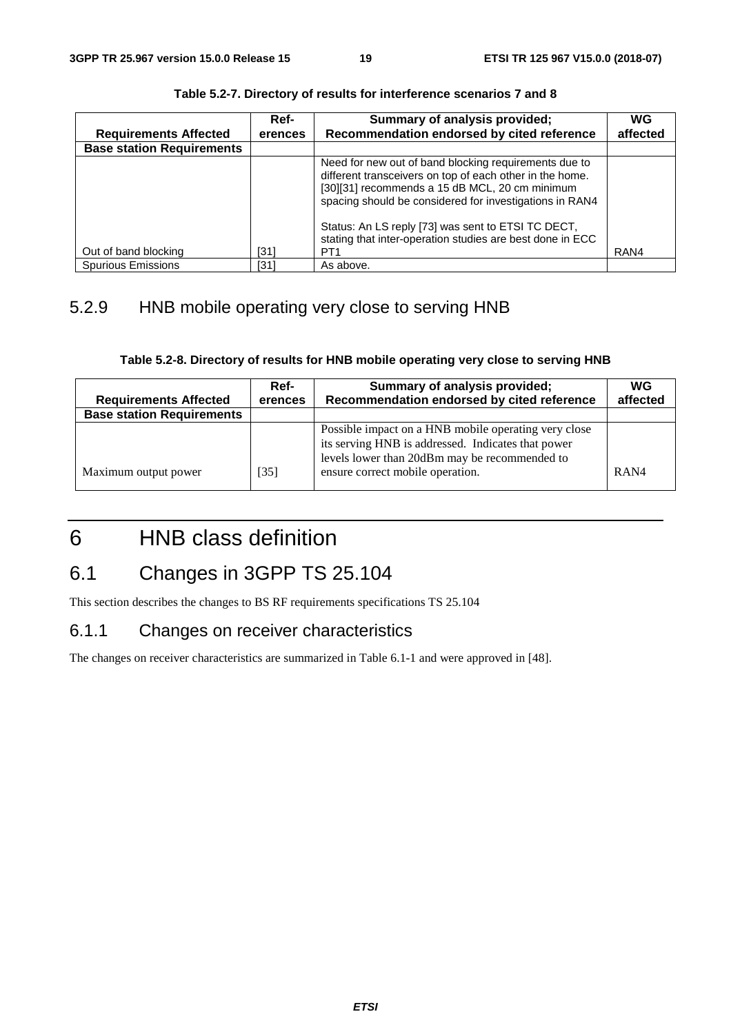**Table 5.2-7. Directory of results for interference scenarios 7 and 8**

| Requirements Affected | Ref-erences | Summary of analysis provided; Recommendation endorsed by cited reference | WG affected |
|---|---|---|---|
| **Base station Requirements** | | | |
| Out of band blocking | [31] | Need for new out of band blocking requirements due to different transceivers on top of each other in the home. [30][31] recommends a 15 dB MCL, 20 cm minimum spacing should be considered for investigations in RAN4<br><br>Status: An LS reply [73] was sent to ETSI TC DECT, stating that inter-operation studies are best done in ECC PT1 | RAN4 |
| Spurious Emissions | [31] | As above. | |

### 5.2.9 HNB mobile operating very close to serving HNB

**Table 5.2-8. Directory of results for HNB mobile operating very close to serving HNB**

| Requirements Affected | Ref-erences | Summary of analysis provided; Recommendation endorsed by cited reference | WG affected |
|---|---|---|---|
| **Base station Requirements** | | | |
| Maximum output power | [35] | Possible impact on a HNB mobile operating very close its serving HNB is addressed. Indicates that power levels lower than 20dBm may be recommended to ensure correct mobile operation. | RAN4 |

# 6 HNB class definition

## 6.1 Changes in 3GPP TS 25.104

This section describes the changes to BS RF requirements specifications TS 25.104

### 6.1.1 Changes on receiver characteristics

The changes on receiver characteristics are summarized in Table 6.1-1 and were approved in [48].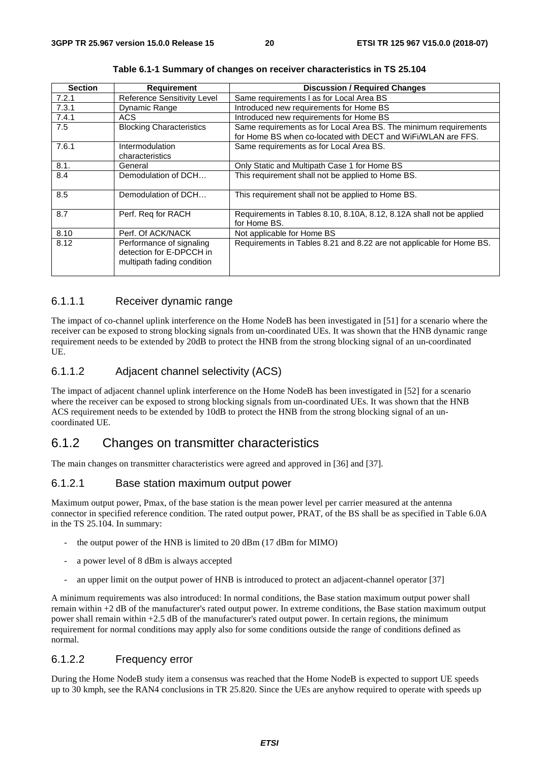Table 6.1-1 Summary of changes on receiver characteristics in TS 25.104

| Section | Requirement | Discussion / Required Changes |
| --- | --- | --- |
| 7.2.1 | Reference Sensitivity Level | Same requirements l as for Local Area BS |
| 7.3.1 | Dynamic Range | Introduced new requirements for Home BS |
| 7.4.1 | ACS | Introduced new requirements for Home BS |
| 7.5 | Blocking Characteristics | Same requirements as for Local Area BS. The minimum requirements for Home BS when co-located with DECT and WiFi/WLAN are FFS. |
| 7.6.1 | Intermodulation characteristics | Same requirements as for Local Area BS. |
| 8.1. | General | Only Static and Multipath Case 1 for Home BS |
| 8.4 | Demodulation of DCH… | This requirement shall not be applied to Home BS. |
| 8.5 | Demodulation of DCH… | This requirement shall not be applied to Home BS. |
| 8.7 | Perf. Req for RACH | Requirements in Tables 8.10, 8.10A, 8.12, 8.12A shall not be applied for Home BS. |
| 8.10 | Perf. Of ACK/NACK | Not applicable for Home BS |
| 8.12 | Performance of signaling detection for E-DPCCH in multipath fading condition | Requirements in Tables 8.21 and 8.22 are not applicable for Home BS. |

#### 6.1.1.1 Receiver dynamic range

The impact of co-channel uplink interference on the Home NodeB has been investigated in [51] for a scenario where the receiver can be exposed to strong blocking signals from un-coordinated UEs. It was shown that the HNB dynamic range requirement needs to be extended by 20dB to protect the HNB from the strong blocking signal of an un-coordinated UE.

#### 6.1.1.2 Adjacent channel selectivity (ACS)

The impact of adjacent channel uplink interference on the Home NodeB has been investigated in [52] for a scenario where the receiver can be exposed to strong blocking signals from un-coordinated UEs. It was shown that the HNB ACS requirement needs to be extended by 10dB to protect the HNB from the strong blocking signal of an un-coordinated UE.

### 6.1.2 Changes on transmitter characteristics

The main changes on transmitter characteristics were agreed and approved in [36] and [37].

#### 6.1.2.1 Base station maximum output power

Maximum output power, Pmax, of the base station is the mean power level per carrier measured at the antenna connector in specified reference condition. The rated output power, PRAT, of the BS shall be as specified in Table 6.0A in the TS 25.104. In summary:

- the output power of the HNB is limited to 20 dBm (17 dBm for MIMO)
- a power level of 8 dBm is always accepted
- an upper limit on the output power of HNB is introduced to protect an adjacent-channel operator [37]

A minimum requirements was also introduced: In normal conditions, the Base station maximum output power shall remain within +2 dB of the manufacturer's rated output power. In extreme conditions, the Base station maximum output power shall remain within +2.5 dB of the manufacturer's rated output power. In certain regions, the minimum requirement for normal conditions may apply also for some conditions outside the range of conditions defined as normal.

#### 6.1.2.2 Frequency error

During the Home NodeB study item a consensus was reached that the Home NodeB is expected to support UE speeds up to 30 kmph, see the RAN4 conclusions in TR 25.820. Since the UEs are anyhow required to operate with speeds up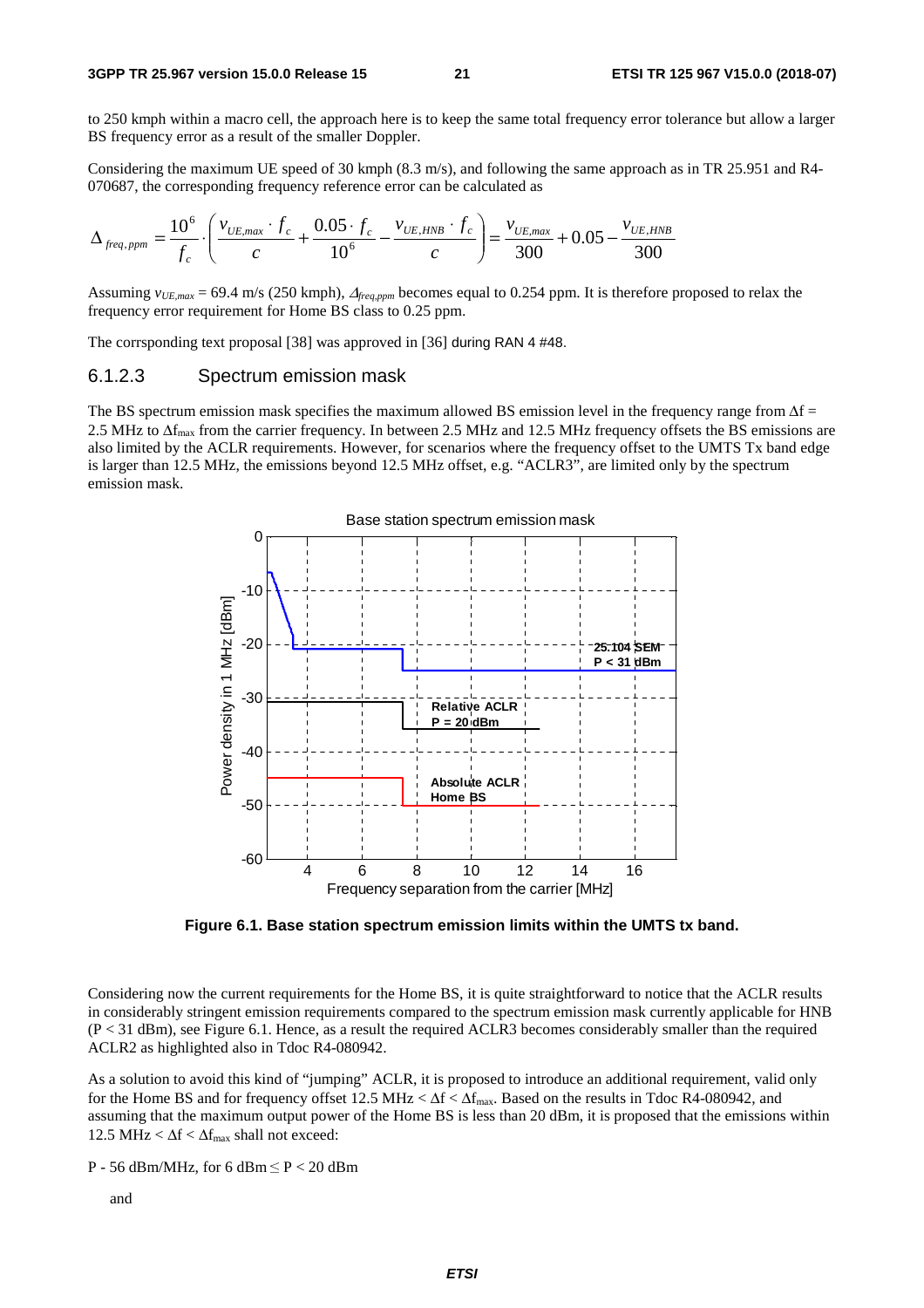to 250 kmph within a macro cell, the approach here is to keep the same total frequency error tolerance but allow a larger BS frequency error as a result of the smaller Doppler.

Considering the maximum UE speed of 30 kmph (8.3 m/s), and following the same approach as in TR 25.951 and R4-070687, the corresponding frequency reference error can be calculated as

$$\Delta_{freq,ppm} = \frac{10^6}{f_c} \cdot \left( \frac{v_{UE,max} \cdot f_c}{c} + \frac{0.05 \cdot f_c}{10^6} - \frac{v_{UE,HNB} \cdot f_c}{c} \right) = \frac{v_{UE,max}}{300} + 0.05 - \frac{v_{UE,HNB}}{300}$$

Assuming $v_{UE,max}$ = 69.4 m/s (250 kmph), $\Delta_{freq,ppm}$ becomes equal to 0.254 ppm. It is therefore proposed to relax the frequency error requirement for Home BS class to 0.25 ppm.

The corrsponding text proposal [38] was approved in [36] during RAN 4 #48.

### 6.1.2.3 Spectrum emission mask

The BS spectrum emission mask specifies the maximum allowed BS emission level in the frequency range from $\Delta f$ = 2.5 MHz to $\Delta f_{max}$ from the carrier frequency. In between 2.5 MHz and 12.5 MHz frequency offsets the BS emissions are also limited by the ACLR requirements. However, for scenarios where the frequency offset to the UMTS Tx band edge is larger than 12.5 MHz, the emissions beyond 12.5 MHz offset, e.g. "ACLR3", are limited only by the spectrum emission mask.

**Figure 6.1. Base station spectrum emission limits within the UMTS tx band.**

Considering now the current requirements for the Home BS, it is quite straightforward to notice that the ACLR results in considerably stringent emission requirements compared to the spectrum emission mask currently applicable for HNB (P < 31 dBm), see Figure 6.1. Hence, as a result the required ACLR3 becomes considerably smaller than the required ACLR2 as highlighted also in Tdoc R4-080942.

As a solution to avoid this kind of "jumping" ACLR, it is proposed to introduce an additional requirement, valid only for the Home BS and for frequency offset 12.5 MHz < $\Delta f$ < $\Delta f_{max}$. Based on the results in Tdoc R4-080942, and assuming that the maximum output power of the Home BS is less than 20 dBm, it is proposed that the emissions within 12.5 MHz < $\Delta f$ < $\Delta f_{max}$ shall not exceed:

P - 56 dBm/MHz, for 6 dBm ≤ P < 20 dBm

and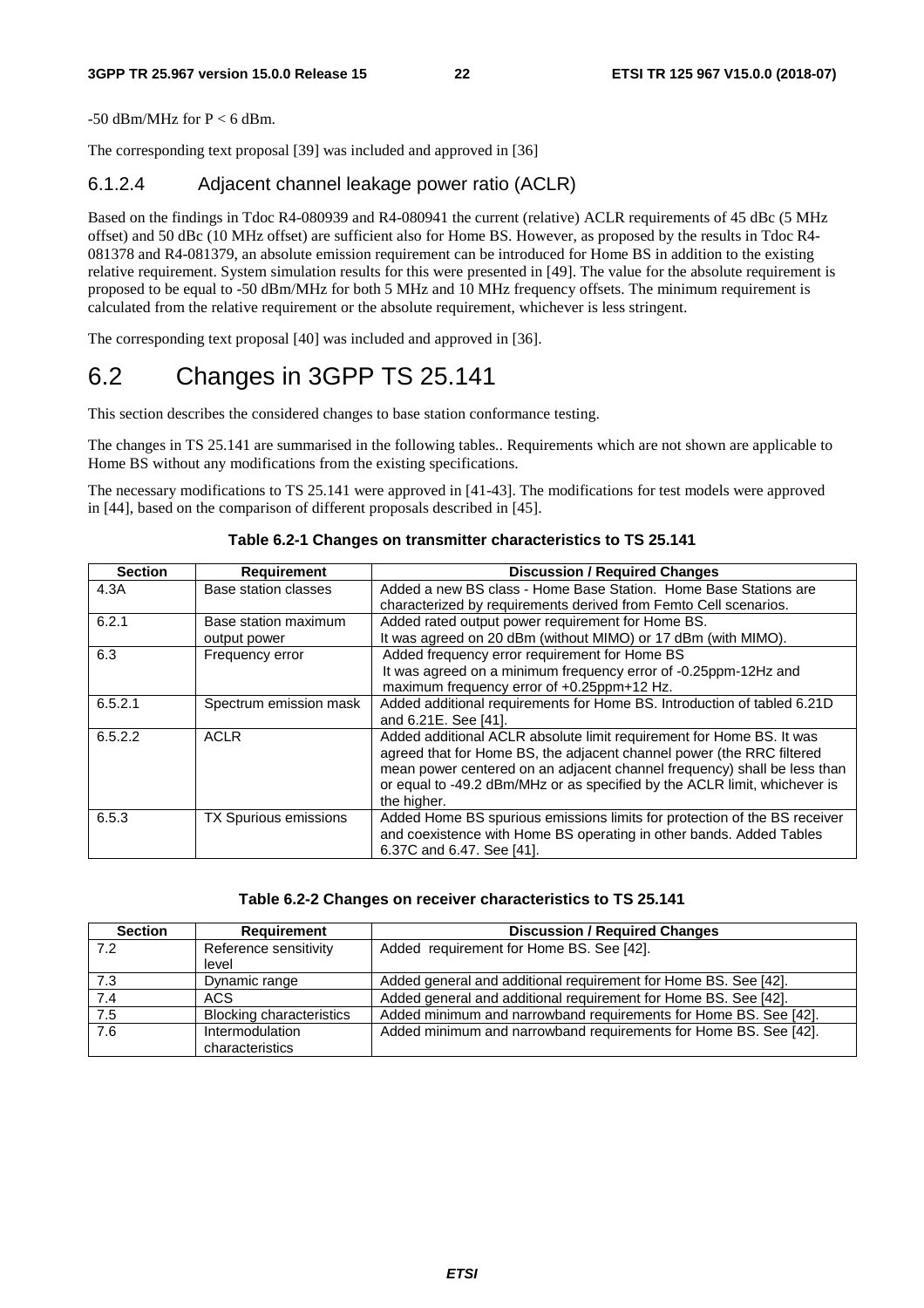-50 dBm/MHz for P < 6 dBm.

The corresponding text proposal [39] was included and approved in [36]

### 6.1.2.4 Adjacent channel leakage power ratio (ACLR)

Based on the findings in Tdoc R4-080939 and R4-080941 the current (relative) ACLR requirements of 45 dBc (5 MHz offset) and 50 dBc (10 MHz offset) are sufficient also for Home BS. However, as proposed by the results in Tdoc R4-081378 and R4-081379, an absolute emission requirement can be introduced for Home BS in addition to the existing relative requirement. System simulation results for this were presented in [49]. The value for the absolute requirement is proposed to be equal to -50 dBm/MHz for both 5 MHz and 10 MHz frequency offsets. The minimum requirement is calculated from the relative requirement or the absolute requirement, whichever is less stringent.

The corresponding text proposal [40] was included and approved in [36].

## 6.2 Changes in 3GPP TS 25.141

This section describes the considered changes to base station conformance testing.

The changes in TS 25.141 are summarised in the following tables.. Requirements which are not shown are applicable to Home BS without any modifications from the existing specifications.

The necessary modifications to TS 25.141 were approved in [41-43]. The modifications for test models were approved in [44], based on the comparison of different proposals described in [45].

**Table 6.2-1 Changes on transmitter characteristics to TS 25.141**

| Section | Requirement | Discussion / Required Changes |
|---|---|---|
| 4.3A | Base station classes | Added a new BS class - Home Base Station. Home Base Stations are characterized by requirements derived from Femto Cell scenarios. |
| 6.2.1 | Base station maximum output power | Added rated output power requirement for Home BS.<br>It was agreed on 20 dBm (without MIMO) or 17 dBm (with MIMO). |
| 6.3 | Frequency error | Added frequency error requirement for Home BS<br>It was agreed on a minimum frequency error of -0.25ppm-12Hz and maximum frequency error of +0.25ppm+12 Hz. |
| 6.5.2.1 | Spectrum emission mask | Added additional requirements for Home BS. Introduction of tabled 6.21D and 6.21E. See [41]. |
| 6.5.2.2 | ACLR | Added additional ACLR absolute limit requirement for Home BS. It was agreed that for Home BS, the adjacent channel power (the RRC filtered mean power centered on an adjacent channel frequency) shall be less than or equal to -49.2 dBm/MHz or as specified by the ACLR limit, whichever is the higher. |
| 6.5.3 | TX Spurious emissions | Added Home BS spurious emissions limits for protection of the BS receiver and coexistence with Home BS operating in other bands. Added Tables 6.37C and 6.47. See [41]. |

**Table 6.2-2 Changes on receiver characteristics to TS 25.141**

| Section | Requirement | Discussion / Required Changes |
|---|---|---|
| 7.2 | Reference sensitivity level | Added requirement for Home BS. See [42]. |
| 7.3 | Dynamic range | Added general and additional requirement for Home BS. See [42]. |
| 7.4 | ACS | Added general and additional requirement for Home BS. See [42]. |
| 7.5 | Blocking characteristics | Added minimum and narrowband requirements for Home BS. See [42]. |
| 7.6 | Intermodulation characteristics | Added minimum and narrowband requirements for Home BS. See [42]. |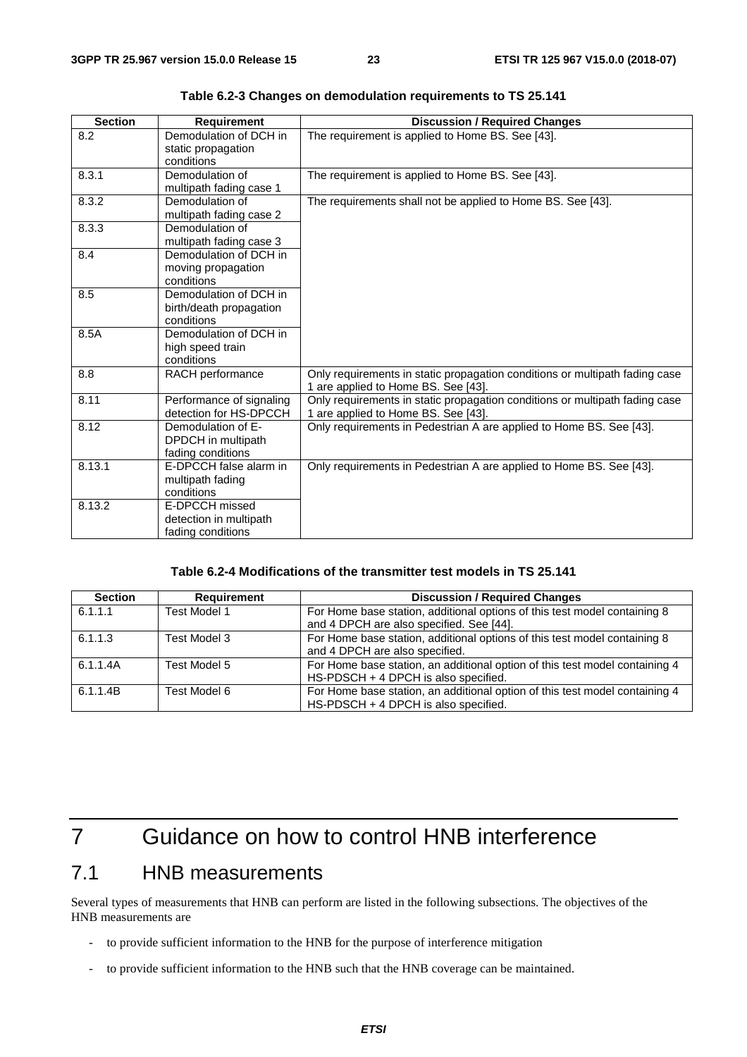**Table 6.2-3 Changes on demodulation requirements to TS 25.141**

| Section | Requirement | Discussion / Required Changes |
|---|---|---|
| 8.2 | Demodulation of DCH in static propagation conditions | The requirement is applied to Home BS. See [43]. |
| 8.3.1 | Demodulation of multipath fading case 1 | The requirement is applied to Home BS. See [43]. |
| 8.3.2 | Demodulation of multipath fading case 2 | The requirements shall not be applied to Home BS. See [43]. |
| 8.3.3 | Demodulation of multipath fading case 3 | |
| 8.4 | Demodulation of DCH in moving propagation conditions | |
| 8.5 | Demodulation of DCH in birth/death propagation conditions | |
| 8.5A | Demodulation of DCH in high speed train conditions | |
| 8.8 | RACH performance | Only requirements in static propagation conditions or multipath fading case 1 are applied to Home BS. See [43]. |
| 8.11 | Performance of signaling detection for HS-DPCCH | Only requirements in static propagation conditions or multipath fading case 1 are applied to Home BS. See [43]. |
| 8.12 | Demodulation of E-DPDCH in multipath fading conditions | Only requirements in Pedestrian A are applied to Home BS. See [43]. |
| 8.13.1 | E-DPCCH false alarm in multipath fading conditions | Only requirements in Pedestrian A are applied to Home BS. See [43]. |
| 8.13.2 | E-DPCCH missed detection in multipath fading conditions | |

**Table 6.2-4 Modifications of the transmitter test models in TS 25.141**

| Section | Requirement | Discussion / Required Changes |
|---|---|---|
| 6.1.1.1 | Test Model 1 | For Home base station, additional options of this test model containing 8 and 4 DPCH are also specified. See [44]. |
| 6.1.1.3 | Test Model 3 | For Home base station, additional options of this test model containing 8 and 4 DPCH are also specified. |
| 6.1.1.4A | Test Model 5 | For Home base station, an additional option of this test model containing 4 HS-PDSCH + 4 DPCH is also specified. |
| 6.1.1.4B | Test Model 6 | For Home base station, an additional option of this test model containing 4 HS-PDSCH + 4 DPCH is also specified. |

# 7 Guidance on how to control HNB interference

## 7.1 HNB measurements

Several types of measurements that HNB can perform are listed in the following subsections. The objectives of the HNB measurements are

- to provide sufficient information to the HNB for the purpose of interference mitigation
- to provide sufficient information to the HNB such that the HNB coverage can be maintained.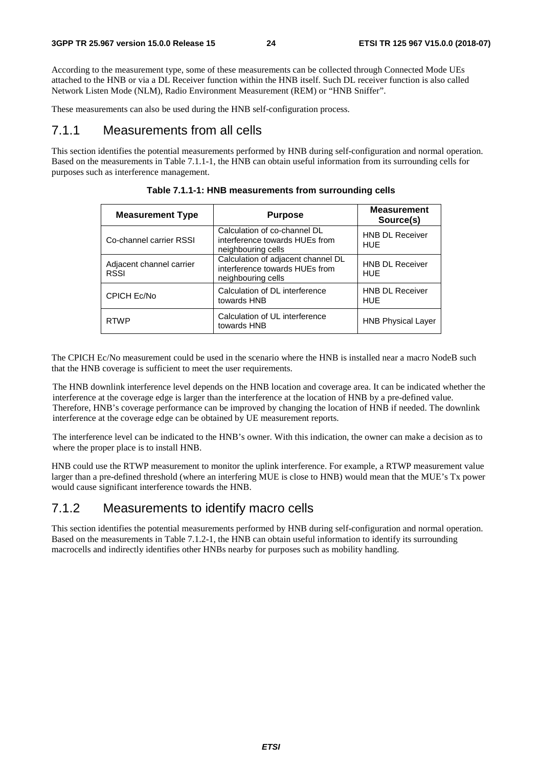According to the measurement type, some of these measurements can be collected through Connected Mode UEs attached to the HNB or via a DL Receiver function within the HNB itself. Such DL receiver function is also called Network Listen Mode (NLM), Radio Environment Measurement (REM) or "HNB Sniffer".

These measurements can also be used during the HNB self-configuration process.

### 7.1.1 Measurements from all cells

This section identifies the potential measurements performed by HNB during self-configuration and normal operation. Based on the measurements in Table 7.1.1-1, the HNB can obtain useful information from its surrounding cells for purposes such as interference management.

**Table 7.1.1-1: HNB measurements from surrounding cells**

| Measurement Type | Purpose | Measurement Source(s) |
|---|---|---|
| Co-channel carrier RSSI | Calculation of co-channel DL interference towards HUEs from neighbouring cells | HNB DL Receiver HUE |
| Adjacent channel carrier RSSI | Calculation of adjacent channel DL interference towards HUEs from neighbouring cells | HNB DL Receiver HUE |
| CPICH Ec/No | Calculation of DL interference towards HNB | HNB DL Receiver HUE |
| RTWP | Calculation of UL interference towards HNB | HNB Physical Layer |

The CPICH Ec/No measurement could be used in the scenario where the HNB is installed near a macro NodeB such that the HNB coverage is sufficient to meet the user requirements.

The HNB downlink interference level depends on the HNB location and coverage area. It can be indicated whether the interference at the coverage edge is larger than the interference at the location of HNB by a pre-defined value. Therefore, HNB's coverage performance can be improved by changing the location of HNB if needed. The downlink interference at the coverage edge can be obtained by UE measurement reports.

The interference level can be indicated to the HNB's owner. With this indication, the owner can make a decision as to where the proper place is to install HNB.

HNB could use the RTWP measurement to monitor the uplink interference. For example, a RTWP measurement value larger than a pre-defined threshold (where an interfering MUE is close to HNB) would mean that the MUE's Tx power would cause significant interference towards the HNB.

### 7.1.2 Measurements to identify macro cells

This section identifies the potential measurements performed by HNB during self-configuration and normal operation. Based on the measurements in Table 7.1.2-1, the HNB can obtain useful information to identify its surrounding macrocells and indirectly identifies other HNBs nearby for purposes such as mobility handling.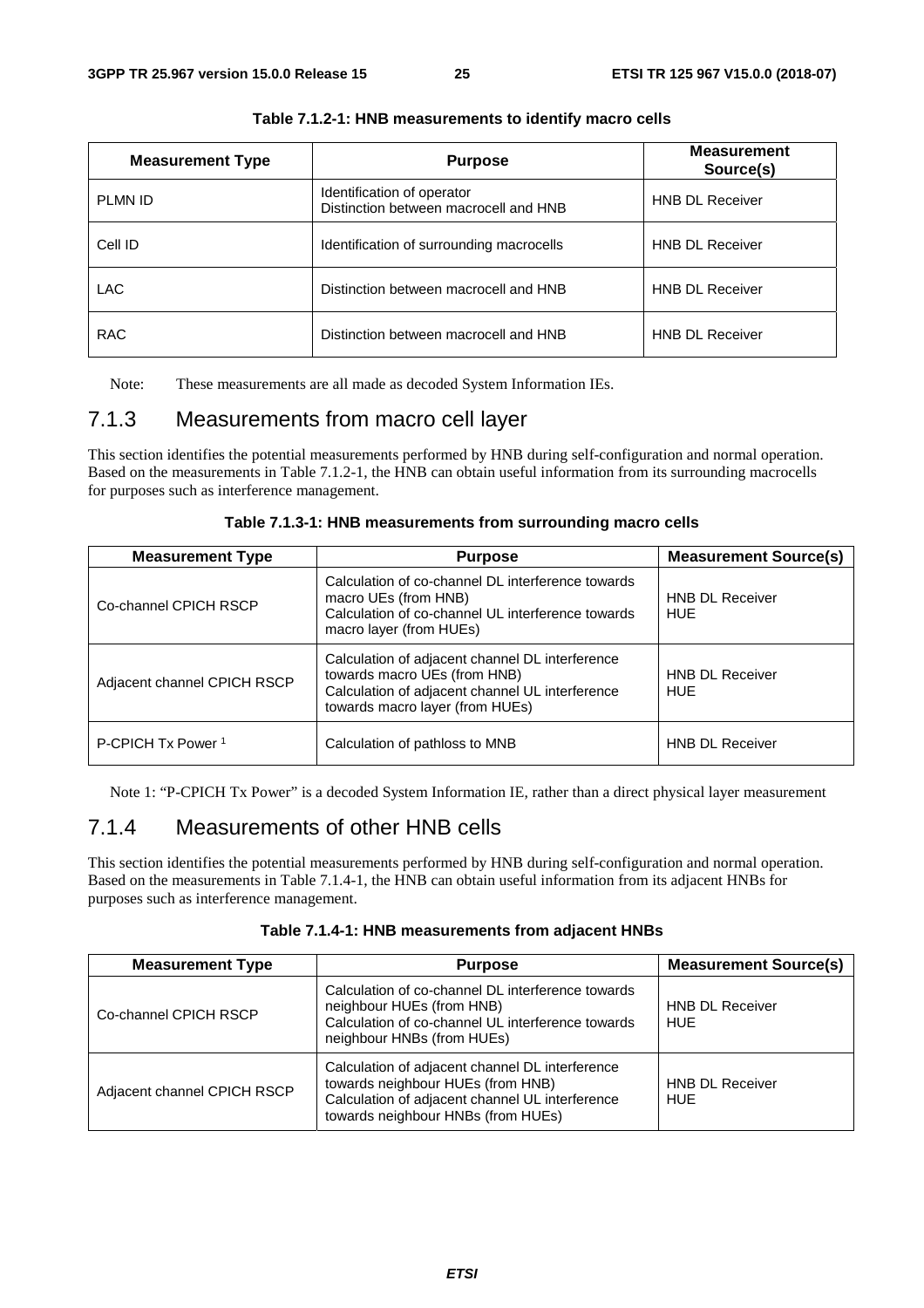**Table 7.1.2-1: HNB measurements to identify macro cells**

| Measurement Type | Purpose | Measurement Source(s) |
|---|---|---|
| PLMN ID | Identification of operator<br>Distinction between macrocell and HNB | HNB DL Receiver |
| Cell ID | Identification of surrounding macrocells | HNB DL Receiver |
| LAC | Distinction between macrocell and HNB | HNB DL Receiver |
| RAC | Distinction between macrocell and HNB | HNB DL Receiver |

Note: These measurements are all made as decoded System Information IEs.

### 7.1.3 Measurements from macro cell layer

This section identifies the potential measurements performed by HNB during self-configuration and normal operation. Based on the measurements in Table 7.1.2-1, the HNB can obtain useful information from its surrounding macrocells for purposes such as interference management.

**Table 7.1.3-1: HNB measurements from surrounding macro cells**

| Measurement Type | Purpose | Measurement Source(s) |
|---|---|---|
| Co-channel CPICH RSCP | Calculation of co-channel DL interference towards macro UEs (from HNB)<br>Calculation of co-channel UL interference towards macro layer (from HUEs) | HNB DL Receiver<br>HUE |
| Adjacent channel CPICH RSCP | Calculation of adjacent channel DL interference towards macro UEs (from HNB)<br>Calculation of adjacent channel UL interference towards macro layer (from HUEs) | HNB DL Receiver<br>HUE |
| P-CPICH Tx Power [1] | Calculation of pathloss to MNB | HNB DL Receiver |

Note 1: "P-CPICH Tx Power" is a decoded System Information IE, rather than a direct physical layer measurement

### 7.1.4 Measurements of other HNB cells

This section identifies the potential measurements performed by HNB during self-configuration and normal operation. Based on the measurements in Table 7.1.4-1, the HNB can obtain useful information from its adjacent HNBs for purposes such as interference management.

**Table 7.1.4-1: HNB measurements from adjacent HNBs**

| Measurement Type | Purpose | Measurement Source(s) |
|---|---|---|
| Co-channel CPICH RSCP | Calculation of co-channel DL interference towards neighbour HUEs (from HNB)<br>Calculation of co-channel UL interference towards neighbour HNBs (from HUEs) | HNB DL Receiver<br>HUE |
| Adjacent channel CPICH RSCP | Calculation of adjacent channel DL interference towards neighbour HUEs (from HNB)<br>Calculation of adjacent channel UL interference towards neighbour HNBs (from HUEs) | HNB DL Receiver<br>HUE |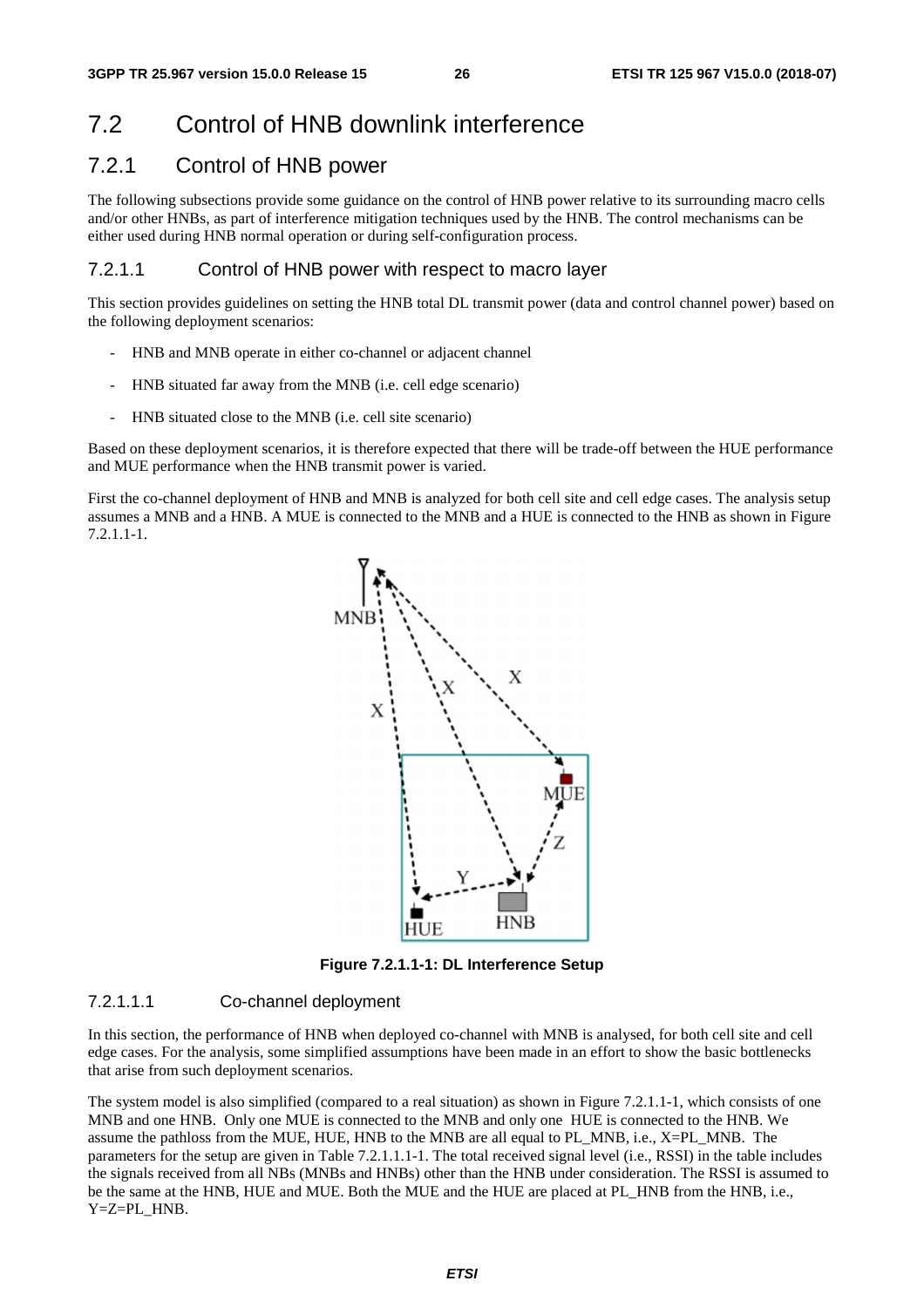## 7.2 Control of HNB downlink interference

### 7.2.1 Control of HNB power

The following subsections provide some guidance on the control of HNB power relative to its surrounding macro cells and/or other HNBs, as part of interference mitigation techniques used by the HNB. The control mechanisms can be either used during HNB normal operation or during self-configuration process.

#### 7.2.1.1 Control of HNB power with respect to macro layer

This section provides guidelines on setting the HNB total DL transmit power (data and control channel power) based on the following deployment scenarios:

- HNB and MNB operate in either co-channel or adjacent channel
- HNB situated far away from the MNB (i.e. cell edge scenario)
- HNB situated close to the MNB (i.e. cell site scenario)

Based on these deployment scenarios, it is therefore expected that there will be trade-off between the HUE performance and MUE performance when the HNB transmit power is varied.

First the co-channel deployment of HNB and MNB is analyzed for both cell site and cell edge cases. The analysis setup assumes a MNB and a HNB. A MUE is connected to the MNB and a HUE is connected to the HNB as shown in Figure 7.2.1.1-1.

**Figure 7.2.1.1-1: DL Interference Setup**

##### 7.2.1.1.1 Co-channel deployment

In this section, the performance of HNB when deployed co-channel with MNB is analysed, for both cell site and cell edge cases. For the analysis, some simplified assumptions have been made in an effort to show the basic bottlenecks that arise from such deployment scenarios.

The system model is also simplified (compared to a real situation) as shown in Figure 7.2.1.1-1, which consists of one MNB and one HNB. Only one MUE is connected to the MNB and only one HUE is connected to the HNB. We assume the pathloss from the MUE, HUE, HNB to the MNB are all equal to PL_MNB, i.e., X=PL_MNB. The parameters for the setup are given in Table 7.2.1.1.1-1. The total received signal level (i.e., RSSI) in the table includes the signals received from all NBs (MNBs and HNBs) other than the HNB under consideration. The RSSI is assumed to be the same at the HNB, HUE and MUE. Both the MUE and the HUE are placed at PL_HNB from the HNB, i.e., Y=Z=PL_HNB.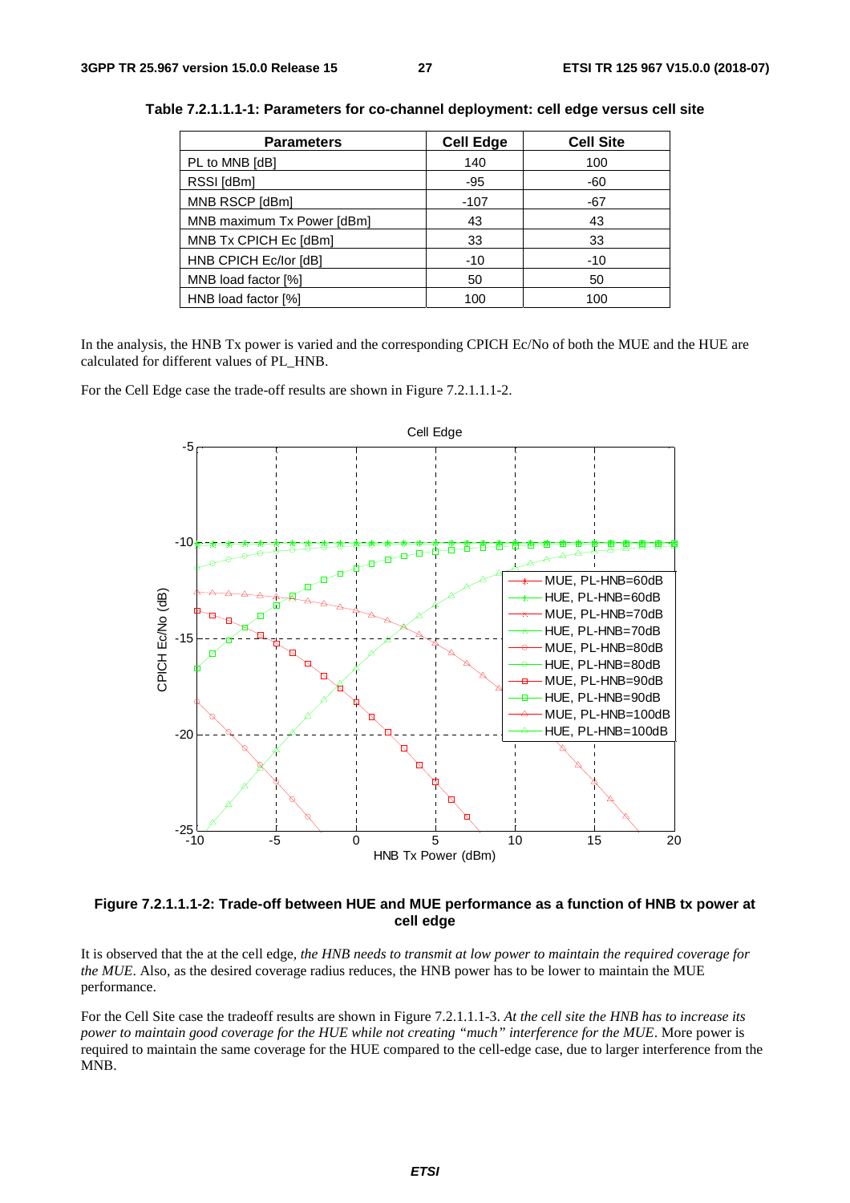**Table 7.2.1.1.1-1: Parameters for co-channel deployment: cell edge versus cell site**

| Parameters | Cell Edge | Cell Site |
|---|---|---|
| PL to MNB [dB] | 140 | 100 |
| RSSI [dBm] | -95 | -60 |
| MNB RSCP [dBm] | -107 | -67 |
| MNB maximum Tx Power [dBm] | 43 | 43 |
| MNB Tx CPICH Ec [dBm] | 33 | 33 |
| HNB CPICH Ec/Ior [dB] | -10 | -10 |
| MNB load factor [%] | 50 | 50 |
| HNB load factor [%] | 100 | 100 |

In the analysis, the HNB Tx power is varied and the corresponding CPICH Ec/No of both the MUE and the HUE are calculated for different values of PL_HNB.

For the Cell Edge case the trade-off results are shown in Figure 7.2.1.1.1-2.

**Figure 7.2.1.1.1-2: Trade-off between HUE and MUE performance as a function of HNB tx power at cell edge**

It is observed that the at the cell edge, *the HNB needs to transmit at low power to maintain the required coverage for the MUE*. Also, as the desired coverage radius reduces, the HNB power has to be lower to maintain the MUE performance.

For the Cell Site case the tradeoff results are shown in Figure 7.2.1.1.1-3. *At the cell site the HNB has to increase its power to maintain good coverage for the HUE while not creating "much" interference for the MUE*. More power is required to maintain the same coverage for the HUE compared to the cell-edge case, due to larger interference from the MNB.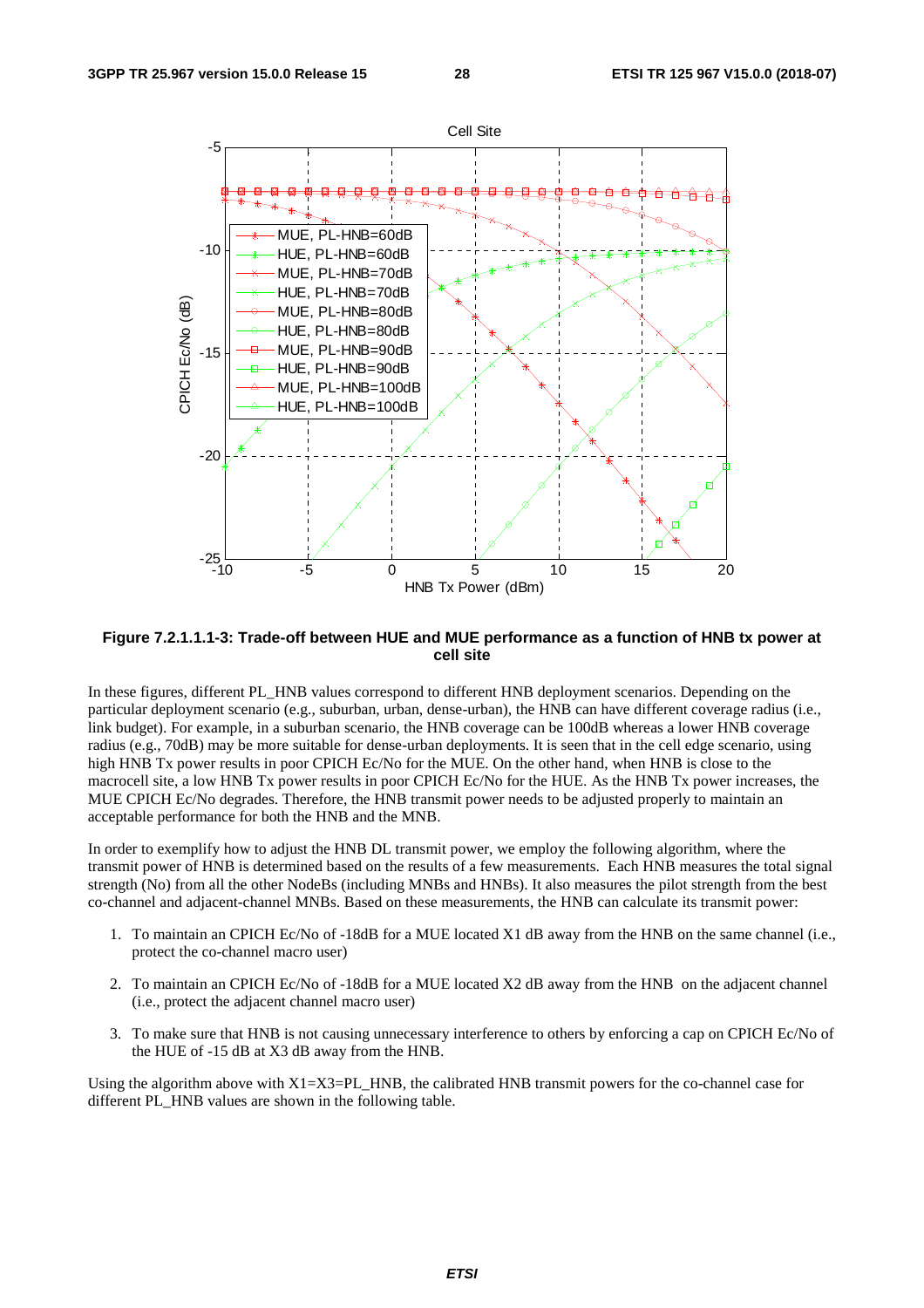**Figure 7.2.1.1.1-3: Trade-off between HUE and MUE performance as a function of HNB tx power at cell site**

In these figures, different PL_HNB values correspond to different HNB deployment scenarios. Depending on the particular deployment scenario (e.g., suburban, urban, dense-urban), the HNB can have different coverage radius (i.e., link budget). For example, in a suburban scenario, the HNB coverage can be 100dB whereas a lower HNB coverage radius (e.g., 70dB) may be more suitable for dense-urban deployments. It is seen that in the cell edge scenario, using high HNB Tx power results in poor CPICH Ec/No for the MUE. On the other hand, when HNB is close to the macrocell site, a low HNB Tx power results in poor CPICH Ec/No for the HUE. As the HNB Tx power increases, the MUE CPICH Ec/No degrades. Therefore, the HNB transmit power needs to be adjusted properly to maintain an acceptable performance for both the HNB and the MNB.

In order to exemplify how to adjust the HNB DL transmit power, we employ the following algorithm, where the transmit power of HNB is determined based on the results of a few measurements. Each HNB measures the total signal strength (No) from all the other NodeBs (including MNBs and HNBs). It also measures the pilot strength from the best co-channel and adjacent-channel MNBs. Based on these measurements, the HNB can calculate its transmit power:

1. To maintain an CPICH Ec/No of -18dB for a MUE located X1 dB away from the HNB on the same channel (i.e., protect the co-channel macro user)
2. To maintain an CPICH Ec/No of -18dB for a MUE located X2 dB away from the HNB on the adjacent channel (i.e., protect the adjacent channel macro user)
3. To make sure that HNB is not causing unnecessary interference to others by enforcing a cap on CPICH Ec/No of the HUE of -15 dB at X3 dB away from the HNB.

Using the algorithm above with X1=X3=PL_HNB, the calibrated HNB transmit powers for the co-channel case for different PL_HNB values are shown in the following table.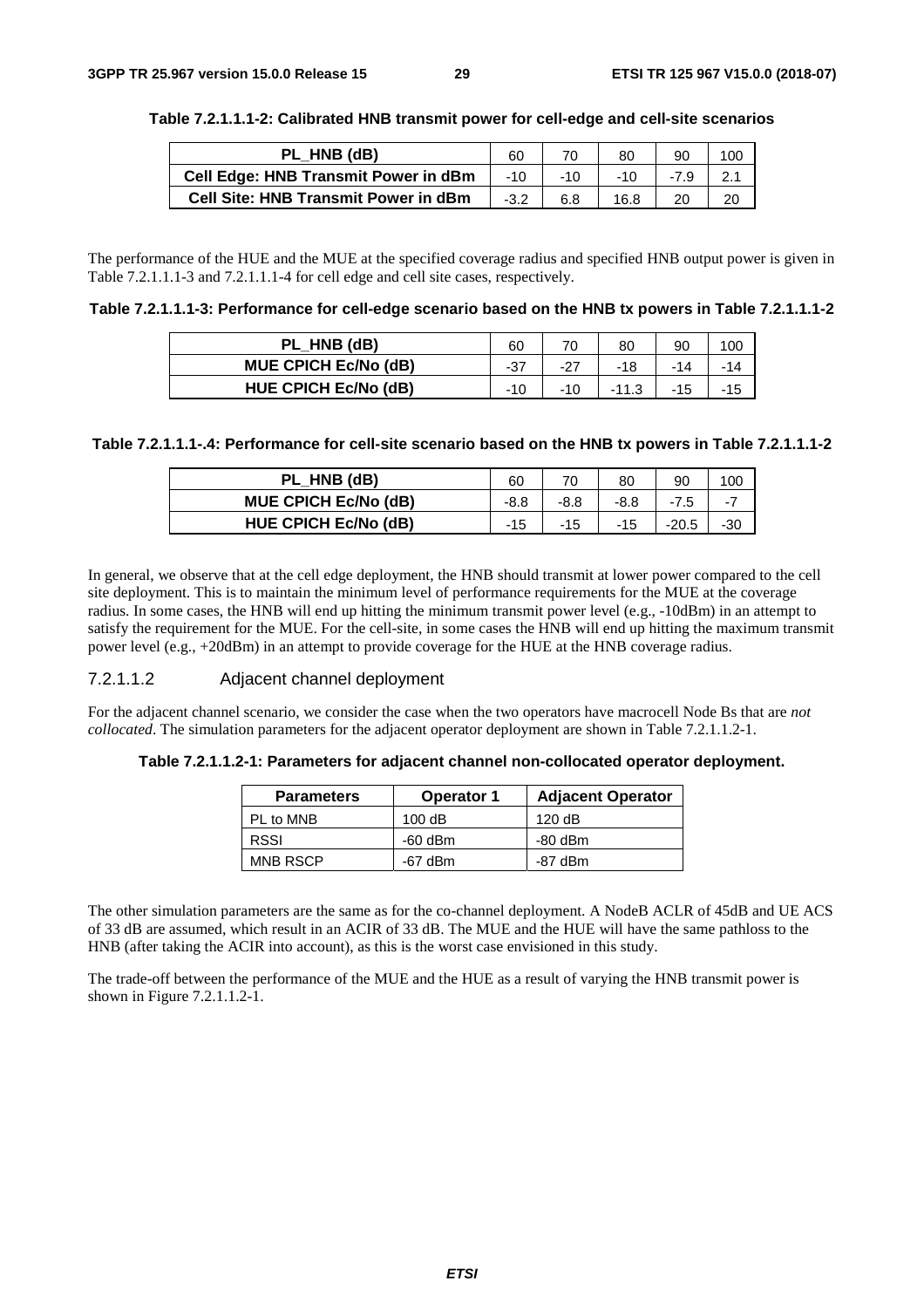**Table 7.2.1.1.1-2: Calibrated HNB transmit power for cell-edge and cell-site scenarios**

| PL_HNB (dB) | 60 | 70 | 80 | 90 | 100 |
|---|---|---|---|---|---|
| **Cell Edge: HNB Transmit Power in dBm** | -10 | -10 | -10 | -7.9 | 2.1 |
| **Cell Site: HNB Transmit Power in dBm** | -3.2 | 6.8 | 16.8 | 20 | 20 |

The performance of the HUE and the MUE at the specified coverage radius and specified HNB output power is given in Table 7.2.1.1.1-3 and 7.2.1.1.1-4 for cell edge and cell site cases, respectively.

**Table 7.2.1.1.1-3: Performance for cell-edge scenario based on the HNB tx powers in Table 7.2.1.1.1-2**

| PL_HNB (dB) | 60 | 70 | 80 | 90 | 100 |
|---|---|---|---|---|---|
| **MUE CPICH Ec/No (dB)** | -37 | -27 | -18 | -14 | -14 |
| **HUE CPICH Ec/No (dB)** | -10 | -10 | -11.3 | -15 | -15 |

**Table 7.2.1.1.1-.4: Performance for cell-site scenario based on the HNB tx powers in Table 7.2.1.1.1-2**

| PL_HNB (dB) | 60 | 70 | 80 | 90 | 100 |
|---|---|---|---|---|---|
| **MUE CPICH Ec/No (dB)** | -8.8 | -8.8 | -8.8 | -7.5 | -7 |
| **HUE CPICH Ec/No (dB)** | -15 | -15 | -15 | -20.5 | -30 |

In general, we observe that at the cell edge deployment, the HNB should transmit at lower power compared to the cell site deployment. This is to maintain the minimum level of performance requirements for the MUE at the coverage radius. In some cases, the HNB will end up hitting the minimum transmit power level (e.g., -10dBm) in an attempt to satisfy the requirement for the MUE. For the cell-site, in some cases the HNB will end up hitting the maximum transmit power level (e.g., +20dBm) in an attempt to provide coverage for the HUE at the HNB coverage radius.

#### 7.2.1.1.2 Adjacent channel deployment

For the adjacent channel scenario, we consider the case when the two operators have macrocell Node Bs that are *not collocated*. The simulation parameters for the adjacent operator deployment are shown in Table 7.2.1.1.2-1.

**Table 7.2.1.1.2-1: Parameters for adjacent channel non-collocated operator deployment.**

| Parameters | Operator 1 | Adjacent Operator |
|---|---|---|
| PL to MNB | 100 dB | 120 dB |
| RSSI | -60 dBm | -80 dBm |
| MNB RSCP | -67 dBm | -87 dBm |

The other simulation parameters are the same as for the co-channel deployment. A NodeB ACLR of 45dB and UE ACS of 33 dB are assumed, which result in an ACIR of 33 dB. The MUE and the HUE will have the same pathloss to the HNB (after taking the ACIR into account), as this is the worst case envisioned in this study.

The trade-off between the performance of the MUE and the HUE as a result of varying the HNB transmit power is shown in Figure 7.2.1.1.2-1.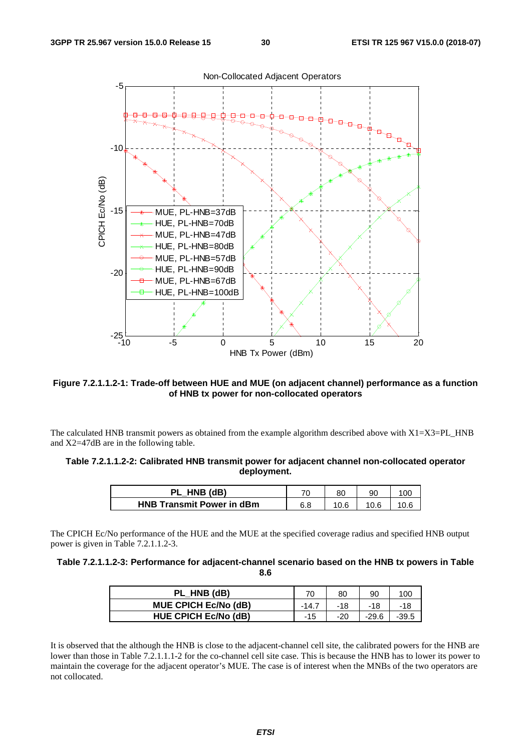**Figure 7.2.1.1.2-1: Trade-off between HUE and MUE (on adjacent channel) performance as a function of HNB tx power for non-collocated operators**

The calculated HNB transmit powers as obtained from the example algorithm described above with X1=X3=PL_HNB and X2=47dB are in the following table.

**Table 7.2.1.1.2-2: Calibrated HNB transmit power for adjacent channel non-collocated operator deployment.**

| PL_HNB (dB) | 70 | 80 | 90 | 100 |
|---|---|---|---|---|
| HNB Transmit Power in dBm | 6.8 | 10.6 | 10.6 | 10.6 |

The CPICH Ec/No performance of the HUE and the MUE at the specified coverage radius and specified HNB output power is given in Table 7.2.1.1.2-3.

**Table 7.2.1.1.2-3: Performance for adjacent-channel scenario based on the HNB tx powers in Table 8.6**

| PL_HNB (dB) | 70 | 80 | 90 | 100 |
|---|---|---|---|---|
| MUE CPICH Ec/No (dB) | -14.7 | -18 | -18 | -18 |
| HUE CPICH Ec/No (dB) | -15 | -20 | -29.6 | -39.5 |

It is observed that the although the HNB is close to the adjacent-channel cell site, the calibrated powers for the HNB are lower than those in Table 7.2.1.1.1-2 for the co-channel cell site case. This is because the HNB has to lower its power to maintain the coverage for the adjacent operator's MUE. The case is of interest when the MNBs of the two operators are not collocated.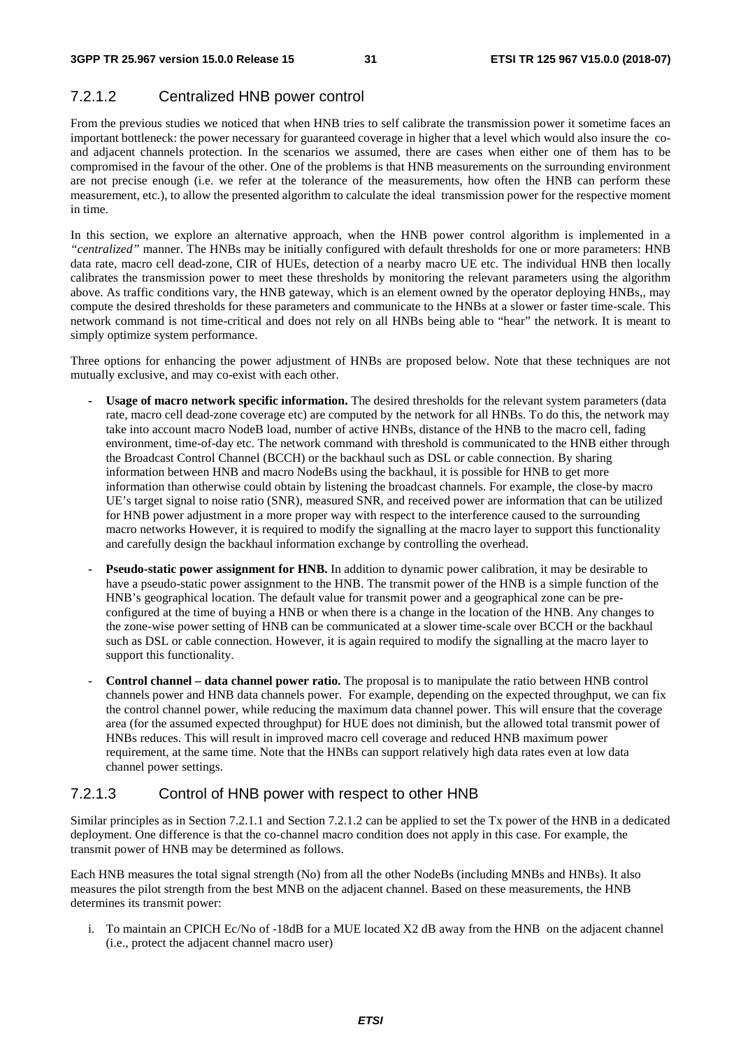### 7.2.1.2 Centralized HNB power control

From the previous studies we noticed that when HNB tries to self calibrate the transmission power it sometime faces an important bottleneck: the power necessary for guaranteed coverage in higher that a level which would also insure the co- and adjacent channels protection. In the scenarios we assumed, there are cases when either one of them has to be compromised in the favour of the other. One of the problems is that HNB measurements on the surrounding environment are not precise enough (i.e. we refer at the tolerance of the measurements, how often the HNB can perform these measurement, etc.), to allow the presented algorithm to calculate the ideal transmission power for the respective moment in time.

In this section, we explore an alternative approach, when the HNB power control algorithm is implemented in a *"centralized"* manner. The HNBs may be initially configured with default thresholds for one or more parameters: HNB data rate, macro cell dead-zone, CIR of HUEs, detection of a nearby macro UE etc. The individual HNB then locally calibrates the transmission power to meet these thresholds by monitoring the relevant parameters using the algorithm above. As traffic conditions vary, the HNB gateway, which is an element owned by the operator deploying HNBs,, may compute the desired thresholds for these parameters and communicate to the HNBs at a slower or faster time-scale. This network command is not time-critical and does not rely on all HNBs being able to "hear" the network. It is meant to simply optimize system performance.

Three options for enhancing the power adjustment of HNBs are proposed below. Note that these techniques are not mutually exclusive, and may co-exist with each other.

- **Usage of macro network specific information.** The desired thresholds for the relevant system parameters (data rate, macro cell dead-zone coverage etc) are computed by the network for all HNBs. To do this, the network may take into account macro NodeB load, number of active HNBs, distance of the HNB to the macro cell, fading environment, time-of-day etc. The network command with threshold is communicated to the HNB either through the Broadcast Control Channel (BCCH) or the backhaul such as DSL or cable connection. By sharing information between HNB and macro NodeBs using the backhaul, it is possible for HNB to get more information than otherwise could obtain by listening the broadcast channels. For example, the close-by macro UE's target signal to noise ratio (SNR), measured SNR, and received power are information that can be utilized for HNB power adjustment in a more proper way with respect to the interference caused to the surrounding macro networks However, it is required to modify the signalling at the macro layer to support this functionality and carefully design the backhaul information exchange by controlling the overhead.
- **Pseudo-static power assignment for HNB.** In addition to dynamic power calibration, it may be desirable to have a pseudo-static power assignment to the HNB. The transmit power of the HNB is a simple function of the HNB's geographical location. The default value for transmit power and a geographical zone can be pre-configured at the time of buying a HNB or when there is a change in the location of the HNB. Any changes to the zone-wise power setting of HNB can be communicated at a slower time-scale over BCCH or the backhaul such as DSL or cable connection. However, it is again required to modify the signalling at the macro layer to support this functionality.
- **Control channel – data channel power ratio.** The proposal is to manipulate the ratio between HNB control channels power and HNB data channels power. For example, depending on the expected throughput, we can fix the control channel power, while reducing the maximum data channel power. This will ensure that the coverage area (for the assumed expected throughput) for HUE does not diminish, but the allowed total transmit power of HNBs reduces. This will result in improved macro cell coverage and reduced HNB maximum power requirement, at the same time. Note that the HNBs can support relatively high data rates even at low data channel power settings.

### 7.2.1.3 Control of HNB power with respect to other HNB

Similar principles as in Section 7.2.1.1 and Section 7.2.1.2 can be applied to set the Tx power of the HNB in a dedicated deployment. One difference is that the co-channel macro condition does not apply in this case. For example, the transmit power of HNB may be determined as follows.

Each HNB measures the total signal strength (No) from all the other NodeBs (including MNBs and HNBs). It also measures the pilot strength from the best MNB on the adjacent channel. Based on these measurements, the HNB determines its transmit power:

i. To maintain an CPICH Ec/No of -18dB for a MUE located X2 dB away from the HNB on the adjacent channel (i.e., protect the adjacent channel macro user)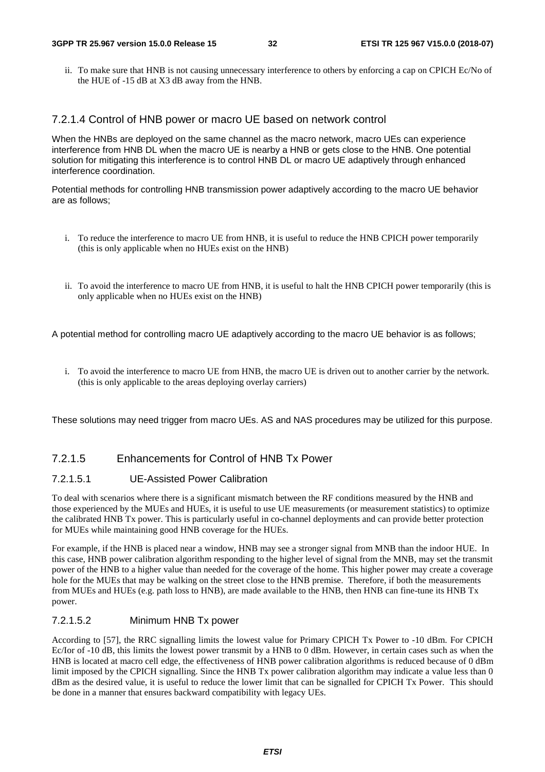ii. To make sure that HNB is not causing unnecessary interference to others by enforcing a cap on CPICH Ec/No of the HUE of -15 dB at X3 dB away from the HNB.

### 7.2.1.4 Control of HNB power or macro UE based on network control

When the HNBs are deployed on the same channel as the macro network, macro UEs can experience interference from HNB DL when the macro UE is nearby a HNB or gets close to the HNB. One potential solution for mitigating this interference is to control HNB DL or macro UE adaptively through enhanced interference coordination.

Potential methods for controlling HNB transmission power adaptively according to the macro UE behavior are as follows;

i. To reduce the interference to macro UE from HNB, it is useful to reduce the HNB CPICH power temporarily (this is only applicable when no HUEs exist on the HNB)

ii. To avoid the interference to macro UE from HNB, it is useful to halt the HNB CPICH power temporarily (this is only applicable when no HUEs exist on the HNB)

A potential method for controlling macro UE adaptively according to the macro UE behavior is as follows;

i. To avoid the interference to macro UE from HNB, the macro UE is driven out to another carrier by the network. (this is only applicable to the areas deploying overlay carriers)

These solutions may need trigger from macro UEs. AS and NAS procedures may be utilized for this purpose.

### 7.2.1.5 Enhancements for Control of HNB Tx Power

#### 7.2.1.5.1 UE-Assisted Power Calibration

To deal with scenarios where there is a significant mismatch between the RF conditions measured by the HNB and those experienced by the MUEs and HUEs, it is useful to use UE measurements (or measurement statistics) to optimize the calibrated HNB Tx power. This is particularly useful in co-channel deployments and can provide better protection for MUEs while maintaining good HNB coverage for the HUEs.

For example, if the HNB is placed near a window, HNB may see a stronger signal from MNB than the indoor HUE. In this case, HNB power calibration algorithm responding to the higher level of signal from the MNB, may set the transmit power of the HNB to a higher value than needed for the coverage of the home. This higher power may create a coverage hole for the MUEs that may be walking on the street close to the HNB premise. Therefore, if both the measurements from MUEs and HUEs (e.g. path loss to HNB), are made available to the HNB, then HNB can fine-tune its HNB Tx power.

#### 7.2.1.5.2 Minimum HNB Tx power

According to [57], the RRC signalling limits the lowest value for Primary CPICH Tx Power to -10 dBm. For CPICH Ec/Ior of -10 dB, this limits the lowest power transmit by a HNB to 0 dBm. However, in certain cases such as when the HNB is located at macro cell edge, the effectiveness of HNB power calibration algorithms is reduced because of 0 dBm limit imposed by the CPICH signalling. Since the HNB Tx power calibration algorithm may indicate a value less than 0 dBm as the desired value, it is useful to reduce the lower limit that can be signalled for CPICH Tx Power. This should be done in a manner that ensures backward compatibility with legacy UEs.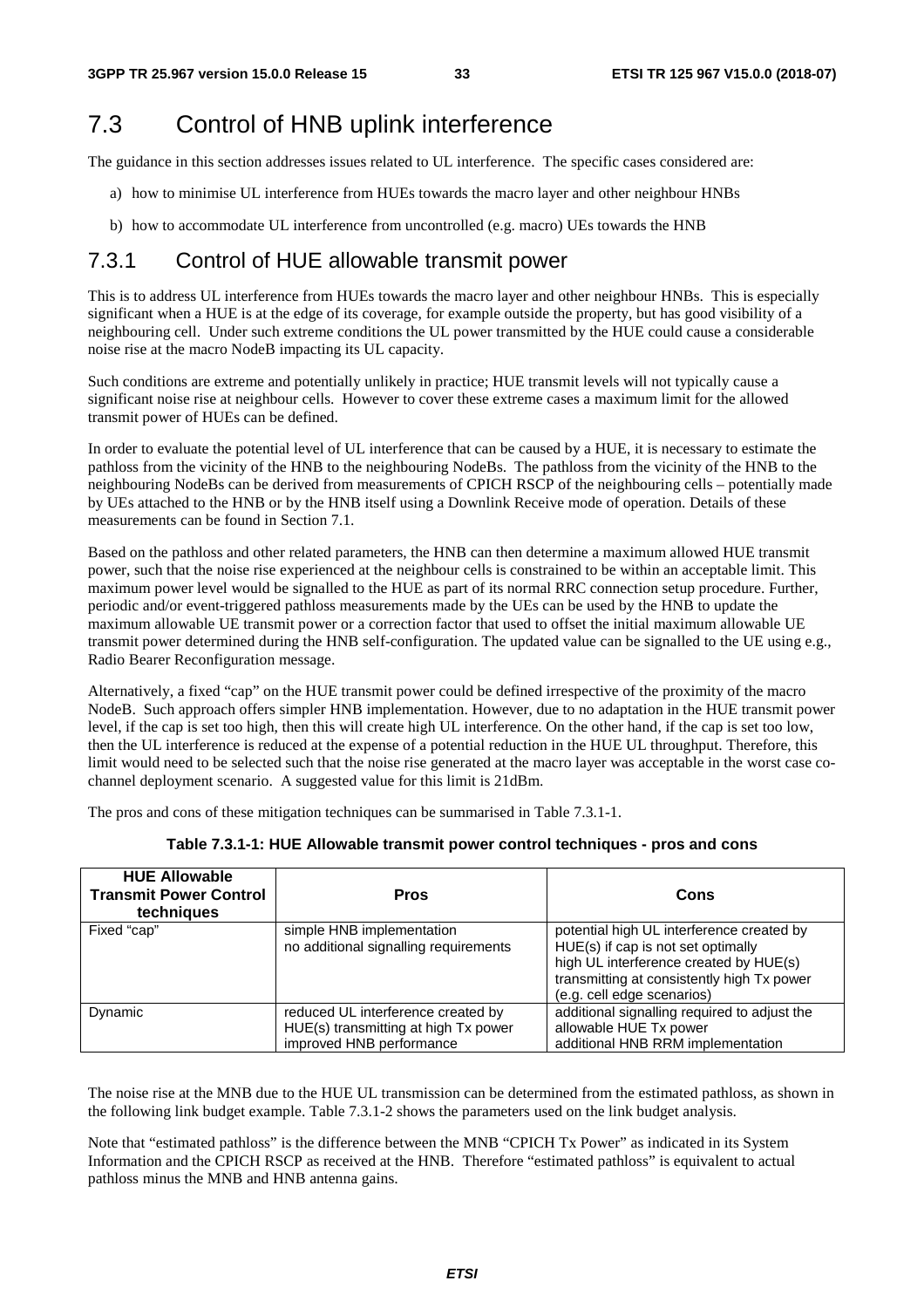## 7.3 Control of HNB uplink interference

The guidance in this section addresses issues related to UL interference. The specific cases considered are:

a) how to minimise UL interference from HUEs towards the macro layer and other neighbour HNBs

b) how to accommodate UL interference from uncontrolled (e.g. macro) UEs towards the HNB

### 7.3.1 Control of HUE allowable transmit power

This is to address UL interference from HUEs towards the macro layer and other neighbour HNBs. This is especially significant when a HUE is at the edge of its coverage, for example outside the property, but has good visibility of a neighbouring cell. Under such extreme conditions the UL power transmitted by the HUE could cause a considerable noise rise at the macro NodeB impacting its UL capacity.

Such conditions are extreme and potentially unlikely in practice; HUE transmit levels will not typically cause a significant noise rise at neighbour cells. However to cover these extreme cases a maximum limit for the allowed transmit power of HUEs can be defined.

In order to evaluate the potential level of UL interference that can be caused by a HUE, it is necessary to estimate the pathloss from the vicinity of the HNB to the neighbouring NodeBs. The pathloss from the vicinity of the HNB to the neighbouring NodeBs can be derived from measurements of CPICH RSCP of the neighbouring cells – potentially made by UEs attached to the HNB or by the HNB itself using a Downlink Receive mode of operation. Details of these measurements can be found in Section 7.1.

Based on the pathloss and other related parameters, the HNB can then determine a maximum allowed HUE transmit power, such that the noise rise experienced at the neighbour cells is constrained to be within an acceptable limit. This maximum power level would be signalled to the HUE as part of its normal RRC connection setup procedure. Further, periodic and/or event-triggered pathloss measurements made by the UEs can be used by the HNB to update the maximum allowable UE transmit power or a correction factor that used to offset the initial maximum allowable UE transmit power determined during the HNB self-configuration. The updated value can be signalled to the UE using e.g., Radio Bearer Reconfiguration message.

Alternatively, a fixed "cap" on the HUE transmit power could be defined irrespective of the proximity of the macro NodeB. Such approach offers simpler HNB implementation. However, due to no adaptation in the HUE transmit power level, if the cap is set too high, then this will create high UL interference. On the other hand, if the cap is set too low, then the UL interference is reduced at the expense of a potential reduction in the HUE UL throughput. Therefore, this limit would need to be selected such that the noise rise generated at the macro layer was acceptable in the worst case co-channel deployment scenario. A suggested value for this limit is 21dBm.

The pros and cons of these mitigation techniques can be summarised in Table 7.3.1-1.

**Table 7.3.1-1: HUE Allowable transmit power control techniques - pros and cons**

| HUE Allowable Transmit Power Control techniques | Pros | Cons |
|---|---|---|
| Fixed "cap" | simple HNB implementation<br>no additional signalling requirements | potential high UL interference created by HUE(s) if cap is not set optimally<br>high UL interference created by HUE(s) transmitting at consistently high Tx power (e.g. cell edge scenarios) |
| Dynamic | reduced UL interference created by HUE(s) transmitting at high Tx power<br>improved HNB performance | additional signalling required to adjust the allowable HUE Tx power<br>additional HNB RRM implementation |

The noise rise at the MNB due to the HUE UL transmission can be determined from the estimated pathloss, as shown in the following link budget example. Table 7.3.1-2 shows the parameters used on the link budget analysis.

Note that "estimated pathloss" is the difference between the MNB "CPICH Tx Power" as indicated in its System Information and the CPICH RSCP as received at the HNB. Therefore "estimated pathloss" is equivalent to actual pathloss minus the MNB and HNB antenna gains.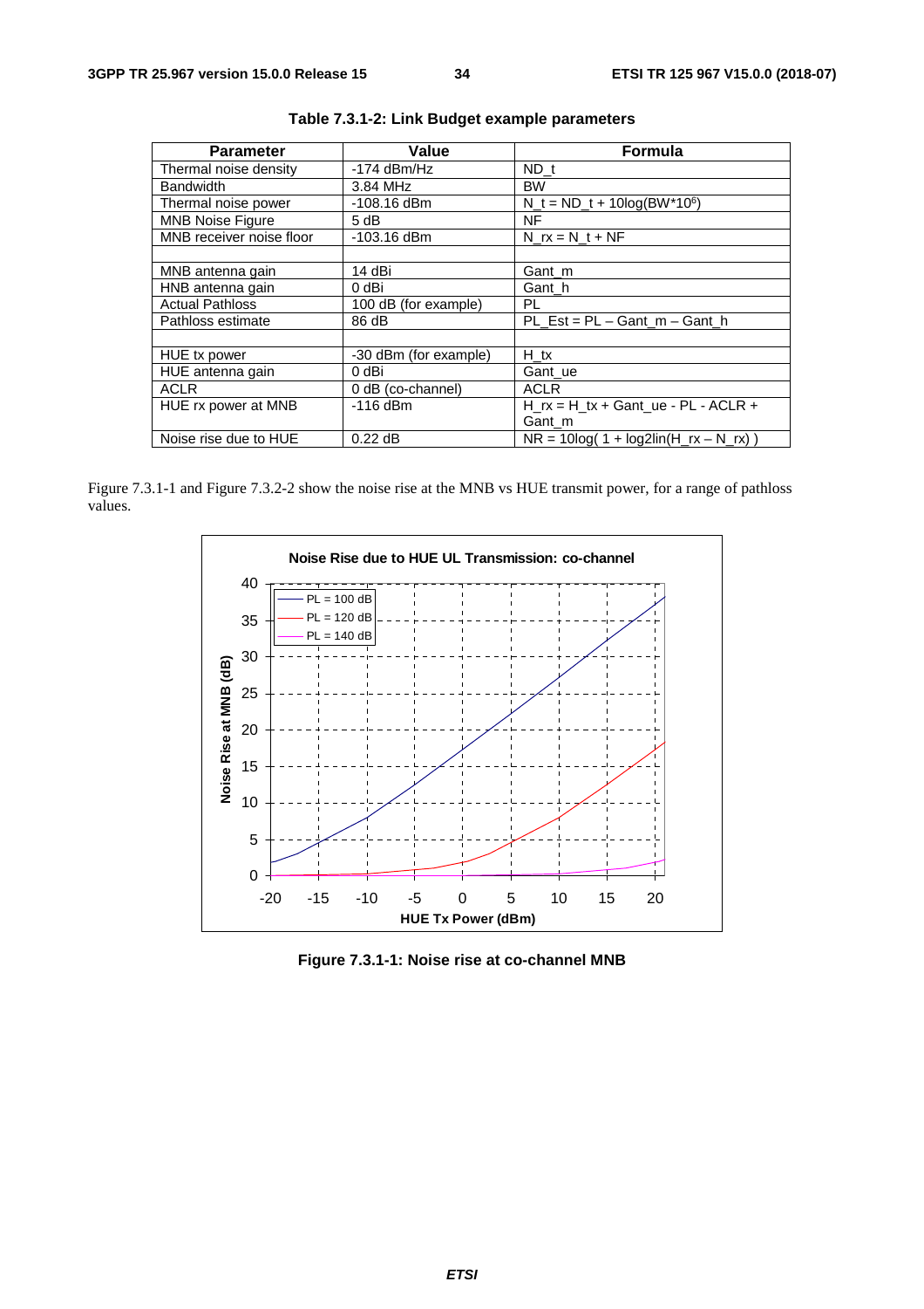**Table 7.3.1-2: Link Budget example parameters**

| Parameter | Value | Formula |
|---|---|---|
| Thermal noise density | -174 dBm/Hz | ND_t |
| Bandwidth | 3.84 MHz | BW |
| Thermal noise power | -108.16 dBm | N_t = ND_t + 10log(BW*10$^6$) |
| MNB Noise Figure | 5 dB | NF |
| MNB receiver noise floor | -103.16 dBm | N_rx = N_t + NF |
| | | |
| MNB antenna gain | 14 dBi | Gant_m |
| HNB antenna gain | 0 dBi | Gant_h |
| Actual Pathloss | 100 dB (for example) | PL |
| Pathloss estimate | 86 dB | PL_Est = PL – Gant_m – Gant_h |
| | | |
| HUE tx power | -30 dBm (for example) | H_tx |
| HUE antenna gain | 0 dBi | Gant_ue |
| ACLR | 0 dB (co-channel) | ACLR |
| HUE rx power at MNB | -116 dBm | H_rx = H_tx + Gant_ue - PL - ACLR + Gant_m |
| Noise rise due to HUE | 0.22 dB | NR = 10log( 1 + log2lin(H_rx – N_rx) ) |

Figure 7.3.1-1 and Figure 7.3.2-2 show the noise rise at the MNB vs HUE transmit power, for a range of pathloss values.

**Figure 7.3.1-1: Noise rise at co-channel MNB**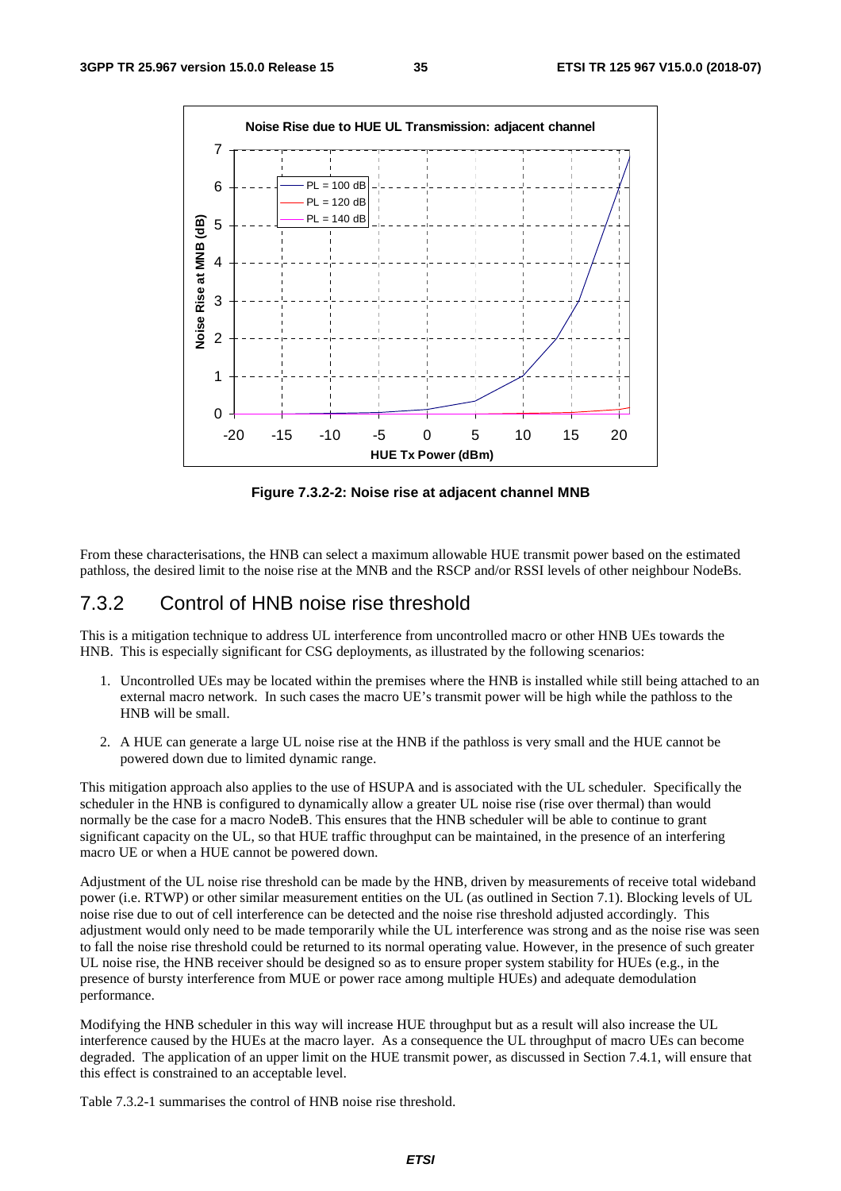Figure 7.3.2-2: Noise rise at adjacent channel MNB

From these characterisations, the HNB can select a maximum allowable HUE transmit power based on the estimated pathloss, the desired limit to the noise rise at the MNB and the RSCP and/or RSSI levels of other neighbour NodeBs.

## 7.3.2 Control of HNB noise rise threshold

This is a mitigation technique to address UL interference from uncontrolled macro or other HNB UEs towards the HNB. This is especially significant for CSG deployments, as illustrated by the following scenarios:

1. Uncontrolled UEs may be located within the premises where the HNB is installed while still being attached to an external macro network. In such cases the macro UE's transmit power will be high while the pathloss to the HNB will be small.

2. A HUE can generate a large UL noise rise at the HNB if the pathloss is very small and the HUE cannot be powered down due to limited dynamic range.

This mitigation approach also applies to the use of HSUPA and is associated with the UL scheduler. Specifically the scheduler in the HNB is configured to dynamically allow a greater UL noise rise (rise over thermal) than would normally be the case for a macro NodeB. This ensures that the HNB scheduler will be able to continue to grant significant capacity on the UL, so that HUE traffic throughput can be maintained, in the presence of an interfering macro UE or when a HUE cannot be powered down.

Adjustment of the UL noise rise threshold can be made by the HNB, driven by measurements of receive total wideband power (i.e. RTWP) or other similar measurement entities on the UL (as outlined in Section 7.1). Blocking levels of UL noise rise due to out of cell interference can be detected and the noise rise threshold adjusted accordingly. This adjustment would only need to be made temporarily while the UL interference was strong and as the noise rise was seen to fall the noise rise threshold could be returned to its normal operating value. However, in the presence of such greater UL noise rise, the HNB receiver should be designed so as to ensure proper system stability for HUEs (e.g., in the presence of bursty interference from MUE or power race among multiple HUEs) and adequate demodulation performance.

Modifying the HNB scheduler in this way will increase HUE throughput but as a result will also increase the UL interference caused by the HUEs at the macro layer. As a consequence the UL throughput of macro UEs can become degraded. The application of an upper limit on the HUE transmit power, as discussed in Section 7.4.1, will ensure that this effect is constrained to an acceptable level.

Table 7.3.2-1 summarises the control of HNB noise rise threshold.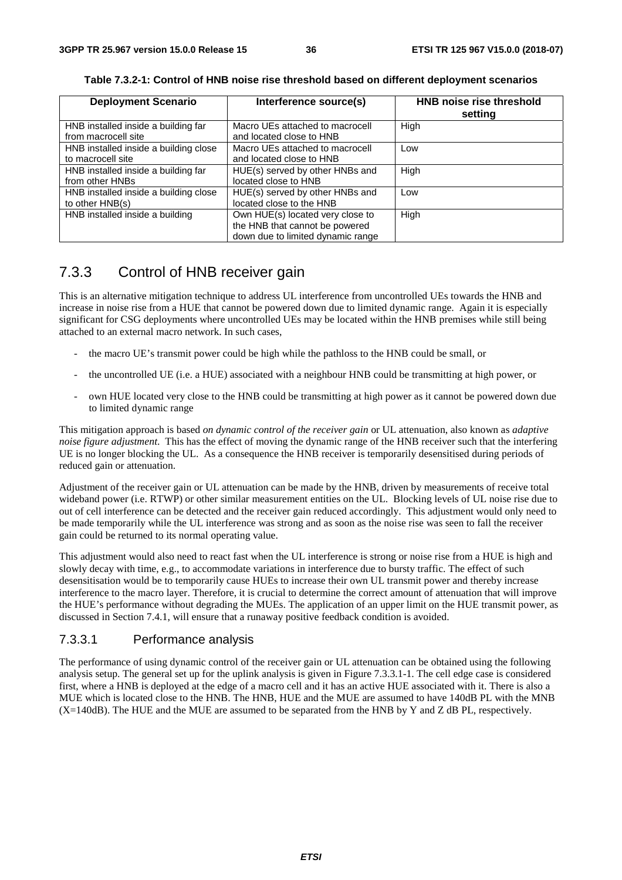**Table 7.3.2-1: Control of HNB noise rise threshold based on different deployment scenarios**

| Deployment Scenario | Interference source(s) | HNB noise rise threshold setting |
|---|---|---|
| HNB installed inside a building far from macrocell site | Macro UEs attached to macrocell and located close to HNB | High |
| HNB installed inside a building close to macrocell site | Macro UEs attached to macrocell and located close to HNB | Low |
| HNB installed inside a building far from other HNBs | HUE(s) served by other HNBs and located close to HNB | High |
| HNB installed inside a building close to other HNB(s) | HUE(s) served by other HNBs and located close to the HNB | Low |
| HNB installed inside a building | Own HUE(s) located very close to the HNB that cannot be powered down due to limited dynamic range | High |

### 7.3.3 Control of HNB receiver gain

This is an alternative mitigation technique to address UL interference from uncontrolled UEs towards the HNB and increase in noise rise from a HUE that cannot be powered down due to limited dynamic range. Again it is especially significant for CSG deployments where uncontrolled UEs may be located within the HNB premises while still being attached to an external macro network. In such cases,

- the macro UE's transmit power could be high while the pathloss to the HNB could be small, or
- the uncontrolled UE (i.e. a HUE) associated with a neighbour HNB could be transmitting at high power, or
- own HUE located very close to the HNB could be transmitting at high power as it cannot be powered down due to limited dynamic range

This mitigation approach is based *on dynamic control of the receiver gain* or UL attenuation, also known as *adaptive noise figure adjustment*. This has the effect of moving the dynamic range of the HNB receiver such that the interfering UE is no longer blocking the UL. As a consequence the HNB receiver is temporarily desensitised during periods of reduced gain or attenuation.

Adjustment of the receiver gain or UL attenuation can be made by the HNB, driven by measurements of receive total wideband power (i.e. RTWP) or other similar measurement entities on the UL. Blocking levels of UL noise rise due to out of cell interference can be detected and the receiver gain reduced accordingly. This adjustment would only need to be made temporarily while the UL interference was strong and as soon as the noise rise was seen to fall the receiver gain could be returned to its normal operating value.

This adjustment would also need to react fast when the UL interference is strong or noise rise from a HUE is high and slowly decay with time, e.g., to accommodate variations in interference due to bursty traffic. The effect of such desensitisation would be to temporarily cause HUEs to increase their own UL transmit power and thereby increase interference to the macro layer. Therefore, it is crucial to determine the correct amount of attenuation that will improve the HUE's performance without degrading the MUEs. The application of an upper limit on the HUE transmit power, as discussed in Section 7.4.1, will ensure that a runaway positive feedback condition is avoided.

#### 7.3.3.1 Performance analysis

The performance of using dynamic control of the receiver gain or UL attenuation can be obtained using the following analysis setup. The general set up for the uplink analysis is given in Figure 7.3.3.1-1. The cell edge case is considered first, where a HNB is deployed at the edge of a macro cell and it has an active HUE associated with it. There is also a MUE which is located close to the HNB. The HNB, HUE and the MUE are assumed to have 140dB PL with the MNB (X=140dB). The HUE and the MUE are assumed to be separated from the HNB by Y and Z dB PL, respectively.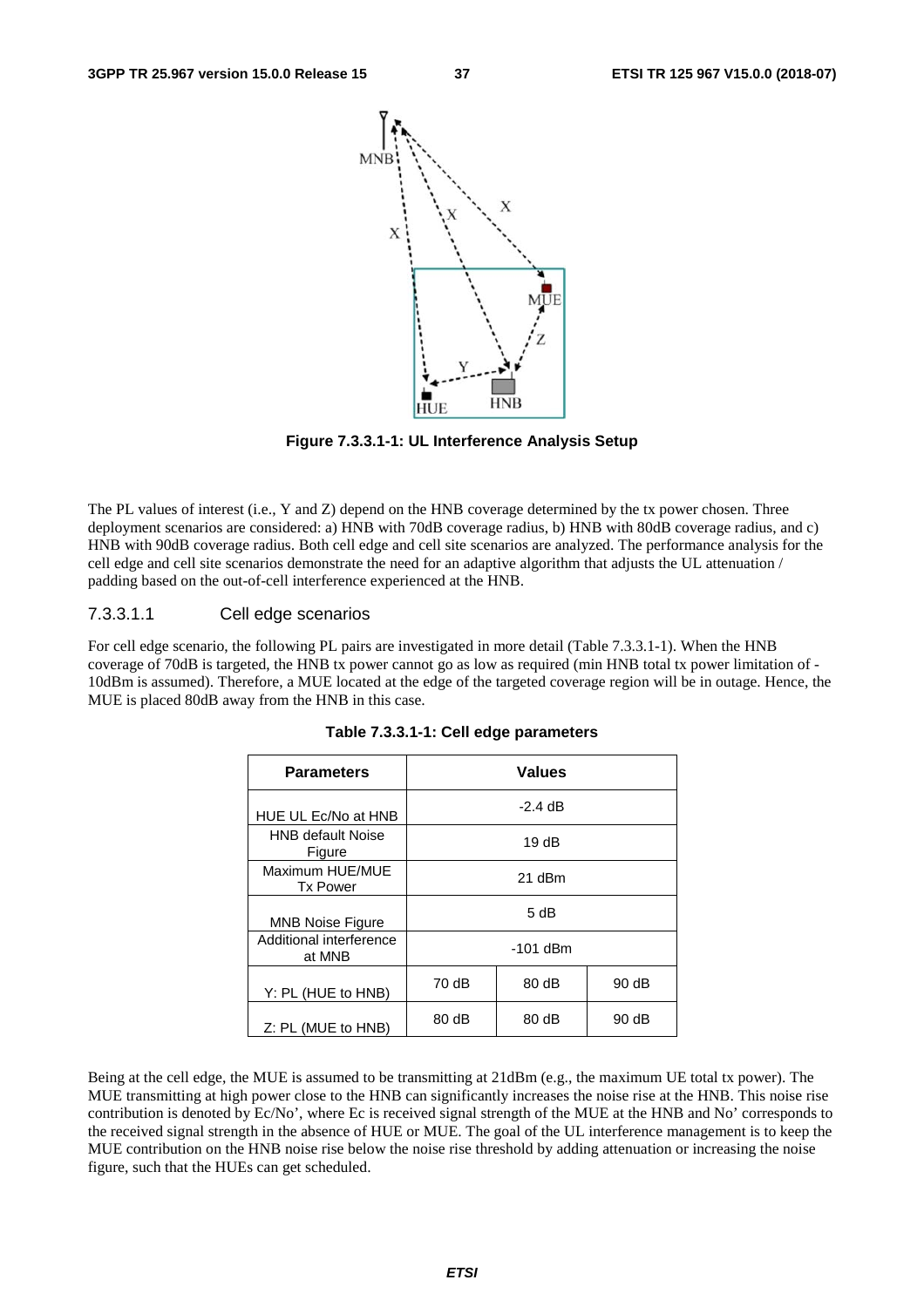**Figure 7.3.3.1-1: UL Interference Analysis Setup**

The PL values of interest (i.e., Y and Z) depend on the HNB coverage determined by the tx power chosen. Three deployment scenarios are considered: a) HNB with 70dB coverage radius, b) HNB with 80dB coverage radius, and c) HNB with 90dB coverage radius. Both cell edge and cell site scenarios are analyzed. The performance analysis for the cell edge and cell site scenarios demonstrate the need for an adaptive algorithm that adjusts the UL attenuation / padding based on the out-of-cell interference experienced at the HNB.

#### 7.3.3.1.1 Cell edge scenarios

For cell edge scenario, the following PL pairs are investigated in more detail (Table 7.3.3.1-1). When the HNB coverage of 70dB is targeted, the HNB tx power cannot go as low as required (min HNB total tx power limitation of -10dBm is assumed). Therefore, a MUE located at the edge of the targeted coverage region will be in outage. Hence, the MUE is placed 80dB away from the HNB in this case.

**Table 7.3.3.1-1: Cell edge parameters**

| Parameters | Values | | |
|---|---|---|---|
| HUE UL Ec/No at HNB | -2.4 dB | | |
| HNB default Noise Figure | 19 dB | | |
| Maximum HUE/MUE Tx Power | 21 dBm | | |
| MNB Noise Figure | 5 dB | | |
| Additional interference at MNB | -101 dBm | | |
| Y: PL (HUE to HNB) | 70 dB | 80 dB | 90 dB |
| Z: PL (MUE to HNB) | 80 dB | 80 dB | 90 dB |

Being at the cell edge, the MUE is assumed to be transmitting at 21dBm (e.g., the maximum UE total tx power). The MUE transmitting at high power close to the HNB can significantly increases the noise rise at the HNB. This noise rise contribution is denoted by Ec/No', where Ec is received signal strength of the MUE at the HNB and No' corresponds to the received signal strength in the absence of HUE or MUE. The goal of the UL interference management is to keep the MUE contribution on the HNB noise rise below the noise rise threshold by adding attenuation or increasing the noise figure, such that the HUEs can get scheduled.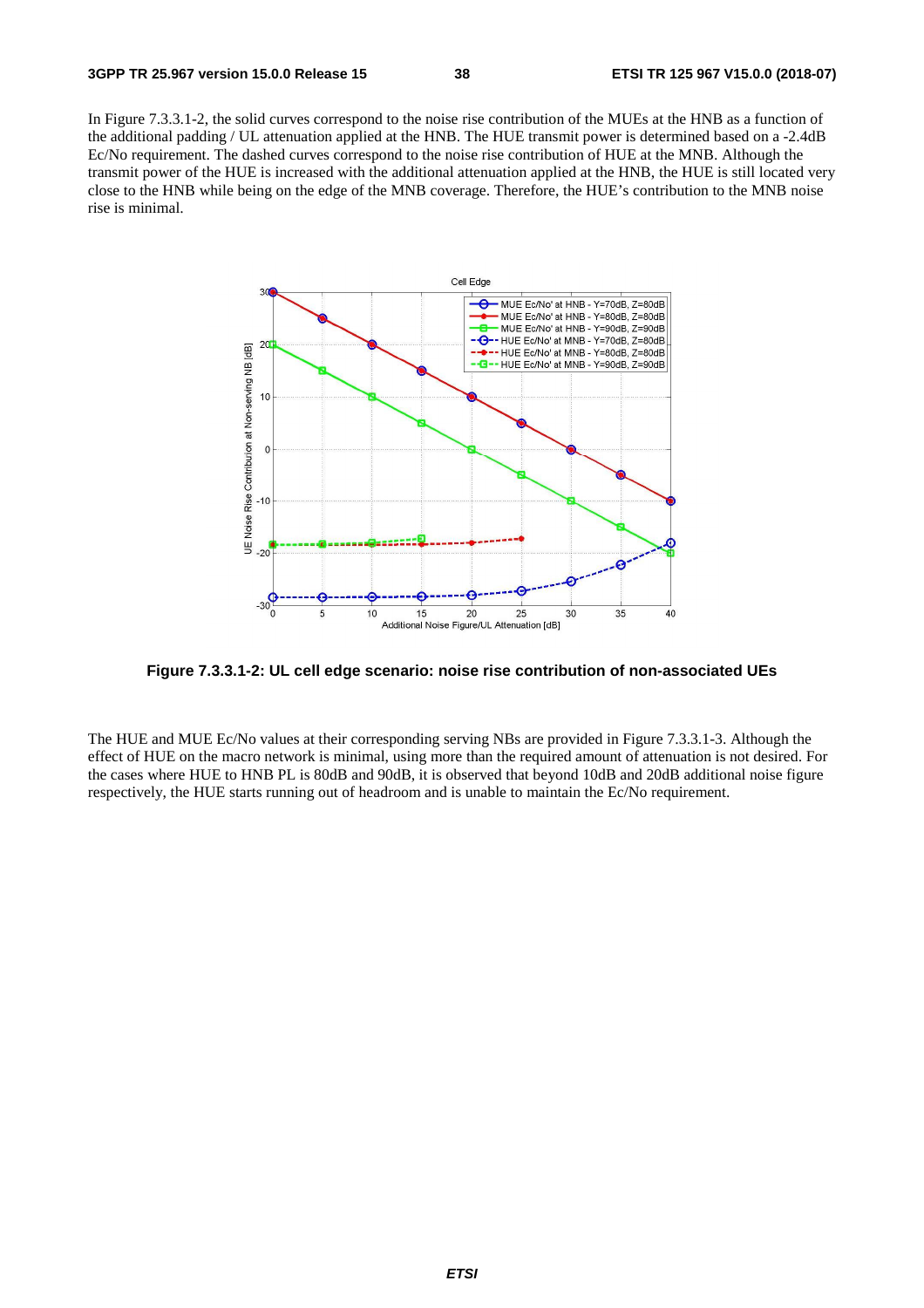In Figure 7.3.3.1-2, the solid curves correspond to the noise rise contribution of the MUEs at the HNB as a function of the additional padding / UL attenuation applied at the HNB. The HUE transmit power is determined based on a -2.4dB Ec/No requirement. The dashed curves correspond to the noise rise contribution of HUE at the MNB. Although the transmit power of the HUE is increased with the additional attenuation applied at the HNB, the HUE is still located very close to the HNB while being on the edge of the MNB coverage. Therefore, the HUE's contribution to the MNB noise rise is minimal.

**Figure 7.3.3.1-2: UL cell edge scenario: noise rise contribution of non-associated UEs**

The HUE and MUE Ec/No values at their corresponding serving NBs are provided in Figure 7.3.3.1-3. Although the effect of HUE on the macro network is minimal, using more than the required amount of attenuation is not desired. For the cases where HUE to HNB PL is 80dB and 90dB, it is observed that beyond 10dB and 20dB additional noise figure respectively, the HUE starts running out of headroom and is unable to maintain the Ec/No requirement.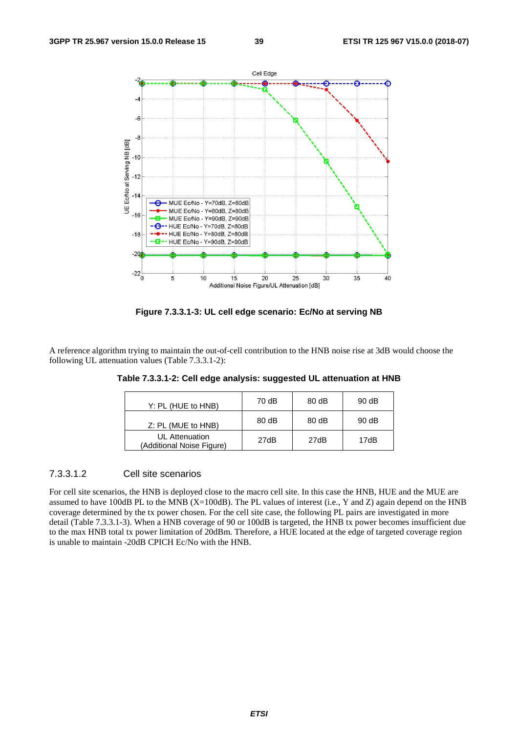Figure 7.3.3.1-3: UL cell edge scenario: Ec/No at serving NB

A reference algorithm trying to maintain the out-of-cell contribution to the HNB noise rise at 3dB would choose the following UL attenuation values (Table 7.3.3.1-2):

**Table 7.3.3.1-2: Cell edge analysis: suggested UL attenuation at HNB**

| Y: PL (HUE to HNB) | 70 dB | 80 dB | 90 dB |
|---|---|---|---|
| Z: PL (MUE to HNB) | 80 dB | 80 dB | 90 dB |
| UL Attenuation (Additional Noise Figure) | 27dB | 27dB | 17dB |

#### 7.3.3.1.2 Cell site scenarios

For cell site scenarios, the HNB is deployed close to the macro cell site. In this case the HNB, HUE and the MUE are assumed to have 100dB PL to the MNB (X=100dB). The PL values of interest (i.e., Y and Z) again depend on the HNB coverage determined by the tx power chosen. For the cell site case, the following PL pairs are investigated in more detail (Table 7.3.3.1-3). When a HNB coverage of 90 or 100dB is targeted, the HNB tx power becomes insufficient due to the max HNB total tx power limitation of 20dBm. Therefore, a HUE located at the edge of targeted coverage region is unable to maintain -20dB CPICH Ec/No with the HNB.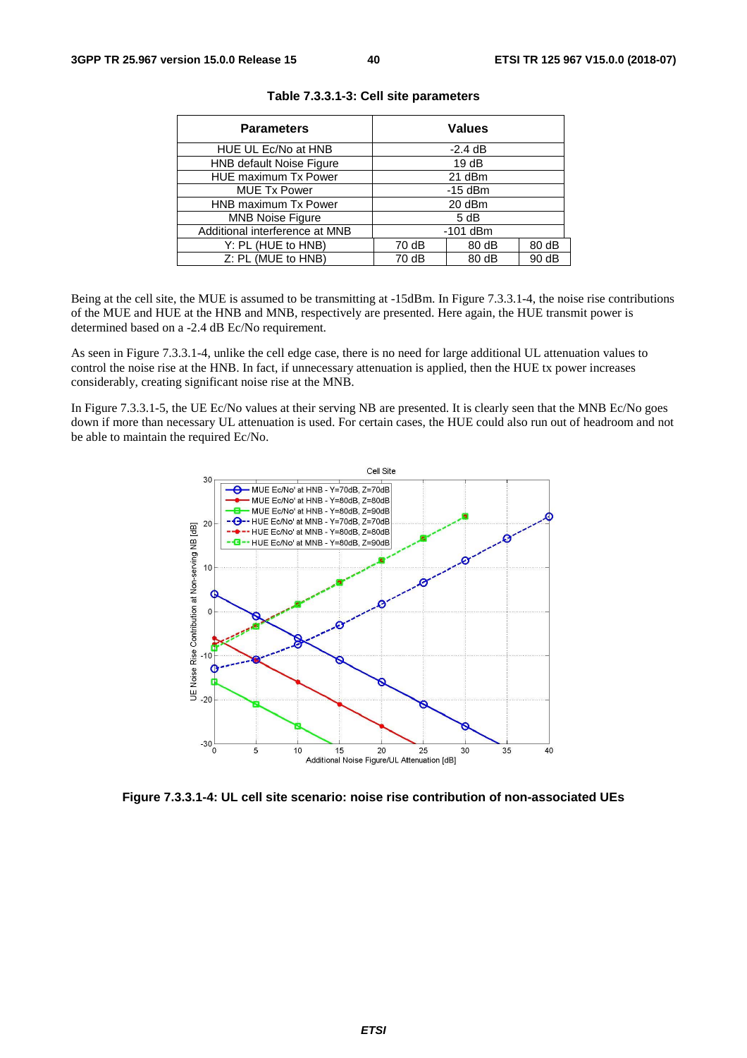**Table 7.3.3.1-3: Cell site parameters**

| Parameters | Values | | |
|---|---|---|---|
| HUE UL Ec/No at HNB | -2.4 dB | | |
| HNB default Noise Figure | 19 dB | | |
| HUE maximum Tx Power | 21 dBm | | |
| MUE Tx Power | -15 dBm | | |
| HNB maximum Tx Power | 20 dBm | | |
| MNB Noise Figure | 5 dB | | |
| Additional interference at MNB | -101 dBm | | |
| Y: PL (HUE to HNB) | 70 dB | 80 dB | 80 dB |
| Z: PL (MUE to HNB) | 70 dB | 80 dB | 90 dB |

Being at the cell site, the MUE is assumed to be transmitting at -15dBm. In Figure 7.3.3.1-4, the noise rise contributions of the MUE and HUE at the HNB and MNB, respectively are presented. Here again, the HUE transmit power is determined based on a -2.4 dB Ec/No requirement.

As seen in Figure 7.3.3.1-4, unlike the cell edge case, there is no need for large additional UL attenuation values to control the noise rise at the HNB. In fact, if unnecessary attenuation is applied, then the HUE tx power increases considerably, creating significant noise rise at the MNB.

In Figure 7.3.3.1-5, the UE Ec/No values at their serving NB are presented. It is clearly seen that the MNB Ec/No goes down if more than necessary UL attenuation is used. For certain cases, the HUE could also run out of headroom and not be able to maintain the required Ec/No.

**Figure 7.3.3.1-4: UL cell site scenario: noise rise contribution of non-associated UEs**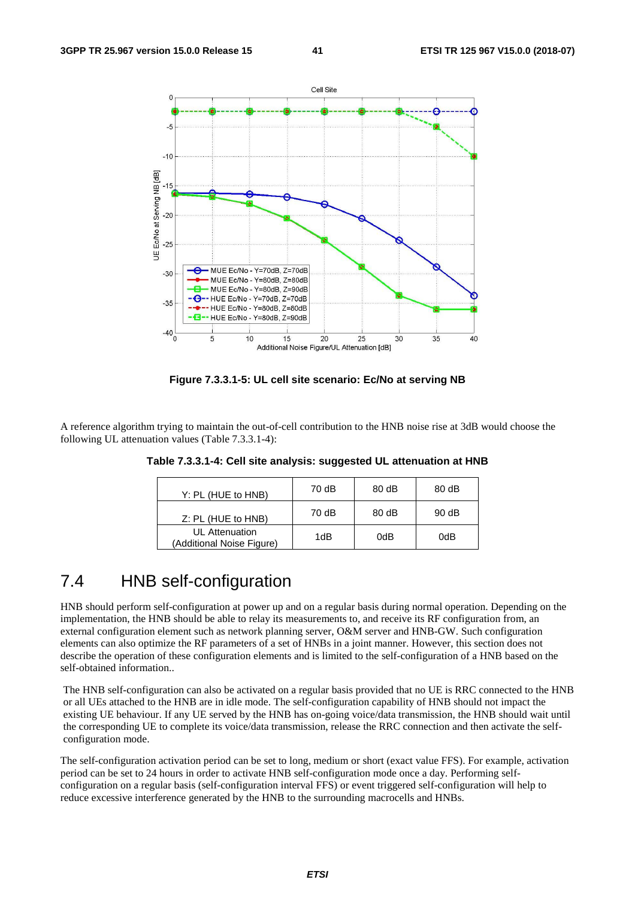Figure 7.3.3.1-5: UL cell site scenario: Ec/No at serving NB

A reference algorithm trying to maintain the out-of-cell contribution to the HNB noise rise at 3dB would choose the following UL attenuation values (Table 7.3.3.1-4):

**Table 7.3.3.1-4: Cell site analysis: suggested UL attenuation at HNB**

| Y: PL (HUE to HNB) | 70 dB | 80 dB | 80 dB |
|---|---|---|---|
| Z: PL (HUE to HNB) | 70 dB | 80 dB | 90 dB |
| UL Attenuation (Additional Noise Figure) | 1dB | 0dB | 0dB |

# 7.4 HNB self-configuration

HNB should perform self-configuration at power up and on a regular basis during normal operation. Depending on the implementation, the HNB should be able to relay its measurements to, and receive its RF configuration from, an external configuration element such as network planning server, O&M server and HNB-GW. Such configuration elements can also optimize the RF parameters of a set of HNBs in a joint manner. However, this section does not describe the operation of these configuration elements and is limited to the self-configuration of a HNB based on the self-obtained information..

The HNB self-configuration can also be activated on a regular basis provided that no UE is RRC connected to the HNB or all UEs attached to the HNB are in idle mode. The self-configuration capability of HNB should not impact the existing UE behaviour. If any UE served by the HNB has on-going voice/data transmission, the HNB should wait until the corresponding UE to complete its voice/data transmission, release the RRC connection and then activate the self-configuration mode.

The self-configuration activation period can be set to long, medium or short (exact value FFS). For example, activation period can be set to 24 hours in order to activate HNB self-configuration mode once a day. Performing self-configuration on a regular basis (self-configuration interval FFS) or event triggered self-configuration will help to reduce excessive interference generated by the HNB to the surrounding macrocells and HNBs.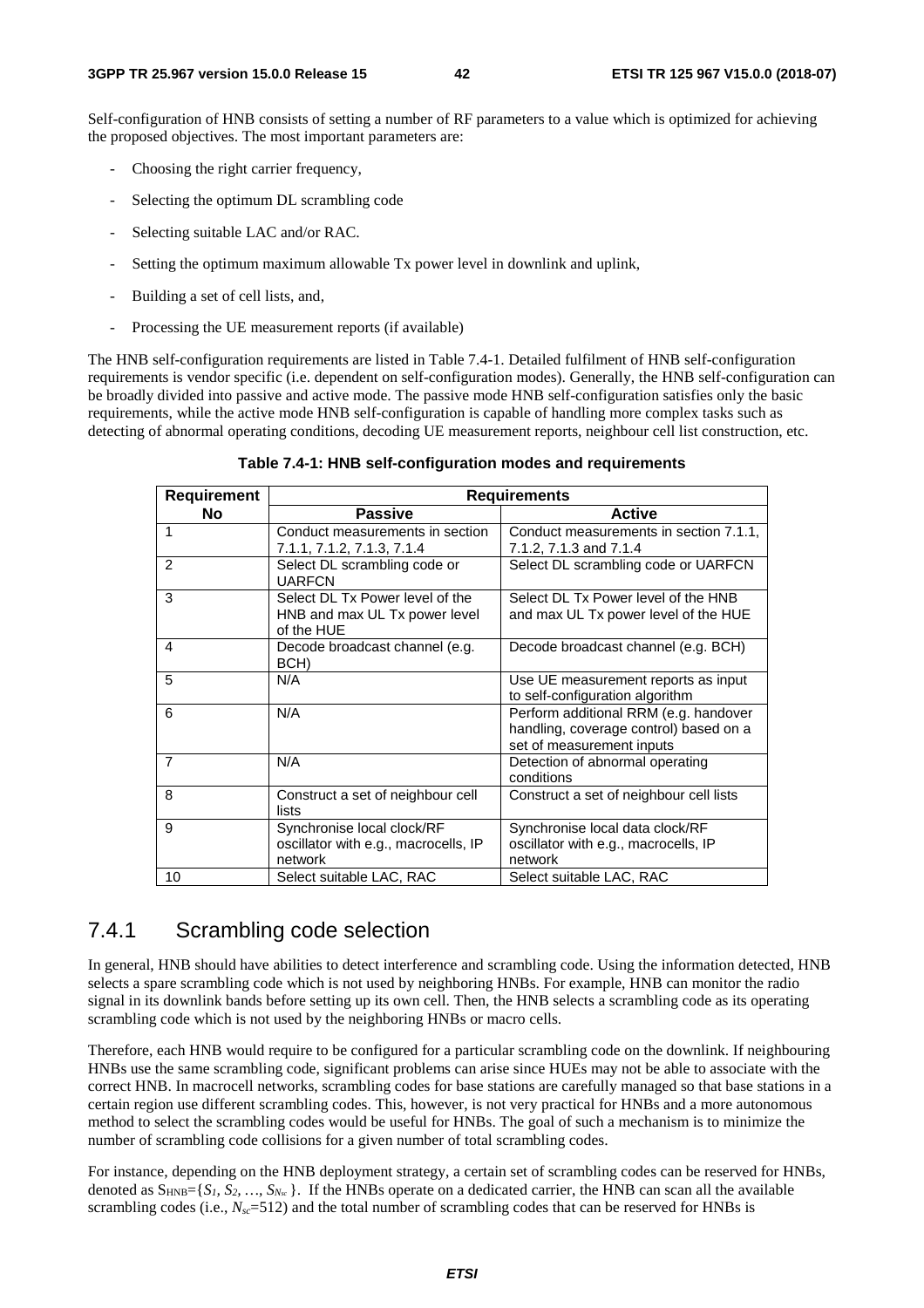Self-configuration of HNB consists of setting a number of RF parameters to a value which is optimized for achieving the proposed objectives. The most important parameters are:

- Choosing the right carrier frequency,
- Selecting the optimum DL scrambling code
- Selecting suitable LAC and/or RAC.
- Setting the optimum maximum allowable Tx power level in downlink and uplink,
- Building a set of cell lists, and,
- Processing the UE measurement reports (if available)

The HNB self-configuration requirements are listed in Table 7.4-1. Detailed fulfilment of HNB self-configuration requirements is vendor specific (i.e. dependent on self-configuration modes). Generally, the HNB self-configuration can be broadly divided into passive and active mode. The passive mode HNB self-configuration satisfies only the basic requirements, while the active mode HNB self-configuration is capable of handling more complex tasks such as detecting of abnormal operating conditions, decoding UE measurement reports, neighbour cell list construction, etc.

**Table 7.4-1: HNB self-configuration modes and requirements**

| Requirement No | Requirements | |
|---|---|---|
| | **Passive** | **Active** |
| 1 | Conduct measurements in section 7.1.1, 7.1.2, 7.1.3, 7.1.4 | Conduct measurements in section 7.1.1, 7.1.2, 7.1.3 and 7.1.4 |
| 2 | Select DL scrambling code or UARFCN | Select DL scrambling code or UARFCN |
| 3 | Select DL Tx Power level of the HNB and max UL Tx power level of the HUE | Select DL Tx Power level of the HNB and max UL Tx power level of the HUE |
| 4 | Decode broadcast channel (e.g. BCH) | Decode broadcast channel (e.g. BCH) |
| 5 | N/A | Use UE measurement reports as input to self-configuration algorithm |
| 6 | N/A | Perform additional RRM (e.g. handover handling, coverage control) based on a set of measurement inputs |
| 7 | N/A | Detection of abnormal operating conditions |
| 8 | Construct a set of neighbour cell lists | Construct a set of neighbour cell lists |
| 9 | Synchronise local clock/RF oscillator with e.g., macrocells, IP network | Synchronise local data clock/RF oscillator with e.g., macrocells, IP network |
| 10 | Select suitable LAC, RAC | Select suitable LAC, RAC |

## 7.4.1 Scrambling code selection

In general, HNB should have abilities to detect interference and scrambling code. Using the information detected, HNB selects a spare scrambling code which is not used by neighboring HNBs. For example, HNB can monitor the radio signal in its downlink bands before setting up its own cell. Then, the HNB selects a scrambling code as its operating scrambling code which is not used by the neighboring HNBs or macro cells.

Therefore, each HNB would require to be configured for a particular scrambling code on the downlink. If neighbouring HNBs use the same scrambling code, significant problems can arise since HUEs may not be able to associate with the correct HNB. In macrocell networks, scrambling codes for base stations are carefully managed so that base stations in a certain region use different scrambling codes. This, however, is not very practical for HNBs and a more autonomous method to select the scrambling codes would be useful for HNBs. The goal of such a mechanism is to minimize the number of scrambling code collisions for a given number of total scrambling codes.

For instance, depending on the HNB deployment strategy, a certain set of scrambling codes can be reserved for HNBs, denoted as $S_{HNB}=\{S_1, S_2, \ldots, S_{N_{sc}}\}$. If the HNBs operate on a dedicated carrier, the HNB can scan all the available scrambling codes (i.e., $N_{sc}$=512) and the total number of scrambling codes that can be reserved for HNBs is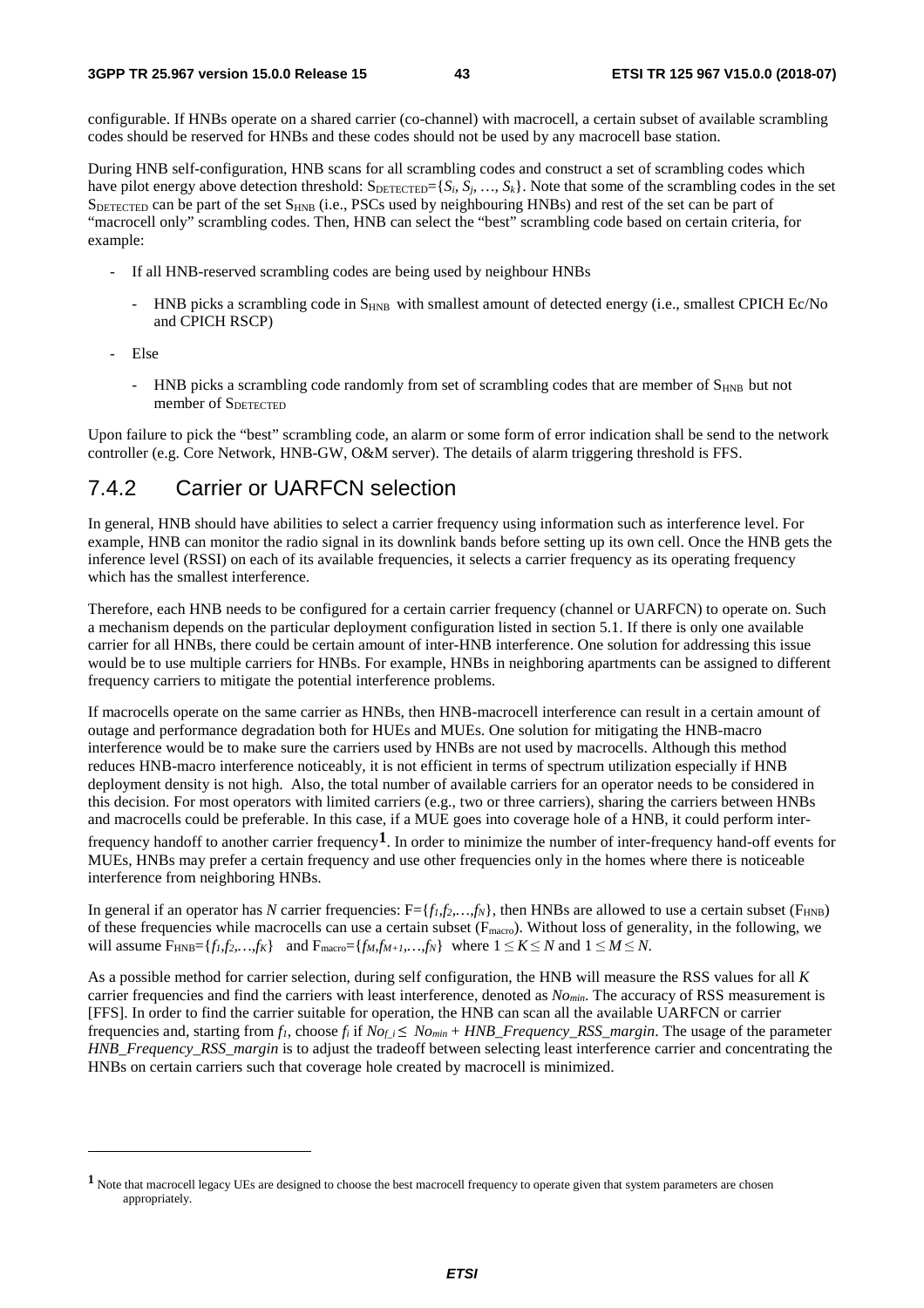configurable. If HNBs operate on a shared carrier (co-channel) with macrocell, a certain subset of available scrambling codes should be reserved for HNBs and these codes should not be used by any macrocell base station.

During HNB self-configuration, HNB scans for all scrambling codes and construct a set of scrambling codes which have pilot energy above detection threshold: $S_{DETECTED}=\{S_i, S_j, \ldots, S_k\}$. Note that some of the scrambling codes in the set $S_{DETECTED}$ can be part of the set $S_{HNB}$ (i.e., PSCs used by neighbouring HNBs) and rest of the set can be part of "macrocell only" scrambling codes. Then, HNB can select the "best" scrambling code based on certain criteria, for example:

- If all HNB-reserved scrambling codes are being used by neighbour HNBs
    - HNB picks a scrambling code in $S_{HNB}$ with smallest amount of detected energy (i.e., smallest CPICH Ec/No and CPICH RSCP)
- Else
    - HNB picks a scrambling code randomly from set of scrambling codes that are member of $S_{HNB}$ but not member of $S_{DETECTED}$

Upon failure to pick the "best" scrambling code, an alarm or some form of error indication shall be send to the network controller (e.g. Core Network, HNB-GW, O&M server). The details of alarm triggering threshold is FFS.

## 7.4.2 Carrier or UARFCN selection

In general, HNB should have abilities to select a carrier frequency using information such as interference level. For example, HNB can monitor the radio signal in its downlink bands before setting up its own cell. Once the HNB gets the inference level (RSSI) on each of its available frequencies, it selects a carrier frequency as its operating frequency which has the smallest interference.

Therefore, each HNB needs to be configured for a certain carrier frequency (channel or UARFCN) to operate on. Such a mechanism depends on the particular deployment configuration listed in section 5.1. If there is only one available carrier for all HNBs, there could be certain amount of inter-HNB interference. One solution for addressing this issue would be to use multiple carriers for HNBs. For example, HNBs in neighboring apartments can be assigned to different frequency carriers to mitigate the potential interference problems.

If macrocells operate on the same carrier as HNBs, then HNB-macrocell interference can result in a certain amount of outage and performance degradation both for HUEs and MUEs. One solution for mitigating the HNB-macro interference would be to make sure the carriers used by HNBs are not used by macrocells. Although this method reduces HNB-macro interference noticeably, it is not efficient in terms of spectrum utilization especially if HNB deployment density is not high. Also, the total number of available carriers for an operator needs to be considered in this decision. For most operators with limited carriers (e.g., two or three carriers), sharing the carriers between HNBs and macrocells could be preferable. In this case, if a MUE goes into coverage hole of a HNB, it could perform inter-frequency handoff to another carrier frequency[1]. In order to minimize the number of inter-frequency hand-off events for MUEs, HNBs may prefer a certain frequency and use other frequencies only in the homes where there is noticeable interference from neighboring HNBs.

In general if an operator has $N$ carrier frequencies: $F=\{f_1,f_2,\ldots,f_N\}$, then HNBs are allowed to use a certain subset ($F_{HNB}$) of these frequencies while macrocells can use a certain subset ($F_{macro}$). Without loss of generality, in the following, we will assume $F_{HNB}=\{f_1,f_2,\ldots,f_K\}$ and $F_{macro}=\{f_M,f_{M+1},\ldots,f_N\}$ where $1 \leq K \leq N$ and $1 \leq M \leq N$.

As a possible method for carrier selection, during self configuration, the HNB will measure the RSS values for all $K$ carrier frequencies and find the carriers with least interference, denoted as $No_{min}$. The accuracy of RSS measurement is [FFS]. In order to find the carrier suitable for operation, the HNB can scan all the available UARFCN or carrier frequencies and, starting from $f_1$, choose $f_i$ if $No_{f\_i} \leq No_{min} + HNB\_Frequency\_RSS\_margin$. The usage of the parameter *HNB_Frequency_RSS_margin* is to adjust the tradeoff between selecting least interference carrier and concentrating the HNBs on certain carriers such that coverage hole created by macrocell is minimized.

---

[1] Note that macrocell legacy UEs are designed to choose the best macrocell frequency to operate given that system parameters are chosen appropriately.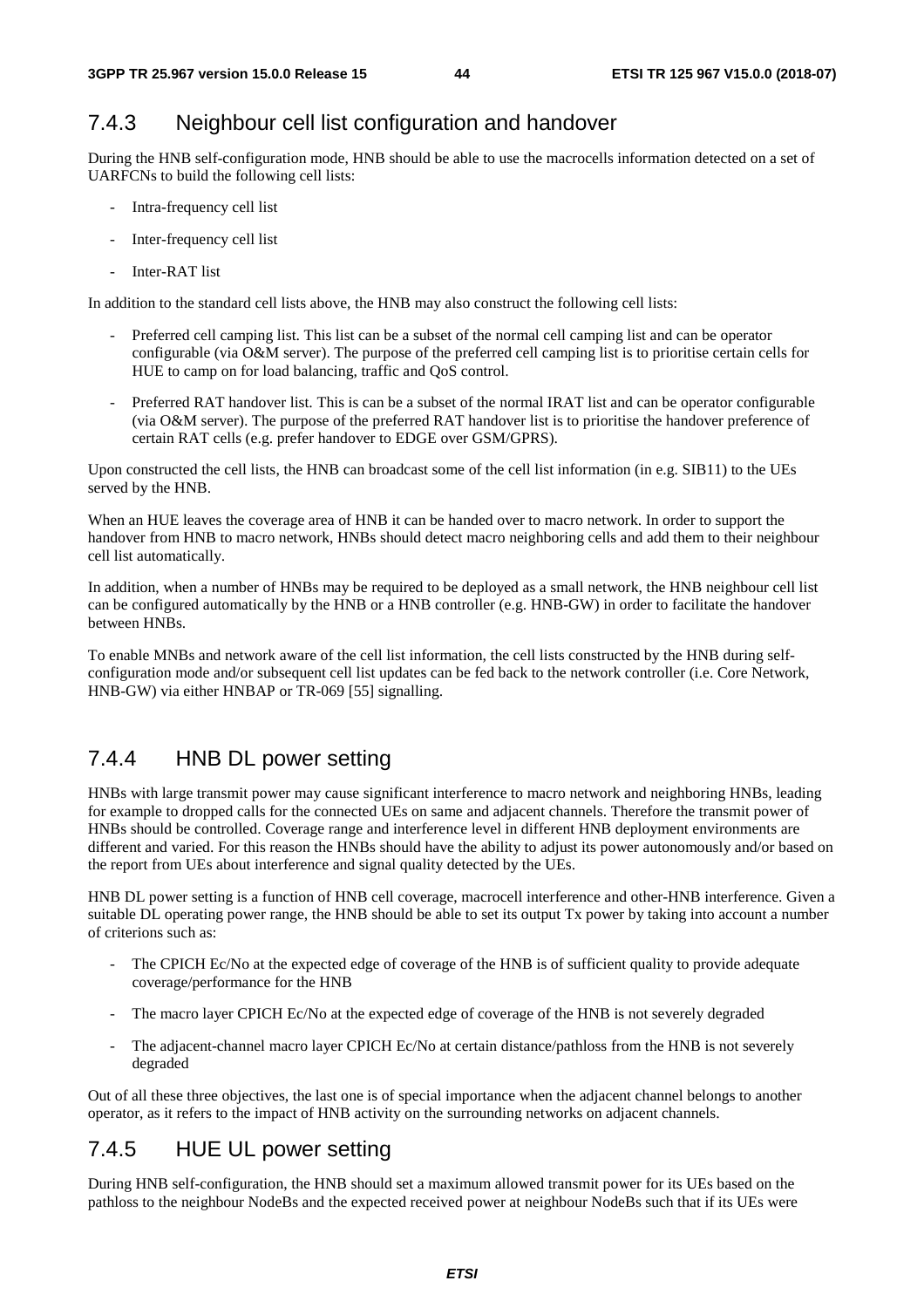### 7.4.3 Neighbour cell list configuration and handover

During the HNB self-configuration mode, HNB should be able to use the macrocells information detected on a set of UARFCNs to build the following cell lists:

- Intra-frequency cell list
- Inter-frequency cell list
- Inter-RAT list

In addition to the standard cell lists above, the HNB may also construct the following cell lists:

- Preferred cell camping list. This list can be a subset of the normal cell camping list and can be operator configurable (via O&M server). The purpose of the preferred cell camping list is to prioritise certain cells for HUE to camp on for load balancing, traffic and QoS control.
- Preferred RAT handover list. This is can be a subset of the normal IRAT list and can be operator configurable (via O&M server). The purpose of the preferred RAT handover list is to prioritise the handover preference of certain RAT cells (e.g. prefer handover to EDGE over GSM/GPRS).

Upon constructed the cell lists, the HNB can broadcast some of the cell list information (in e.g. SIB11) to the UEs served by the HNB.

When an HUE leaves the coverage area of HNB it can be handed over to macro network. In order to support the handover from HNB to macro network, HNBs should detect macro neighboring cells and add them to their neighbour cell list automatically.

In addition, when a number of HNBs may be required to be deployed as a small network, the HNB neighbour cell list can be configured automatically by the HNB or a HNB controller (e.g. HNB-GW) in order to facilitate the handover between HNBs.

To enable MNBs and network aware of the cell list information, the cell lists constructed by the HNB during self-configuration mode and/or subsequent cell list updates can be fed back to the network controller (i.e. Core Network, HNB-GW) via either HNBAP or TR-069 [55] signalling.

### 7.4.4 HNB DL power setting

HNBs with large transmit power may cause significant interference to macro network and neighboring HNBs, leading for example to dropped calls for the connected UEs on same and adjacent channels. Therefore the transmit power of HNBs should be controlled. Coverage range and interference level in different HNB deployment environments are different and varied. For this reason the HNBs should have the ability to adjust its power autonomously and/or based on the report from UEs about interference and signal quality detected by the UEs.

HNB DL power setting is a function of HNB cell coverage, macrocell interference and other-HNB interference. Given a suitable DL operating power range, the HNB should be able to set its output Tx power by taking into account a number of criterions such as:

- The CPICH Ec/No at the expected edge of coverage of the HNB is of sufficient quality to provide adequate coverage/performance for the HNB
- The macro layer CPICH Ec/No at the expected edge of coverage of the HNB is not severely degraded
- The adjacent-channel macro layer CPICH Ec/No at certain distance/pathloss from the HNB is not severely degraded

Out of all these three objectives, the last one is of special importance when the adjacent channel belongs to another operator, as it refers to the impact of HNB activity on the surrounding networks on adjacent channels.

### 7.4.5 HUE UL power setting

During HNB self-configuration, the HNB should set a maximum allowed transmit power for its UEs based on the pathloss to the neighbour NodeBs and the expected received power at neighbour NodeBs such that if its UEs were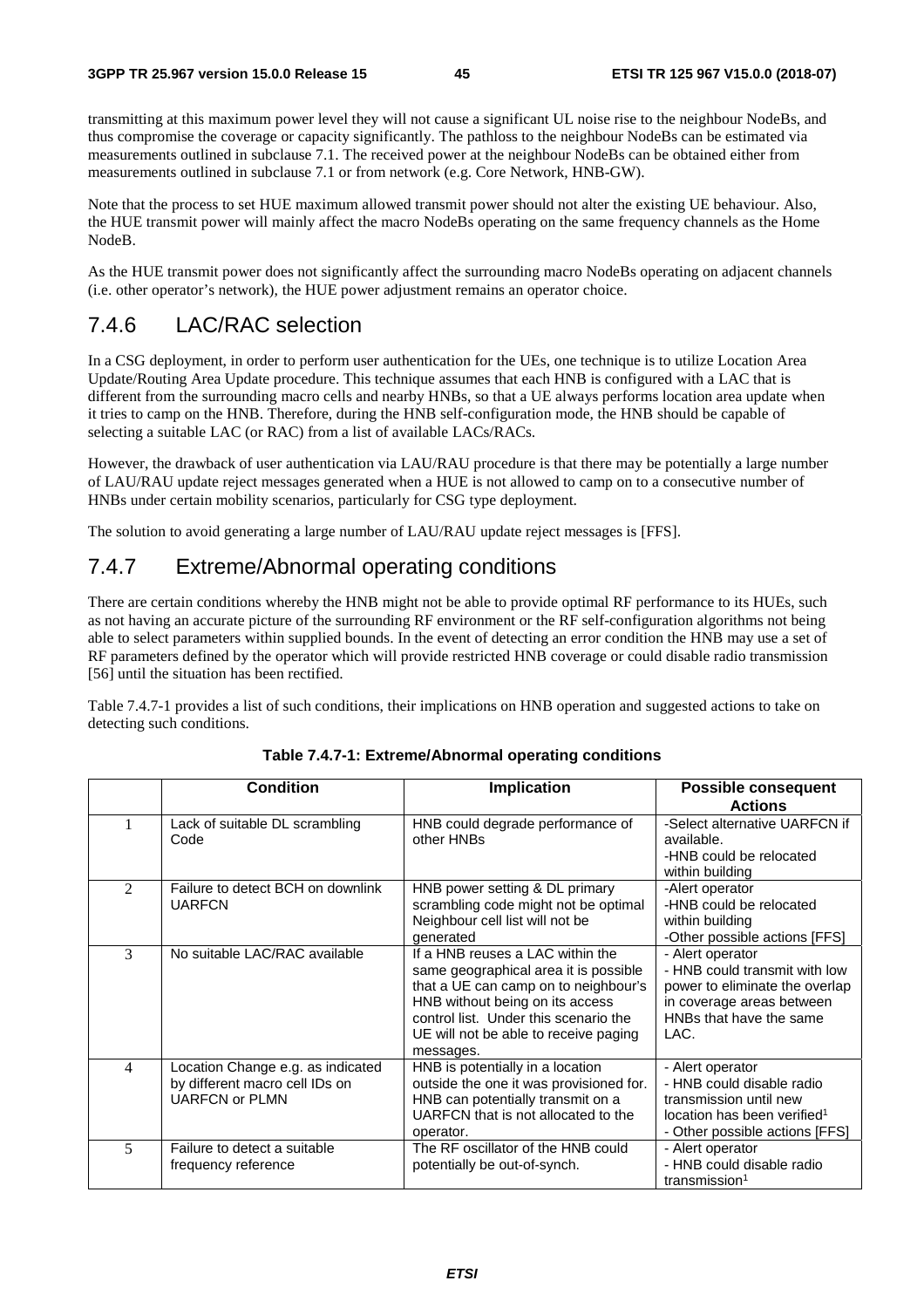transmitting at this maximum power level they will not cause a significant UL noise rise to the neighbour NodeBs, and thus compromise the coverage or capacity significantly. The pathloss to the neighbour NodeBs can be estimated via measurements outlined in subclause 7.1. The received power at the neighbour NodeBs can be obtained either from measurements outlined in subclause 7.1 or from network (e.g. Core Network, HNB-GW).

Note that the process to set HUE maximum allowed transmit power should not alter the existing UE behaviour. Also, the HUE transmit power will mainly affect the macro NodeBs operating on the same frequency channels as the Home NodeB.

As the HUE transmit power does not significantly affect the surrounding macro NodeBs operating on adjacent channels (i.e. other operator's network), the HUE power adjustment remains an operator choice.

### 7.4.6 LAC/RAC selection

In a CSG deployment, in order to perform user authentication for the UEs, one technique is to utilize Location Area Update/Routing Area Update procedure. This technique assumes that each HNB is configured with a LAC that is different from the surrounding macro cells and nearby HNBs, so that a UE always performs location area update when it tries to camp on the HNB. Therefore, during the HNB self-configuration mode, the HNB should be capable of selecting a suitable LAC (or RAC) from a list of available LACs/RACs.

However, the drawback of user authentication via LAU/RAU procedure is that there may be potentially a large number of LAU/RAU update reject messages generated when a HUE is not allowed to camp on to a consecutive number of HNBs under certain mobility scenarios, particularly for CSG type deployment.

The solution to avoid generating a large number of LAU/RAU update reject messages is [FFS].

### 7.4.7 Extreme/Abnormal operating conditions

There are certain conditions whereby the HNB might not be able to provide optimal RF performance to its HUEs, such as not having an accurate picture of the surrounding RF environment or the RF self-configuration algorithms not being able to select parameters within supplied bounds. In the event of detecting an error condition the HNB may use a set of RF parameters defined by the operator which will provide restricted HNB coverage or could disable radio transmission [56] until the situation has been rectified.

Table 7.4.7-1 provides a list of such conditions, their implications on HNB operation and suggested actions to take on detecting such conditions.

**Table 7.4.7-1: Extreme/Abnormal operating conditions**

| | Condition | Implication | Possible consequent Actions |
|---|---|---|---|
| 1 | Lack of suitable DL scrambling Code | HNB could degrade performance of other HNBs | -Select alternative UARFCN if available.<br>-HNB could be relocated within building |
| 2 | Failure to detect BCH on downlink UARFCN | HNB power setting & DL primary scrambling code might not be optimal<br>Neighbour cell list will not be generated | -Alert operator<br>-HNB could be relocated within building<br>-Other possible actions [FFS] |
| 3 | No suitable LAC/RAC available | If a HNB reuses a LAC within the same geographical area it is possible that a UE can camp on to neighbour's HNB without being on its access control list. Under this scenario the UE will not be able to receive paging messages. | - Alert operator<br>- HNB could transmit with low power to eliminate the overlap in coverage areas between HNBs that have the same LAC. |
| 4 | Location Change e.g. as indicated by different macro cell IDs on UARFCN or PLMN | HNB is potentially in a location outside the one it was provisioned for. HNB can potentially transmit on a UARFCN that is not allocated to the operator. | - Alert operator<br>- HNB could disable radio transmission until new location has been verified[1]<br>- Other possible actions [FFS] |
| 5 | Failure to detect a suitable frequency reference | The RF oscillator of the HNB could potentially be out-of-synch. | - Alert operator<br>- HNB could disable radio transmission[1] |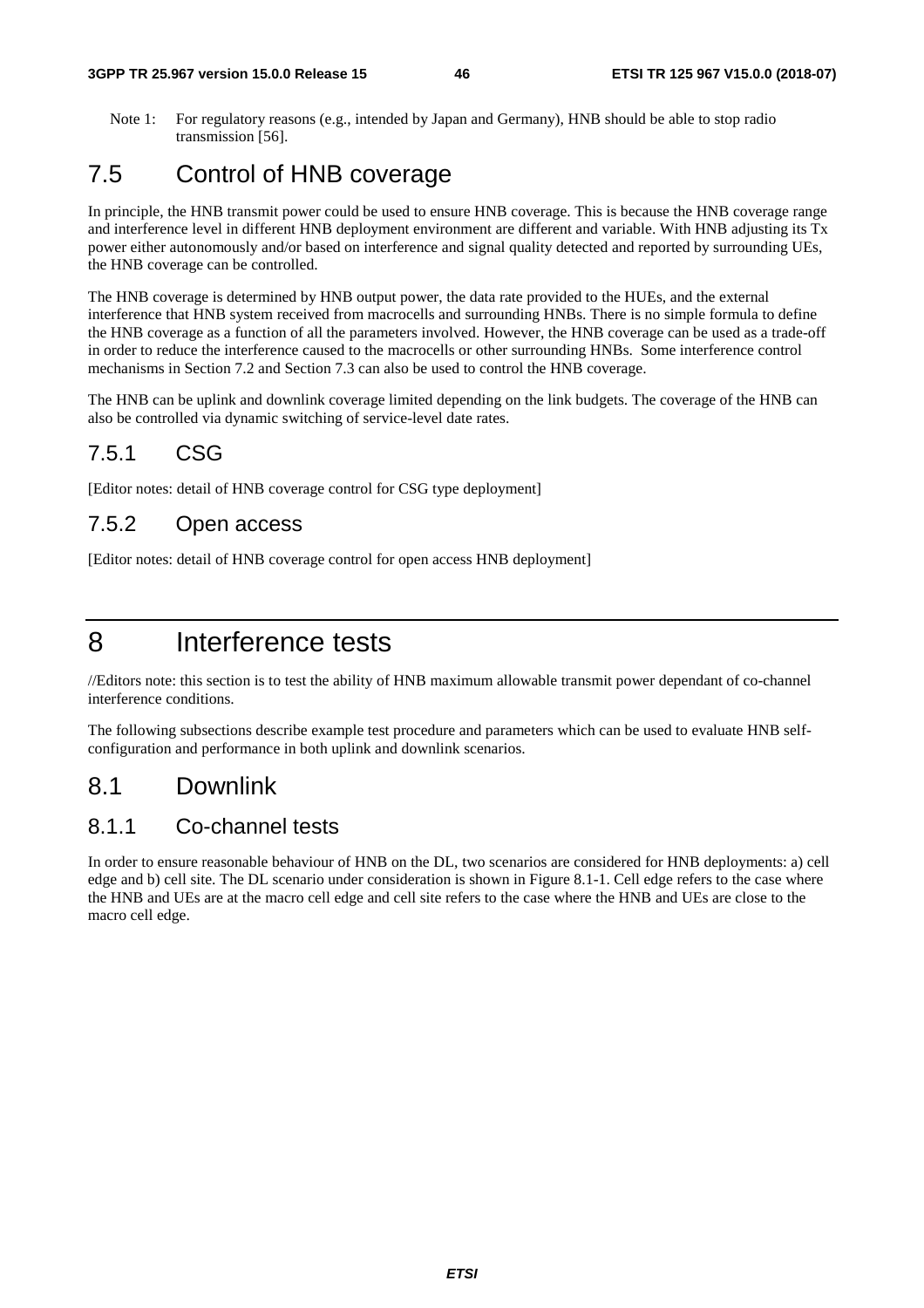Note 1: For regulatory reasons (e.g., intended by Japan and Germany), HNB should be able to stop radio transmission [56].

## 7.5 Control of HNB coverage

In principle, the HNB transmit power could be used to ensure HNB coverage. This is because the HNB coverage range and interference level in different HNB deployment environment are different and variable. With HNB adjusting its Tx power either autonomously and/or based on interference and signal quality detected and reported by surrounding UEs, the HNB coverage can be controlled.

The HNB coverage is determined by HNB output power, the data rate provided to the HUEs, and the external interference that HNB system received from macrocells and surrounding HNBs. There is no simple formula to define the HNB coverage as a function of all the parameters involved. However, the HNB coverage can be used as a trade-off in order to reduce the interference caused to the macrocells or other surrounding HNBs. Some interference control mechanisms in Section 7.2 and Section 7.3 can also be used to control the HNB coverage.

The HNB can be uplink and downlink coverage limited depending on the link budgets. The coverage of the HNB can also be controlled via dynamic switching of service-level date rates.

### 7.5.1 CSG

[Editor notes: detail of HNB coverage control for CSG type deployment]

### 7.5.2 Open access

[Editor notes: detail of HNB coverage control for open access HNB deployment]

# 8 Interference tests

//Editors note: this section is to test the ability of HNB maximum allowable transmit power dependant of co-channel interference conditions.

The following subsections describe example test procedure and parameters which can be used to evaluate HNB self-configuration and performance in both uplink and downlink scenarios.

## 8.1 Downlink

### 8.1.1 Co-channel tests

In order to ensure reasonable behaviour of HNB on the DL, two scenarios are considered for HNB deployments: a) cell edge and b) cell site. The DL scenario under consideration is shown in Figure 8.1-1. Cell edge refers to the case where the HNB and UEs are at the macro cell edge and cell site refers to the case where the HNB and UEs are close to the macro cell edge.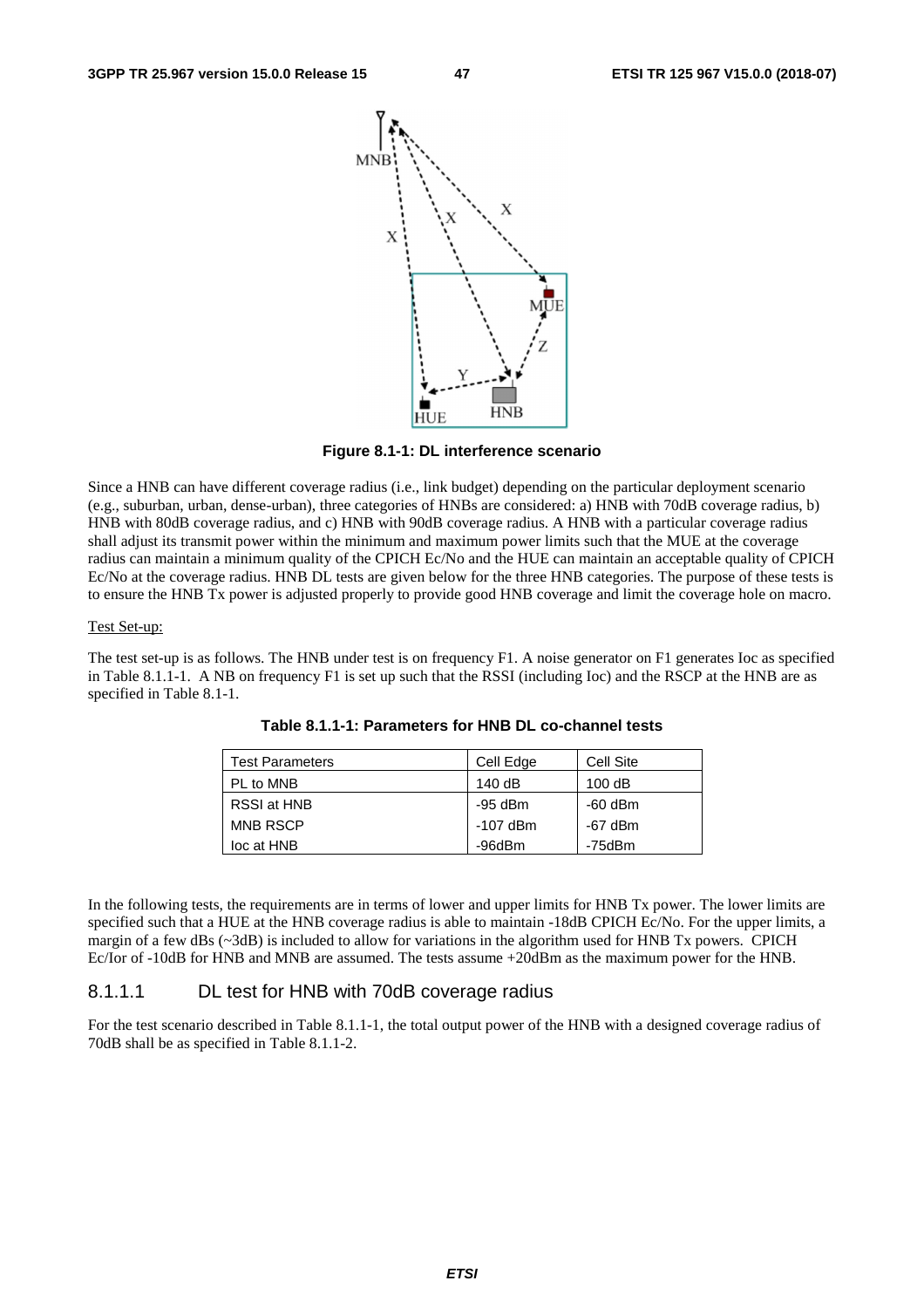Figure 8.1-1: DL interference scenario

Since a HNB can have different coverage radius (i.e., link budget) depending on the particular deployment scenario (e.g., suburban, urban, dense-urban), three categories of HNBs are considered: a) HNB with 70dB coverage radius, b) HNB with 80dB coverage radius, and c) HNB with 90dB coverage radius. A HNB with a particular coverage radius shall adjust its transmit power within the minimum and maximum power limits such that the MUE at the coverage radius can maintain a minimum quality of the CPICH Ec/No and the HUE can maintain an acceptable quality of CPICH Ec/No at the coverage radius. HNB DL tests are given below for the three HNB categories. The purpose of these tests is to ensure the HNB Tx power is adjusted properly to provide good HNB coverage and limit the coverage hole on macro.

Test Set-up:

The test set-up is as follows. The HNB under test is on frequency F1. A noise generator on F1 generates Ioc as specified in Table 8.1.1-1. A NB on frequency F1 is set up such that the RSSI (including Ioc) and the RSCP at the HNB are as specified in Table 8.1-1.

**Table 8.1.1-1: Parameters for HNB DL co-channel tests**

| Test Parameters | Cell Edge | Cell Site |
|---|---|---|
| PL to MNB | 140 dB | 100 dB |
| RSSI at HNB | -95 dBm | -60 dBm |
| MNB RSCP | -107 dBm | -67 dBm |
| Ioc at HNB | -96dBm | -75dBm |

In the following tests, the requirements are in terms of lower and upper limits for HNB Tx power. The lower limits are specified such that a HUE at the HNB coverage radius is able to maintain -18dB CPICH Ec/No. For the upper limits, a margin of a few dBs (~3dB) is included to allow for variations in the algorithm used for HNB Tx powers. CPICH Ec/Ior of -10dB for HNB and MNB are assumed. The tests assume +20dBm as the maximum power for the HNB.

### 8.1.1.1 DL test for HNB with 70dB coverage radius

For the test scenario described in Table 8.1.1-1, the total output power of the HNB with a designed coverage radius of 70dB shall be as specified in Table 8.1.1-2.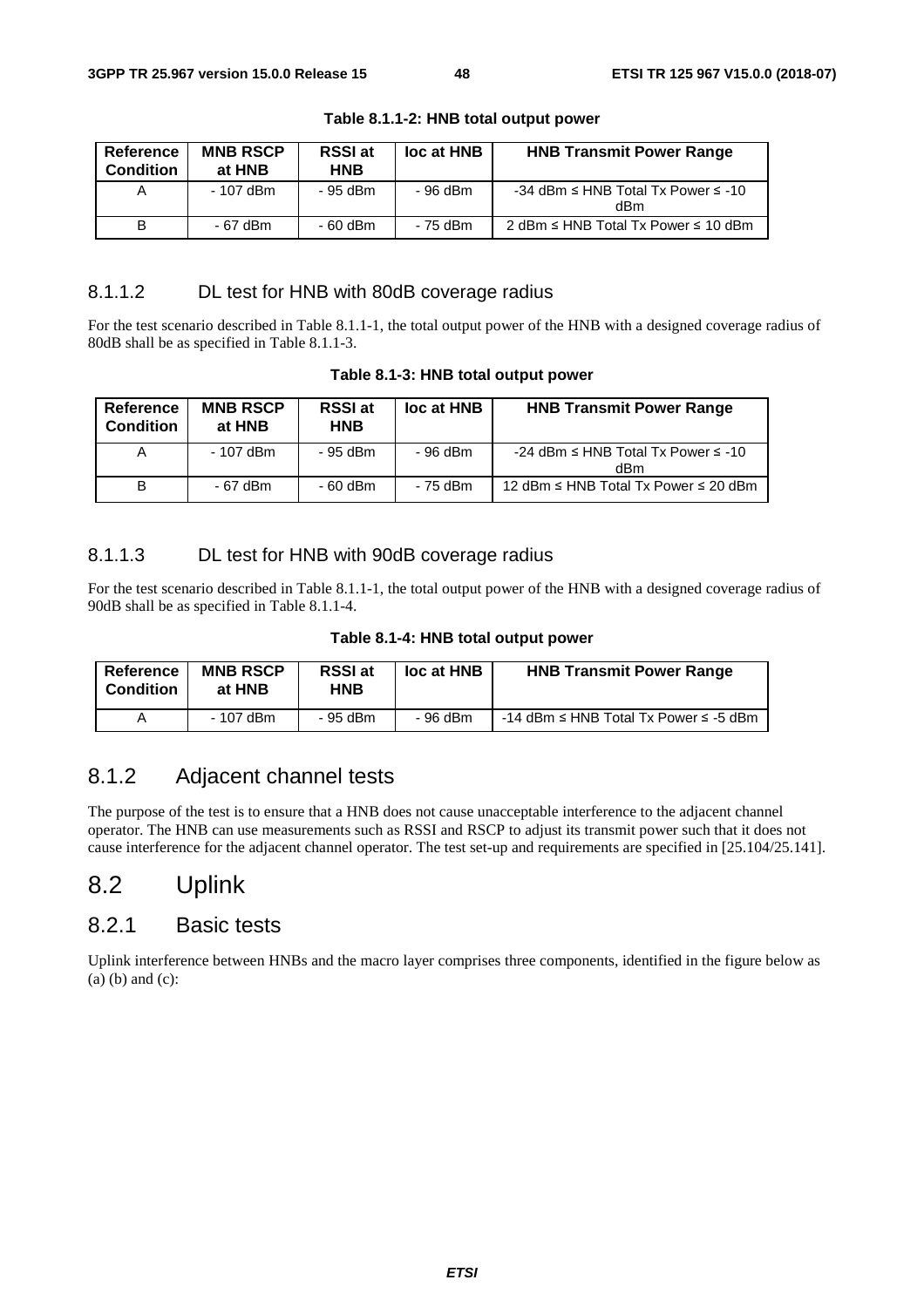**Table 8.1.1-2: HNB total output power**

| Reference Condition | MNB RSCP at HNB | RSSI at HNB | Ioc at HNB | HNB Transmit Power Range |
|---|---|---|---|---|
| A | - 107 dBm | - 95 dBm | - 96 dBm | -34 dBm ≤ HNB Total Tx Power ≤ -10 dBm |
| B | - 67 dBm | - 60 dBm | - 75 dBm | 2 dBm ≤ HNB Total Tx Power ≤ 10 dBm |

#### 8.1.1.2 DL test for HNB with 80dB coverage radius

For the test scenario described in Table 8.1.1-1, the total output power of the HNB with a designed coverage radius of 80dB shall be as specified in Table 8.1.1-3.

**Table 8.1-3: HNB total output power**

| Reference Condition | MNB RSCP at HNB | RSSI at HNB | Ioc at HNB | HNB Transmit Power Range |
|---|---|---|---|---|
| A | - 107 dBm | - 95 dBm | - 96 dBm | -24 dBm ≤ HNB Total Tx Power ≤ -10 dBm |
| B | - 67 dBm | - 60 dBm | - 75 dBm | 12 dBm ≤ HNB Total Tx Power ≤ 20 dBm |

#### 8.1.1.3 DL test for HNB with 90dB coverage radius

For the test scenario described in Table 8.1.1-1, the total output power of the HNB with a designed coverage radius of 90dB shall be as specified in Table 8.1.1-4.

**Table 8.1-4: HNB total output power**

| Reference Condition | MNB RSCP at HNB | RSSI at HNB | Ioc at HNB | HNB Transmit Power Range |
|---|---|---|---|---|
| A | - 107 dBm | - 95 dBm | - 96 dBm | -14 dBm ≤ HNB Total Tx Power ≤ -5 dBm |

### 8.1.2 Adjacent channel tests

The purpose of the test is to ensure that a HNB does not cause unacceptable interference to the adjacent channel operator. The HNB can use measurements such as RSSI and RSCP to adjust its transmit power such that it does not cause interference for the adjacent channel operator. The test set-up and requirements are specified in [25.104/25.141].

## 8.2 Uplink

### 8.2.1 Basic tests

Uplink interference between HNBs and the macro layer comprises three components, identified in the figure below as (a) (b) and (c):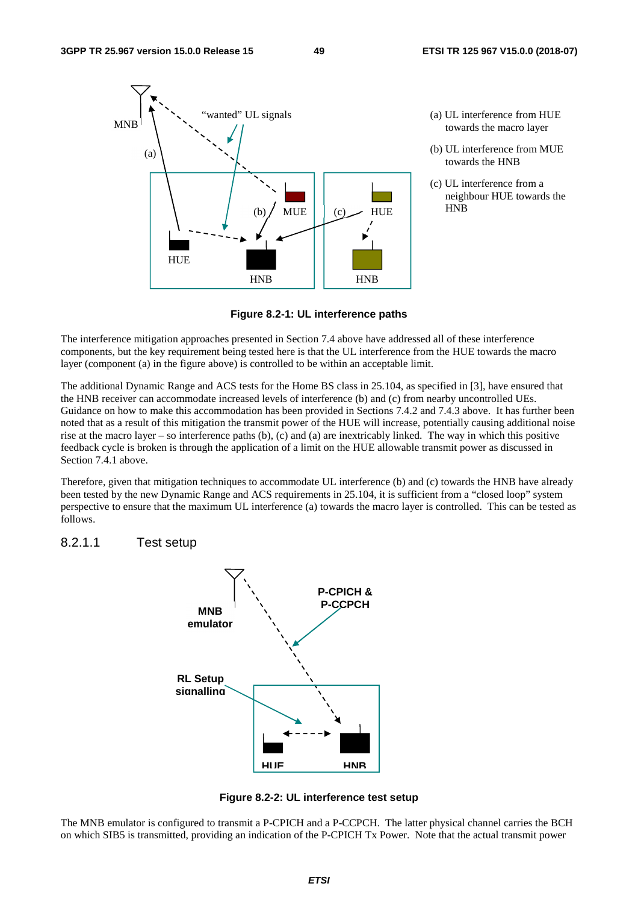(a) UL interference from HUE towards the macro layer

(b) UL interference from MUE towards the HNB

(c) UL interference from a neighbour HUE towards the HNB

**Figure 8.2-1: UL interference paths**

The interference mitigation approaches presented in Section 7.4 above have addressed all of these interference components, but the key requirement being tested here is that the UL interference from the HUE towards the macro layer (component (a) in the figure above) is controlled to be within an acceptable limit.

The additional Dynamic Range and ACS tests for the Home BS class in 25.104, as specified in [3], have ensured that the HNB receiver can accommodate increased levels of interference (b) and (c) from nearby uncontrolled UEs. Guidance on how to make this accommodation has been provided in Sections 7.4.2 and 7.4.3 above. It has further been noted that as a result of this mitigation the transmit power of the HUE will increase, potentially causing additional noise rise at the macro layer – so interference paths (b), (c) and (a) are inextricably linked. The way in which this positive feedback cycle is broken is through the application of a limit on the HUE allowable transmit power as discussed in Section 7.4.1 above.

Therefore, given that mitigation techniques to accommodate UL interference (b) and (c) towards the HNB have already been tested by the new Dynamic Range and ACS requirements in 25.104, it is sufficient from a "closed loop" system perspective to ensure that the maximum UL interference (a) towards the macro layer is controlled. This can be tested as follows.

#### 8.2.1.1 Test setup

**Figure 8.2-2: UL interference test setup**

The MNB emulator is configured to transmit a P-CPICH and a P-CCPCH. The latter physical channel carries the BCH on which SIB5 is transmitted, providing an indication of the P-CPICH Tx Power. Note that the actual transmit power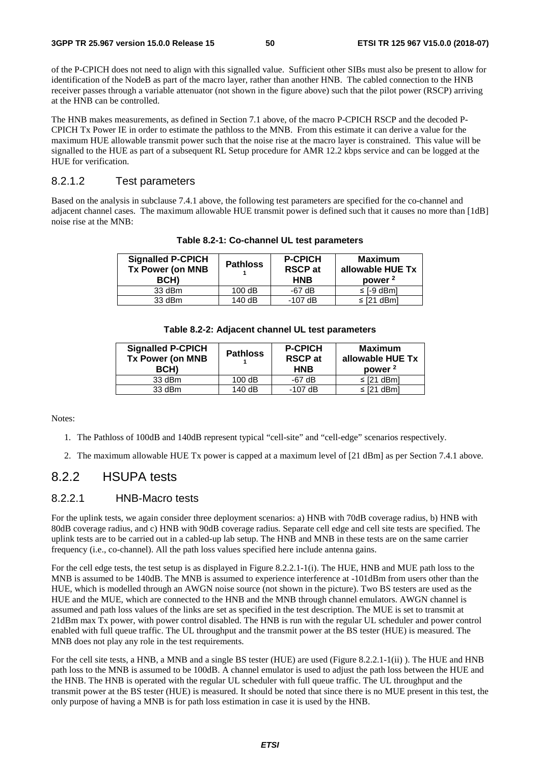of the P-CPICH does not need to align with this signalled value. Sufficient other SIBs must also be present to allow for identification of the NodeB as part of the macro layer, rather than another HNB. The cabled connection to the HNB receiver passes through a variable attenuator (not shown in the figure above) such that the pilot power (RSCP) arriving at the HNB can be controlled.

The HNB makes measurements, as defined in Section 7.1 above, of the macro P-CPICH RSCP and the decoded P-CPICH Tx Power IE in order to estimate the pathloss to the MNB. From this estimate it can derive a value for the maximum HUE allowable transmit power such that the noise rise at the macro layer is constrained. This value will be signalled to the HUE as part of a subsequent RL Setup procedure for AMR 12.2 kbps service and can be logged at the HUE for verification.

#### 8.2.1.2 Test parameters

Based on the analysis in subclause 7.4.1 above, the following test parameters are specified for the co-channel and adjacent channel cases. The maximum allowable HUE transmit power is defined such that it causes no more than [1dB] noise rise at the MNB:

**Table 8.2-1: Co-channel UL test parameters**

| Signalled P-CPICH Tx Power (on MNB BCH) | Pathloss [1] | P-CPICH RSCP at HNB | Maximum allowable HUE Tx power [2] |
|---|---|---|---|
| 33 dBm | 100 dB | -67 dB | ≤ [-9 dBm] |
| 33 dBm | 140 dB | -107 dB | ≤ [21 dBm] |

**Table 8.2-2: Adjacent channel UL test parameters**

| Signalled P-CPICH Tx Power (on MNB BCH) | Pathloss [1] | P-CPICH RSCP at HNB | Maximum allowable HUE Tx power [2] |
|---|---|---|---|
| 33 dBm | 100 dB | -67 dB | ≤ [21 dBm] |
| 33 dBm | 140 dB | -107 dB | ≤ [21 dBm] |

Notes:

1. The Pathloss of 100dB and 140dB represent typical "cell-site" and "cell-edge" scenarios respectively.
2. The maximum allowable HUE Tx power is capped at a maximum level of [21 dBm] as per Section 7.4.1 above.

### 8.2.2 HSUPA tests

#### 8.2.2.1 HNB-Macro tests

For the uplink tests, we again consider three deployment scenarios: a) HNB with 70dB coverage radius, b) HNB with 80dB coverage radius, and c) HNB with 90dB coverage radius. Separate cell edge and cell site tests are specified. The uplink tests are to be carried out in a cabled-up lab setup. The HNB and MNB in these tests are on the same carrier frequency (i.e., co-channel). All the path loss values specified here include antenna gains.

For the cell edge tests, the test setup is as displayed in Figure 8.2.2.1-1(i). The HUE, HNB and MUE path loss to the MNB is assumed to be 140dB. The MNB is assumed to experience interference at -101dBm from users other than the HUE, which is modelled through an AWGN noise source (not shown in the picture). Two BS testers are used as the HUE and the MUE, which are connected to the HNB and the MNB through channel emulators. AWGN channel is assumed and path loss values of the links are set as specified in the test description. The MUE is set to transmit at 21dBm max Tx power, with power control disabled. The HNB is run with the regular UL scheduler and power control enabled with full queue traffic. The UL throughput and the transmit power at the BS tester (HUE) is measured. The MNB does not play any role in the test requirements.

For the cell site tests, a HNB, a MNB and a single BS tester (HUE) are used (Figure 8.2.2.1-1(ii) ). The HUE and HNB path loss to the MNB is assumed to be 100dB. A channel emulator is used to adjust the path loss between the HUE and the HNB. The HNB is operated with the regular UL scheduler with full queue traffic. The UL throughput and the transmit power at the BS tester (HUE) is measured. It should be noted that since there is no MUE present in this test, the only purpose of having a MNB is for path loss estimation in case it is used by the HNB.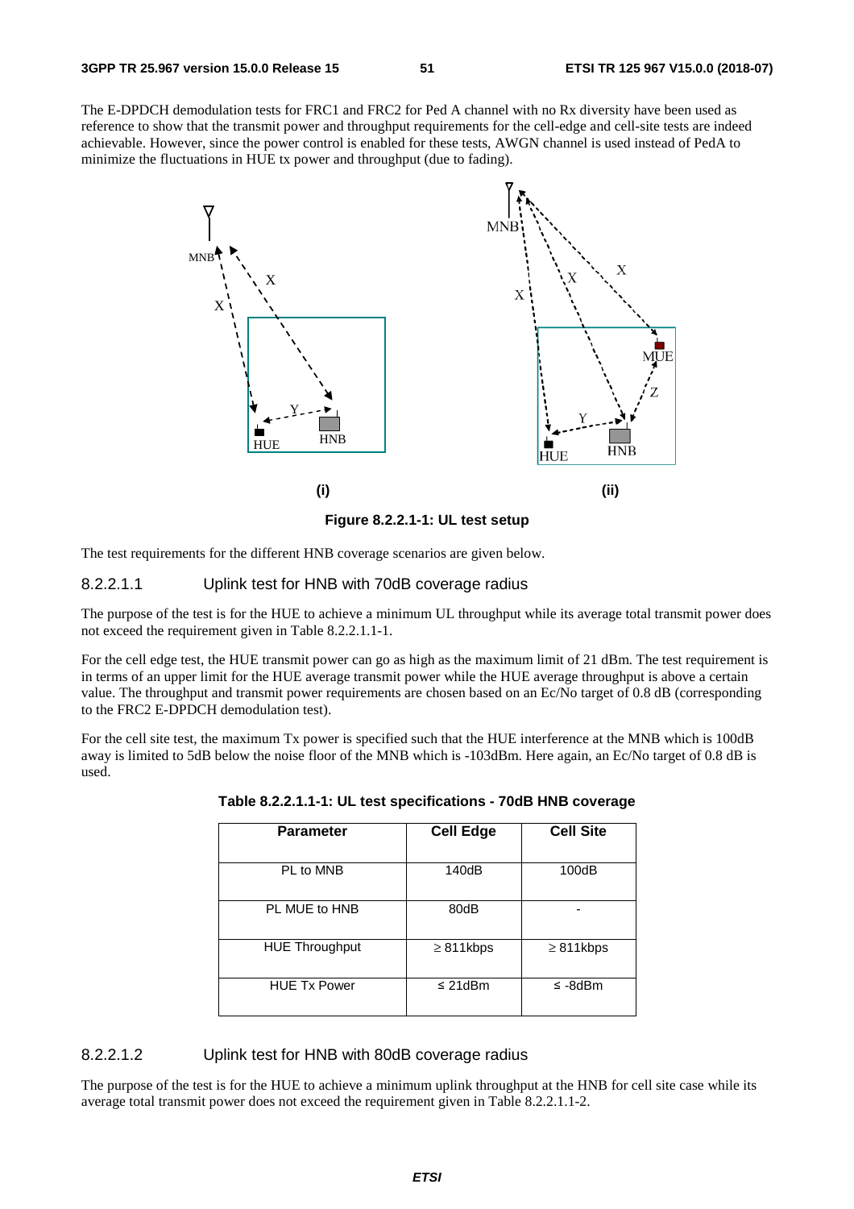The E-DPDCH demodulation tests for FRC1 and FRC2 for Ped A channel with no Rx diversity have been used as reference to show that the transmit power and throughput requirements for the cell-edge and cell-site tests are indeed achievable. However, since the power control is enabled for these tests, AWGN channel is used instead of PedA to minimize the fluctuations in HUE tx power and throughput (due to fading).

**Figure 8.2.2.1-1: UL test setup**

The test requirements for the different HNB coverage scenarios are given below.

#### 8.2.2.1.1 Uplink test for HNB with 70dB coverage radius

The purpose of the test is for the HUE to achieve a minimum UL throughput while its average total transmit power does not exceed the requirement given in Table 8.2.2.1.1-1.

For the cell edge test, the HUE transmit power can go as high as the maximum limit of 21 dBm. The test requirement is in terms of an upper limit for the HUE average transmit power while the HUE average throughput is above a certain value. The throughput and transmit power requirements are chosen based on an Ec/No target of 0.8 dB (corresponding to the FRC2 E-DPDCH demodulation test).

For the cell site test, the maximum Tx power is specified such that the HUE interference at the MNB which is 100dB away is limited to 5dB below the noise floor of the MNB which is -103dBm. Here again, an Ec/No target of 0.8 dB is used.

**Table 8.2.2.1.1-1: UL test specifications - 70dB HNB coverage**

| Parameter | Cell Edge | Cell Site |
|---|---|---|
| PL to MNB | 140dB | 100dB |
| PL MUE to HNB | 80dB | - |
| HUE Throughput | ≥ 811kbps | ≥ 811kbps |
| HUE Tx Power | ≤ 21dBm | ≤ -8dBm |

#### 8.2.2.1.2 Uplink test for HNB with 80dB coverage radius

The purpose of the test is for the HUE to achieve a minimum uplink throughput at the HNB for cell site case while its average total transmit power does not exceed the requirement given in Table 8.2.2.1.1-2.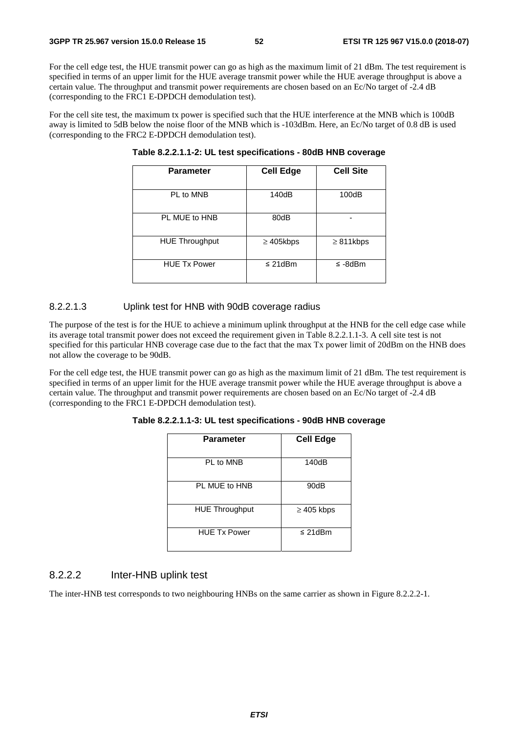For the cell edge test, the HUE transmit power can go as high as the maximum limit of 21 dBm. The test requirement is specified in terms of an upper limit for the HUE average transmit power while the HUE average throughput is above a certain value. The throughput and transmit power requirements are chosen based on an Ec/No target of -2.4 dB (corresponding to the FRC1 E-DPDCH demodulation test).

For the cell site test, the maximum tx power is specified such that the HUE interference at the MNB which is 100dB away is limited to 5dB below the noise floor of the MNB which is -103dBm. Here, an Ec/No target of 0.8 dB is used (corresponding to the FRC2 E-DPDCH demodulation test).

**Table 8.2.2.1.1-2: UL test specifications - 80dB HNB coverage**

| Parameter | Cell Edge | Cell Site |
|---|---|---|
| PL to MNB | 140dB | 100dB |
| PL MUE to HNB | 80dB | - |
| HUE Throughput | ≥ 405kbps | ≥ 811kbps |
| HUE Tx Power | ≤ 21dBm | ≤ -8dBm |

#### 8.2.2.1.3 Uplink test for HNB with 90dB coverage radius

The purpose of the test is for the HUE to achieve a minimum uplink throughput at the HNB for the cell edge case while its average total transmit power does not exceed the requirement given in Table 8.2.2.1.1-3. A cell site test is not specified for this particular HNB coverage case due to the fact that the max Tx power limit of 20dBm on the HNB does not allow the coverage to be 90dB.

For the cell edge test, the HUE transmit power can go as high as the maximum limit of 21 dBm. The test requirement is specified in terms of an upper limit for the HUE average transmit power while the HUE average throughput is above a certain value. The throughput and transmit power requirements are chosen based on an Ec/No target of -2.4 dB (corresponding to the FRC1 E-DPDCH demodulation test).

**Table 8.2.2.1.1-3: UL test specifications - 90dB HNB coverage**

| Parameter | Cell Edge |
|---|---|
| PL to MNB | 140dB |
| PL MUE to HNB | 90dB |
| HUE Throughput | ≥ 405 kbps |
| HUE Tx Power | ≤ 21dBm |

### 8.2.2.2 Inter-HNB uplink test

The inter-HNB test corresponds to two neighbouring HNBs on the same carrier as shown in Figure 8.2.2.2-1.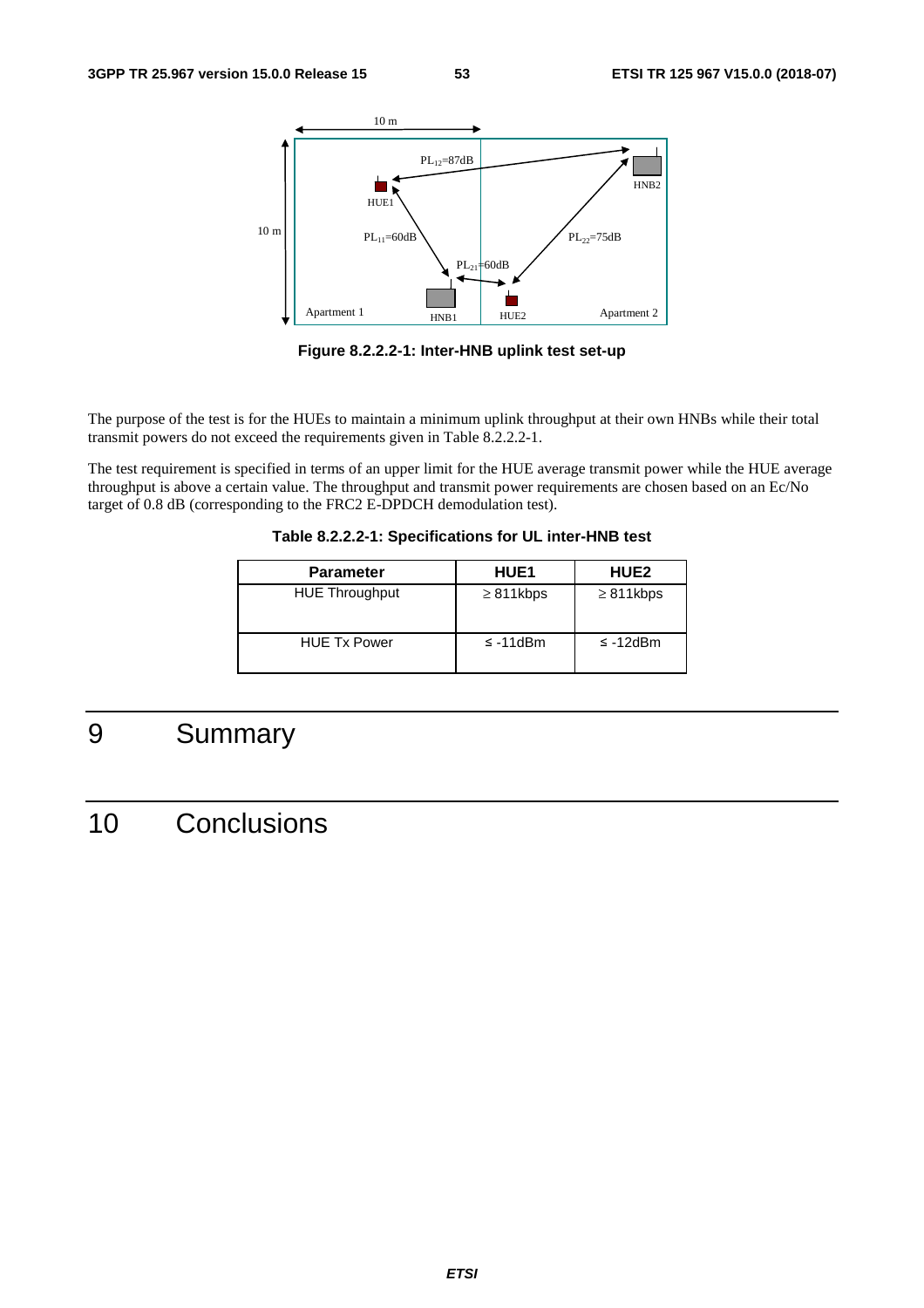Figure 8.2.2.2-1: Inter-HNB uplink test set-up

The purpose of the test is for the HUEs to maintain a minimum uplink throughput at their own HNBs while their total transmit powers do not exceed the requirements given in Table 8.2.2.2-1.

The test requirement is specified in terms of an upper limit for the HUE average transmit power while the HUE average throughput is above a certain value. The throughput and transmit power requirements are chosen based on an Ec/No target of 0.8 dB (corresponding to the FRC2 E-DPDCH demodulation test).

**Table 8.2.2.2-1: Specifications for UL inter-HNB test**

| Parameter | HUE1 | HUE2 |
|---|---|---|
| HUE Throughput | ≥ 811kbps | ≥ 811kbps |
| HUE Tx Power | ≤ -11dBm | ≤ -12dBm |

# 9 Summary

# 10 Conclusions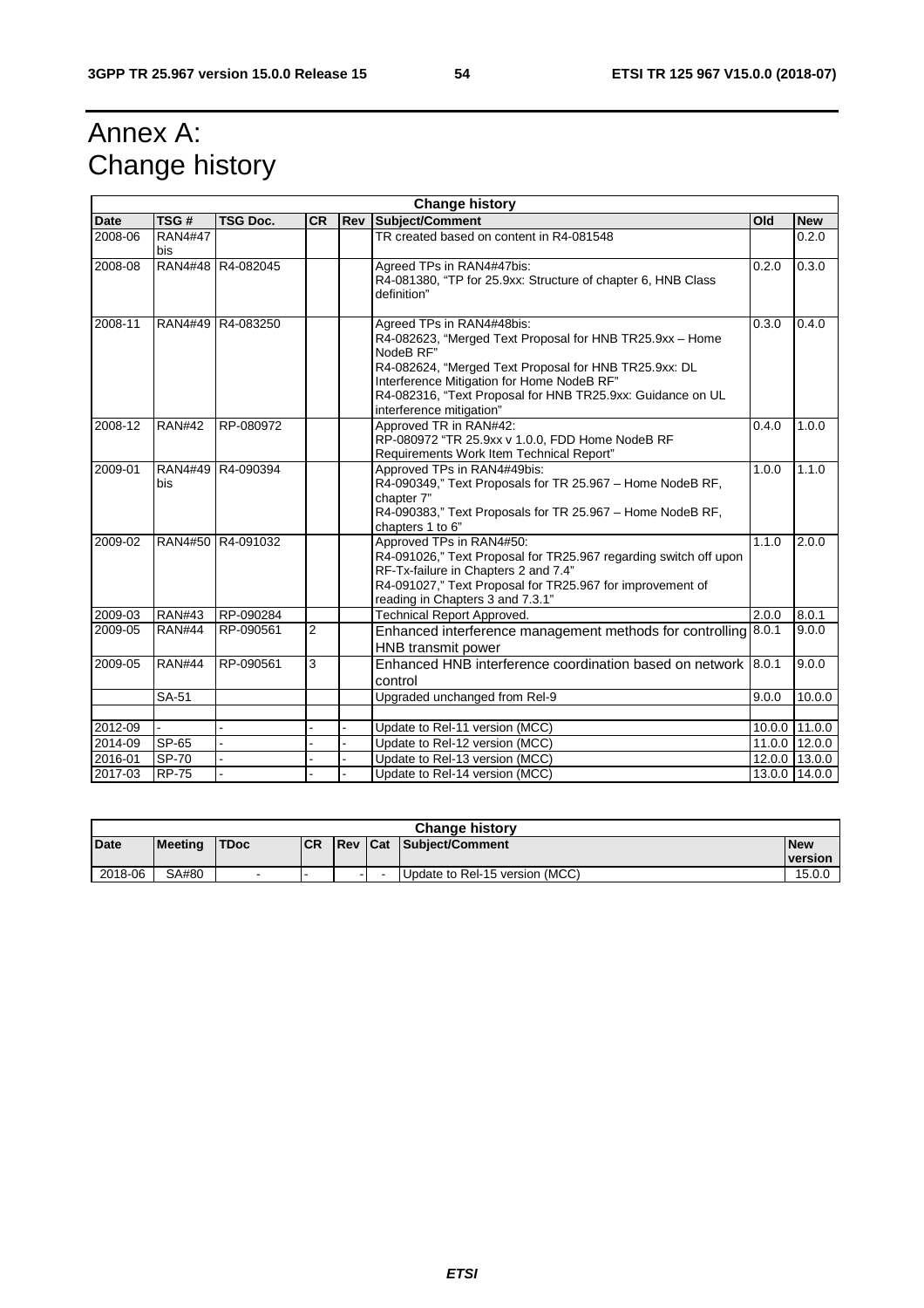# Annex A: Change history

| Change history | | | | | | | |
|---|---|---|---|---|---|---|---|
| **Date** | **TSG #** | **TSG Doc.** | **CR** | **Rev** | **Subject/Comment** | **Old** | **New** |
| 2008-06 | RAN4#47 bis | | | | TR created based on content in R4-081548 | | 0.2.0 |
| 2008-08 | RAN4#48 | R4-082045 | | | Agreed TPs in RAN4#47bis:<br>R4-081380, "TP for 25.9xx: Structure of chapter 6, HNB Class definition" | 0.2.0 | 0.3.0 |
| 2008-11 | RAN4#49 | R4-083250 | | | Agreed TPs in RAN4#48bis:<br>R4-082623, "Merged Text Proposal for HNB TR25.9xx – Home NodeB RF"<br>R4-082624, "Merged Text Proposal for HNB TR25.9xx: DL Interference Mitigation for Home NodeB RF"<br>R4-082316, "Text Proposal for HNB TR25.9xx: Guidance on UL interference mitigation" | 0.3.0 | 0.4.0 |
| 2008-12 | RAN#42 | RP-080972 | | | Approved TR in RAN#42:<br>RP-080972 "TR 25.9xx v 1.0.0, FDD Home NodeB RF Requirements Work Item Technical Report" | 0.4.0 | 1.0.0 |
| 2009-01 | RAN4#49 bis | R4-090394 | | | Approved TPs in RAN4#49bis:<br>R4-090349," Text Proposals for TR 25.967 – Home NodeB RF, chapter 7"<br>R4-090383," Text Proposals for TR 25.967 – Home NodeB RF, chapters 1 to 6" | 1.0.0 | 1.1.0 |
| 2009-02 | RAN4#50 | R4-091032 | | | Approved TPs in RAN4#50:<br>R4-091026," Text Proposal for TR25.967 regarding switch off upon RF-Tx-failure in Chapters 2 and 7.4"<br>R4-091027," Text Proposal for TR25.967 for improvement of reading in Chapters 3 and 7.3.1" | 1.1.0 | 2.0.0 |
| 2009-03 | RAN#43 | RP-090284 | | | Technical Report Approved. | 2.0.0 | 8.0.1 |
| 2009-05 | RAN#44 | RP-090561 | 2 | | Enhanced interference management methods for controlling HNB transmit power | 8.0.1 | 9.0.0 |
| 2009-05 | RAN#44 | RP-090561 | 3 | | Enhanced HNB interference coordination based on network control | 8.0.1 | 9.0.0 |
| | SA-51 | | | | Upgraded unchanged from Rel-9 | 9.0.0 | 10.0.0 |
| | | | | | | | |
| 2012-09 | - | - | - | - | Update to Rel-11 version (MCC) | 10.0.0 | 11.0.0 |
| 2014-09 | SP-65 | - | - | - | Update to Rel-12 version (MCC) | 11.0.0 | 12.0.0 |
| 2016-01 | SP-70 | - | - | - | Update to Rel-13 version (MCC) | 12.0.0 | 13.0.0 |
| 2017-03 | RP-75 | - | - | - | Update to Rel-14 version (MCC) | 13.0.0 | 14.0.0 |

| Change history | | | | | | | |
|---|---|---|---|---|---|---|---|
| **Date** | **Meeting** | **TDoc** | **CR** | **Rev** | **Cat** | **Subject/Comment** | **New version** |
| 2018-06 | SA#80 | - | - | - | - | Update to Rel-15 version (MCC) | 15.0.0 |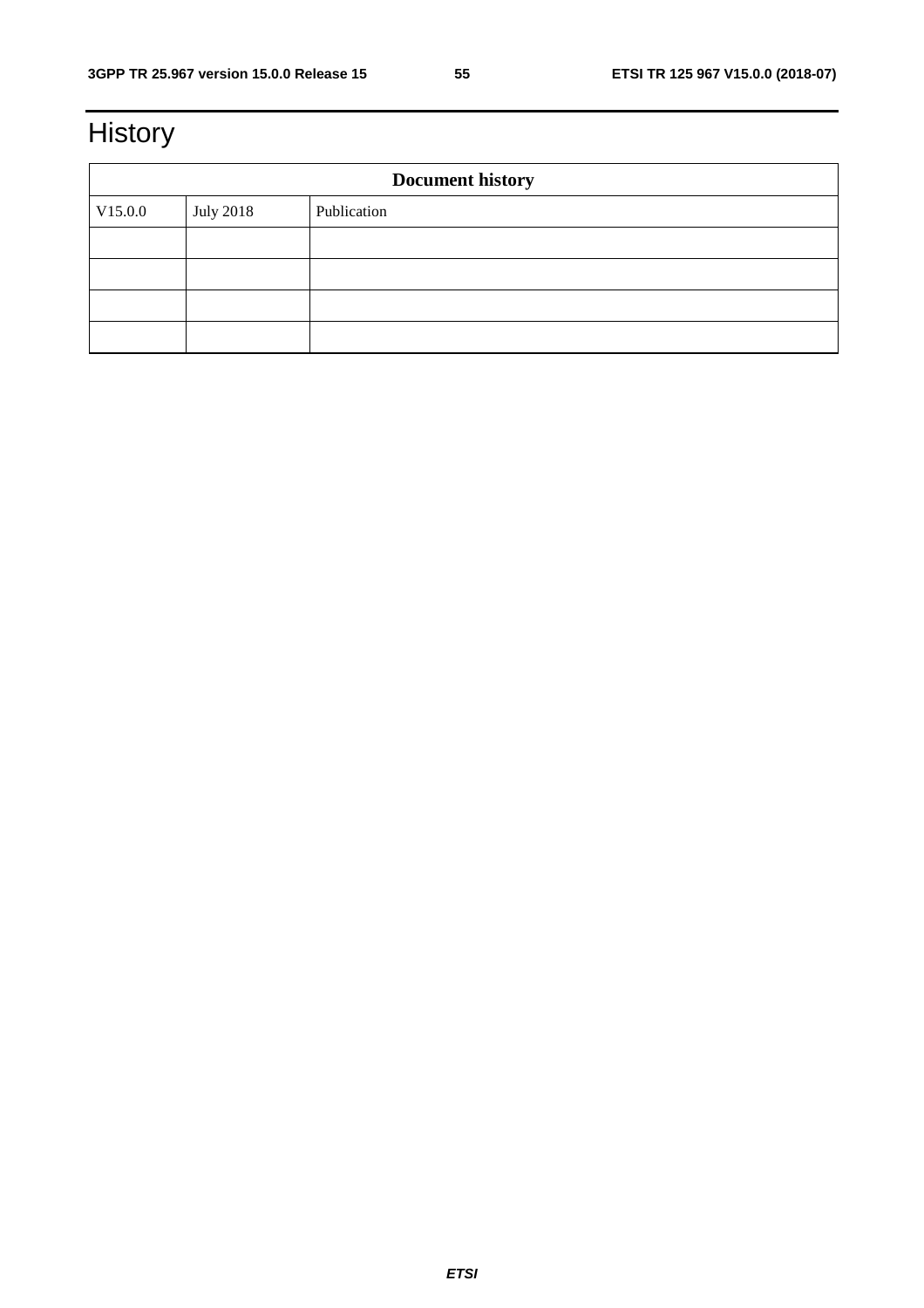# History

| Document history | | |
|---|---|---|
| V15.0.0 | July 2018 | Publication |
| | | |
| | | |
| | | |
| | | |